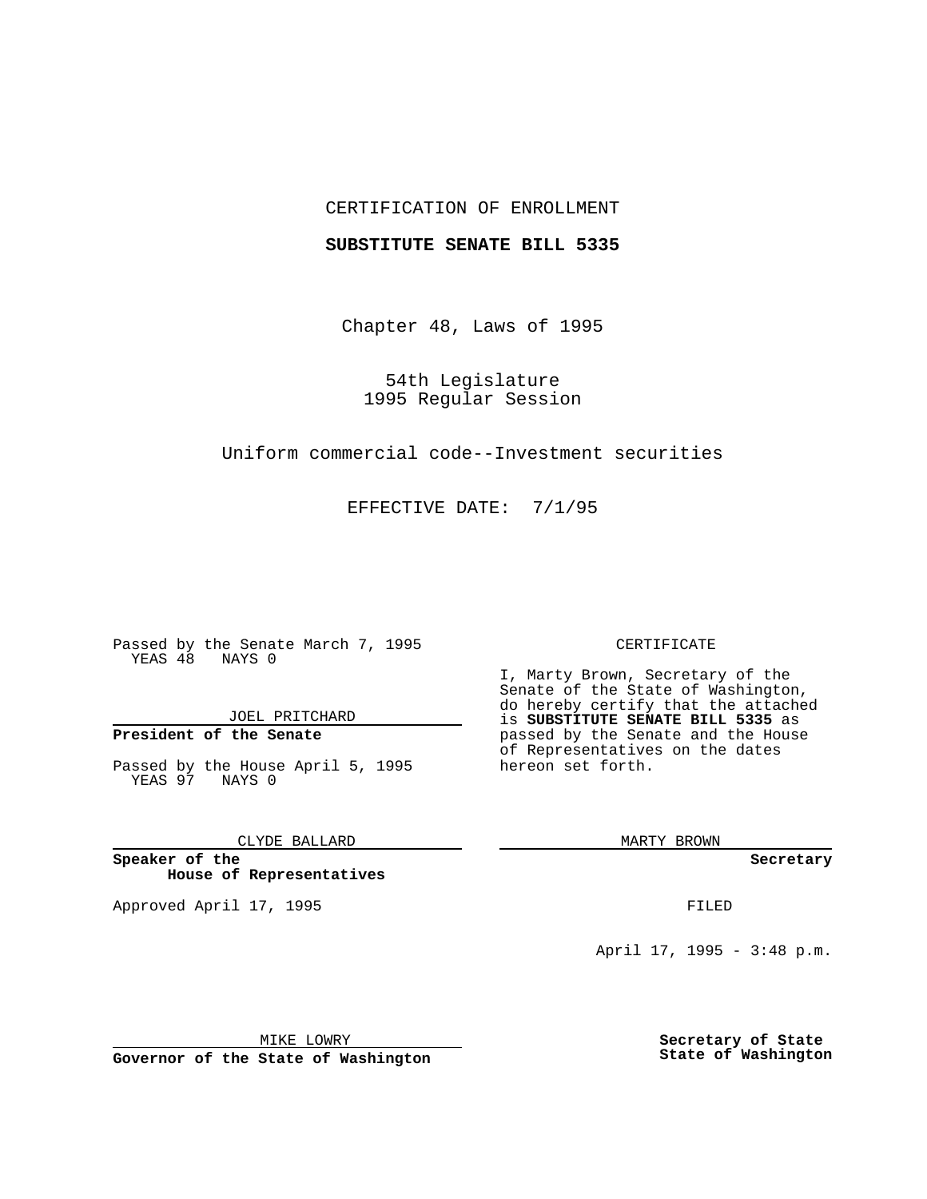CERTIFICATION OF ENROLLMENT

**SUBSTITUTE SENATE BILL 5335**

Chapter 48, Laws of 1995

54th Legislature
1995 Regular Session

Uniform commercial code--Investment securities

EFFECTIVE DATE: 7/1/95

Passed by the Senate March 7, 1995
YEAS 48 NAYS 0

JOEL PRITCHARD

**President of the Senate**

Passed by the House April 5, 1995
YEAS 97 NAYS 0

CLYDE BALLARD

**Speaker of the House of Representatives**

Approved April 17, 1995

MIKE LOWRY

**Governor of the State of Washington**

CERTIFICATE

I, Marty Brown, Secretary of the Senate of the State of Washington, do hereby certify that the attached is **SUBSTITUTE SENATE BILL 5335** as passed by the Senate and the House of Representatives on the dates hereon set forth.

MARTY BROWN

**Secretary**

FILED

April 17, 1995 - 3:48 p.m.

**Secretary of State**
**State of Washington**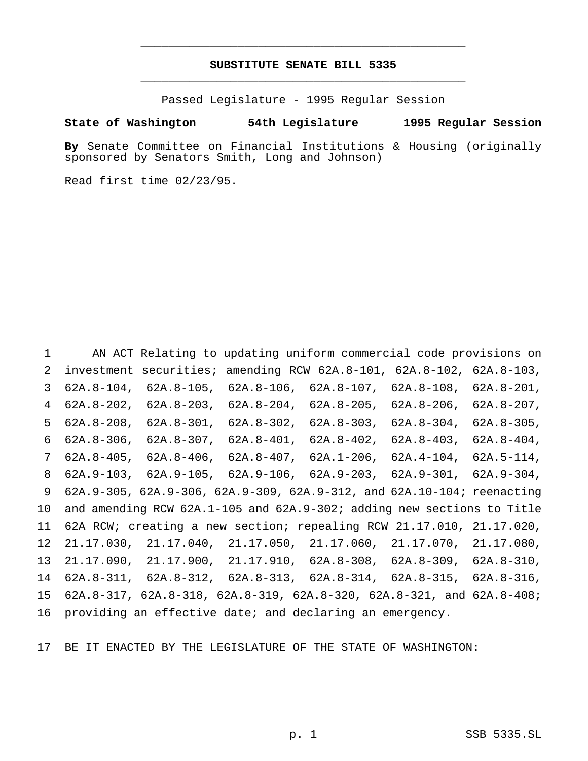# SUBSTITUTE SENATE BILL 5335

Passed Legislature - 1995 Regular Session

**State of Washington 54th Legislature 1995 Regular Session**

**By** Senate Committee on Financial Institutions & Housing (originally sponsored by Senators Smith, Long and Johnson)

Read first time 02/23/95.

AN ACT Relating to updating uniform commercial code provisions on investment securities; amending RCW 62A.8-101, 62A.8-102, 62A.8-103, 62A.8-104, 62A.8-105, 62A.8-106, 62A.8-107, 62A.8-108, 62A.8-201, 62A.8-202, 62A.8-203, 62A.8-204, 62A.8-205, 62A.8-206, 62A.8-207, 62A.8-208, 62A.8-301, 62A.8-302, 62A.8-303, 62A.8-304, 62A.8-305, 62A.8-306, 62A.8-307, 62A.8-401, 62A.8-402, 62A.8-403, 62A.8-404, 62A.8-405, 62A.8-406, 62A.8-407, 62A.1-206, 62A.4-104, 62A.5-114, 62A.9-103, 62A.9-105, 62A.9-106, 62A.9-203, 62A.9-301, 62A.9-304, 62A.9-305, 62A.9-306, 62A.9-309, 62A.9-312, and 62A.10-104; reenacting and amending RCW 62A.1-105 and 62A.9-302; adding new sections to Title 62A RCW; creating a new section; repealing RCW 21.17.010, 21.17.020, 21.17.030, 21.17.040, 21.17.050, 21.17.060, 21.17.070, 21.17.080, 21.17.090, 21.17.900, 21.17.910, 62A.8-308, 62A.8-309, 62A.8-310, 62A.8-311, 62A.8-312, 62A.8-313, 62A.8-314, 62A.8-315, 62A.8-316, 62A.8-317, 62A.8-318, 62A.8-319, 62A.8-320, 62A.8-321, and 62A.8-408; providing an effective date; and declaring an emergency.

BE IT ENACTED BY THE LEGISLATURE OF THE STATE OF WASHINGTON: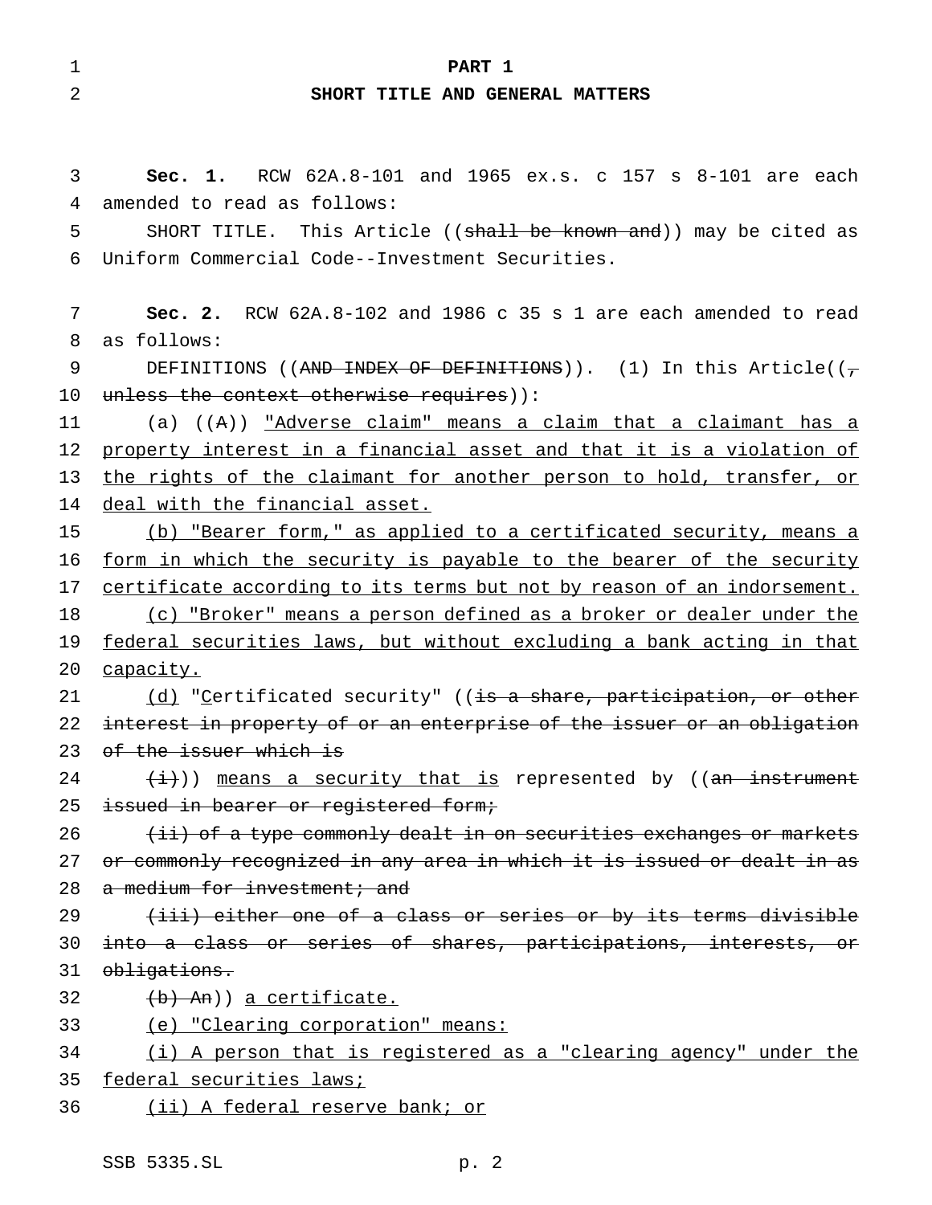**PART 1**

**SHORT TITLE AND GENERAL MATTERS**

**Sec. 1.** RCW 62A.8-101 and 1965 ex.s. c 157 s 8-101 are each amended to read as follows:

SHORT TITLE. This Article ((~~shall be known and~~)) may be cited as Uniform Commercial Code--Investment Securities.

**Sec. 2.** RCW 62A.8-102 and 1986 c 35 s 1 are each amended to read as follows:

DEFINITIONS ((~~AND INDEX OF DEFINITIONS~~)). (1) In this Article((~~, unless the context otherwise requires~~)):

(a) ((~~A~~)) <u>"Adverse claim" means a claim that a claimant has a property interest in a financial asset and that it is a violation of the rights of the claimant for another person to hold, transfer, or deal with the financial asset.</u>

<u>(b) "Bearer form," as applied to a certificated security, means a form in which the security is payable to the bearer of the security certificate according to its terms but not by reason of an indorsement.</u>

<u>(c) "Broker" means a person defined as a broker or dealer under the federal securities laws, but without excluding a bank acting in that capacity.</u>

<u>(d)</u> "<u>C</u>ertificated security" ((~~is a share, participation, or other interest in property of or an enterprise of the issuer or an obligation of the issuer which is~~

~~(i)~~)) <u>means a security that is</u> represented by ((~~an instrument issued in bearer or registered form;~~

~~(ii) of a type commonly dealt in on securities exchanges or markets or commonly recognized in any area in which it is issued or dealt in as a medium for investment; and~~

~~(iii) either one of a class or series or by its terms divisible into a class or series of shares, participations, interests, or obligations.~~

~~(b) An~~)) <u>a certificate.</u>

<u>(e) "Clearing corporation" means:</u>

<u>(i) A person that is registered as a "clearing agency" under the federal securities laws;</u>

<u>(ii) A federal reserve bank; or</u>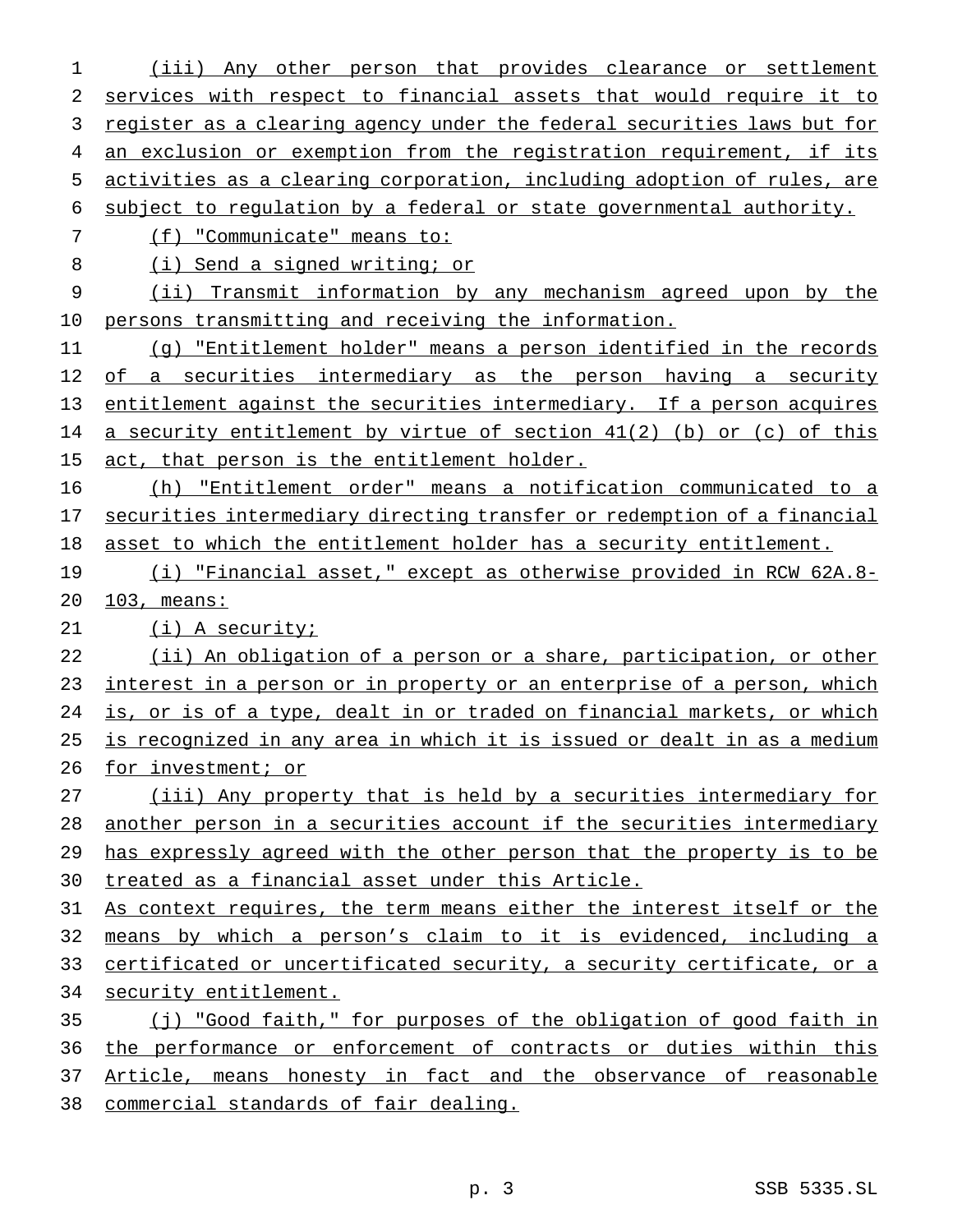(iii) Any other person that provides clearance or settlement services with respect to financial assets that would require it to register as a clearing agency under the federal securities laws but for an exclusion or exemption from the registration requirement, if its activities as a clearing corporation, including adoption of rules, are subject to regulation by a federal or state governmental authority.

(f) "Communicate" means to:

(i) Send a signed writing; or

(ii) Transmit information by any mechanism agreed upon by the persons transmitting and receiving the information.

(g) "Entitlement holder" means a person identified in the records of a securities intermediary as the person having a security entitlement against the securities intermediary. If a person acquires a security entitlement by virtue of section 41(2) (b) or (c) of this act, that person is the entitlement holder.

(h) "Entitlement order" means a notification communicated to a securities intermediary directing transfer or redemption of a financial asset to which the entitlement holder has a security entitlement.

(i) "Financial asset," except as otherwise provided in RCW 62A.8-103, means:

(i) A security;

(ii) An obligation of a person or a share, participation, or other interest in a person or in property or an enterprise of a person, which is, or is of a type, dealt in or traded on financial markets, or which is recognized in any area in which it is issued or dealt in as a medium for investment; or

(iii) Any property that is held by a securities intermediary for another person in a securities account if the securities intermediary has expressly agreed with the other person that the property is to be treated as a financial asset under this Article.

As context requires, the term means either the interest itself or the means by which a person's claim to it is evidenced, including a certificated or uncertificated security, a security certificate, or a security entitlement.

(j) "Good faith," for purposes of the obligation of good faith in the performance or enforcement of contracts or duties within this Article, means honesty in fact and the observance of reasonable commercial standards of fair dealing.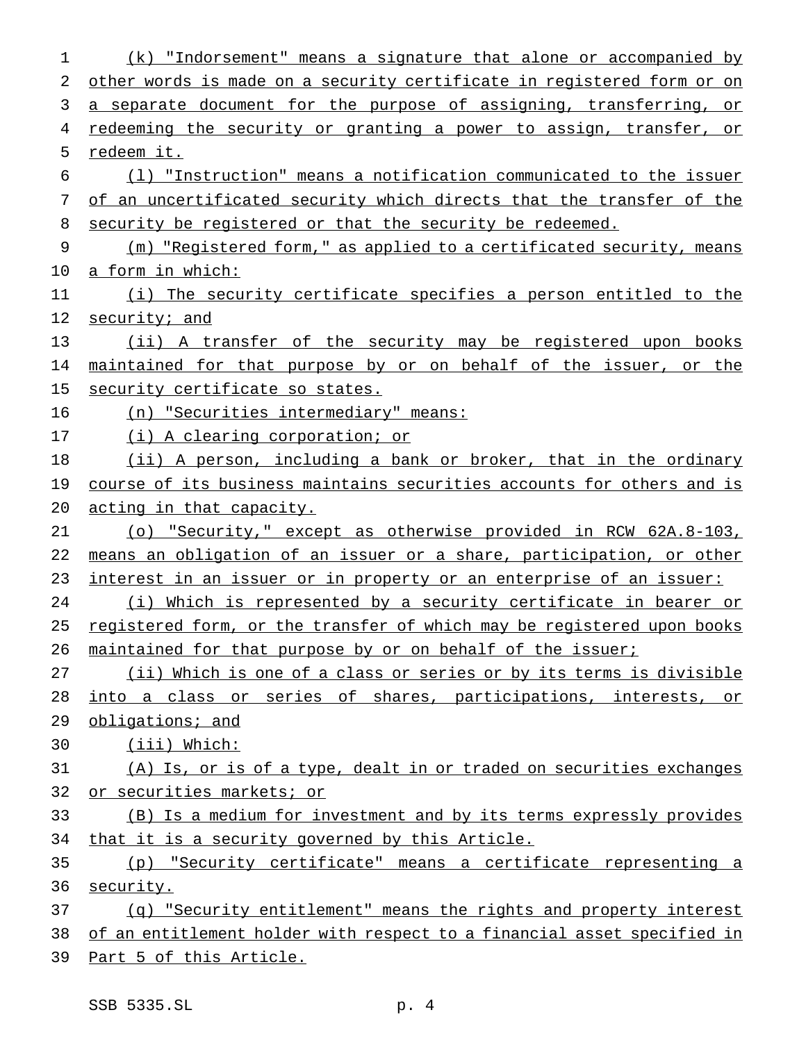(k) "Indorsement" means a signature that alone or accompanied by other words is made on a security certificate in registered form or on a separate document for the purpose of assigning, transferring, or redeeming the security or granting a power to assign, transfer, or redeem it.

(l) "Instruction" means a notification communicated to the issuer of an uncertificated security which directs that the transfer of the security be registered or that the security be redeemed.

(m) "Registered form," as applied to a certificated security, means a form in which:

(i) The security certificate specifies a person entitled to the security; and

(ii) A transfer of the security may be registered upon books maintained for that purpose by or on behalf of the issuer, or the security certificate so states.

(n) "Securities intermediary" means:

(i) A clearing corporation; or

(ii) A person, including a bank or broker, that in the ordinary course of its business maintains securities accounts for others and is acting in that capacity.

(o) "Security," except as otherwise provided in RCW 62A.8-103, means an obligation of an issuer or a share, participation, or other interest in an issuer or in property or an enterprise of an issuer:

(i) Which is represented by a security certificate in bearer or registered form, or the transfer of which may be registered upon books maintained for that purpose by or on behalf of the issuer;

(ii) Which is one of a class or series or by its terms is divisible into a class or series of shares, participations, interests, or obligations; and

(iii) Which:

(A) Is, or is of a type, dealt in or traded on securities exchanges or securities markets; or

(B) Is a medium for investment and by its terms expressly provides that it is a security governed by this Article.

(p) "Security certificate" means a certificate representing a security.

(q) "Security entitlement" means the rights and property interest of an entitlement holder with respect to a financial asset specified in Part 5 of this Article.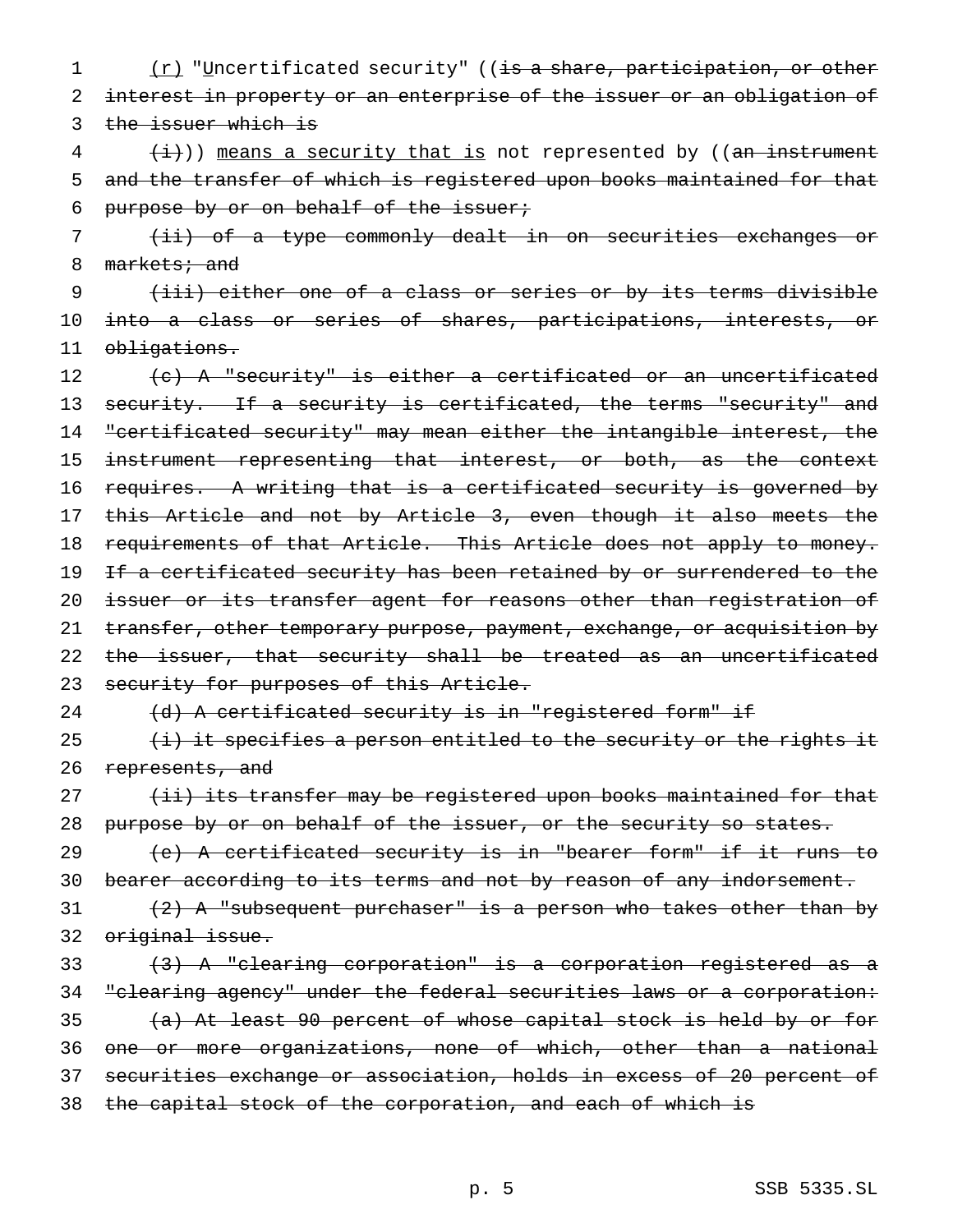(r) "Uncertificated security" ((is a share, participation, or other interest in property or an enterprise of the issuer or an obligation of the issuer which is

(i))) means a security that is not represented by ((an instrument and the transfer of which is registered upon books maintained for that purpose by or on behalf of the issuer;

(ii) of a type commonly dealt in on securities exchanges or markets; and

(iii) either one of a class or series or by its terms divisible into a class or series of shares, participations, interests, or obligations.

(c) A "security" is either a certificated or an uncertificated security. If a security is certificated, the terms "security" and "certificated security" may mean either the intangible interest, the instrument representing that interest, or both, as the context requires. A writing that is a certificated security is governed by this Article and not by Article 3, even though it also meets the requirements of that Article. This Article does not apply to money. If a certificated security has been retained by or surrendered to the issuer or its transfer agent for reasons other than registration of transfer, other temporary purpose, payment, exchange, or acquisition by the issuer, that security shall be treated as an uncertificated security for purposes of this Article.

(d) A certificated security is in "registered form" if

(i) it specifies a person entitled to the security or the rights it represents, and

(ii) its transfer may be registered upon books maintained for that purpose by or on behalf of the issuer, or the security so states.

(e) A certificated security is in "bearer form" if it runs to bearer according to its terms and not by reason of any indorsement.

(2) A "subsequent purchaser" is a person who takes other than by original issue.

(3) A "clearing corporation" is a corporation registered as a "clearing agency" under the federal securities laws or a corporation:

(a) At least 90 percent of whose capital stock is held by or for one or more organizations, none of which, other than a national securities exchange or association, holds in excess of 20 percent of the capital stock of the corporation, and each of which is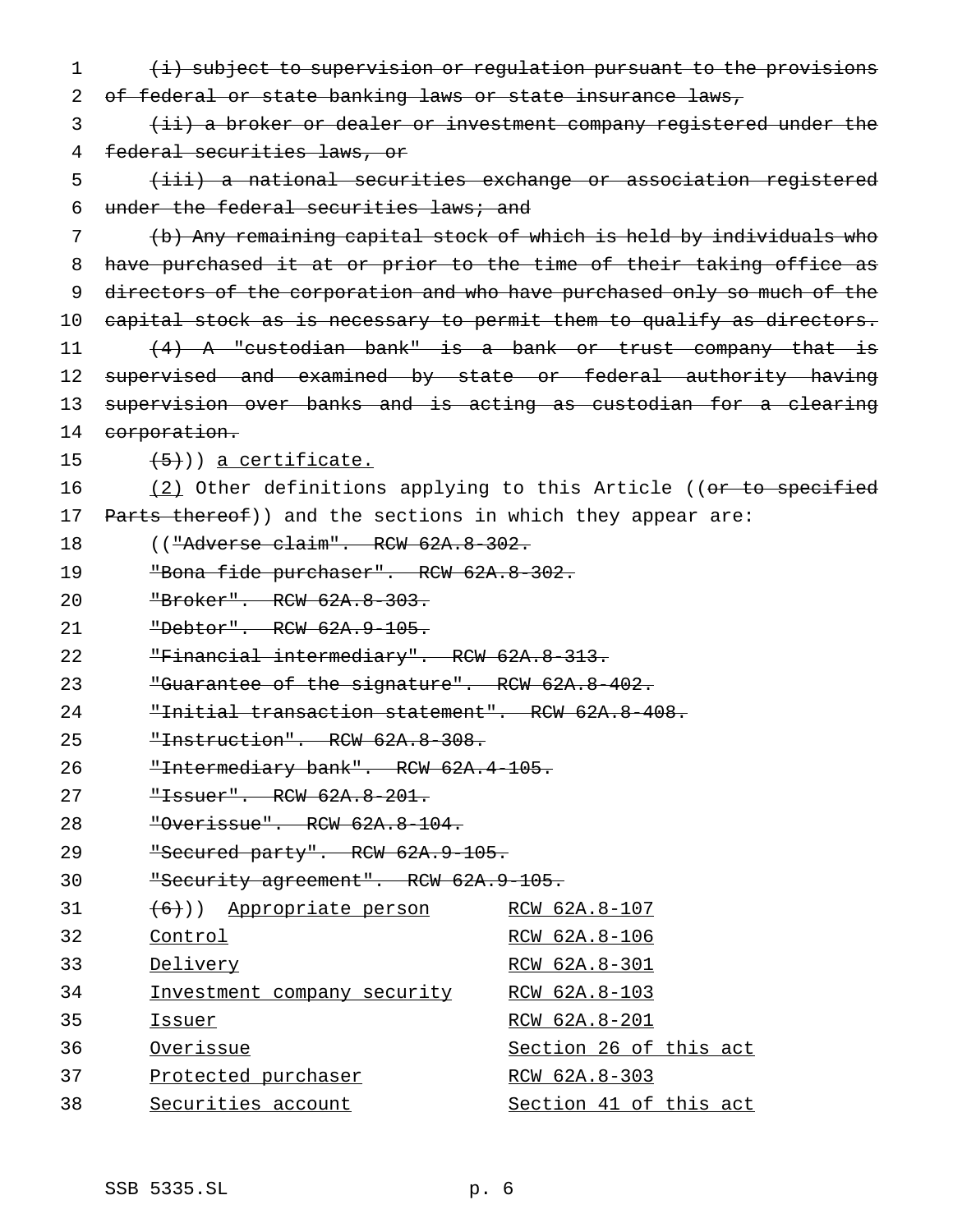~~(i) subject to supervision or regulation pursuant to the provisions of federal or state banking laws or state insurance laws,~~

~~(ii) a broker or dealer or investment company registered under the federal securities laws, or~~

~~(iii) a national securities exchange or association registered under the federal securities laws; and~~

~~(b) Any remaining capital stock of which is held by individuals who have purchased it at or prior to the time of their taking office as directors of the corporation and who have purchased only so much of the capital stock as is necessary to permit them to qualify as directors.~~

~~(4) A "custodian bank" is a bank or trust company that is supervised and examined by state or federal authority having supervision over banks and is acting as custodian for a clearing corporation.~~

~~(5)~~)) a certificate.

(2) Other definitions applying to this Article ((~~or to specified Parts thereof~~)) and the sections in which they appear are:

((~~"Adverse claim". RCW 62A.8-302.~~

~~"Bona fide purchaser". RCW 62A.8-302.~~

~~"Broker". RCW 62A.8-303.~~

~~"Debtor". RCW 62A.9-105.~~

~~"Financial intermediary". RCW 62A.8-313.~~

~~"Guarantee of the signature". RCW 62A.8-402.~~

~~"Initial transaction statement". RCW 62A.8-408.~~

~~"Instruction". RCW 62A.8-308.~~

~~"Intermediary bank". RCW 62A.4-105.~~

~~"Issuer". RCW 62A.8-201.~~

~~"Overissue". RCW 62A.8-104.~~

~~"Secured party". RCW 62A.9-105.~~

~~"Security agreement". RCW 62A.9-105.~~

~~(6)~~)) Appropriate person — RCW 62A.8-107

Control — RCW 62A.8-106

Delivery — RCW 62A.8-301

Investment company security — RCW 62A.8-103

Issuer — RCW 62A.8-201

Overissue — Section 26 of this act

Protected purchaser — RCW 62A.8-303

Securities account — Section 41 of this act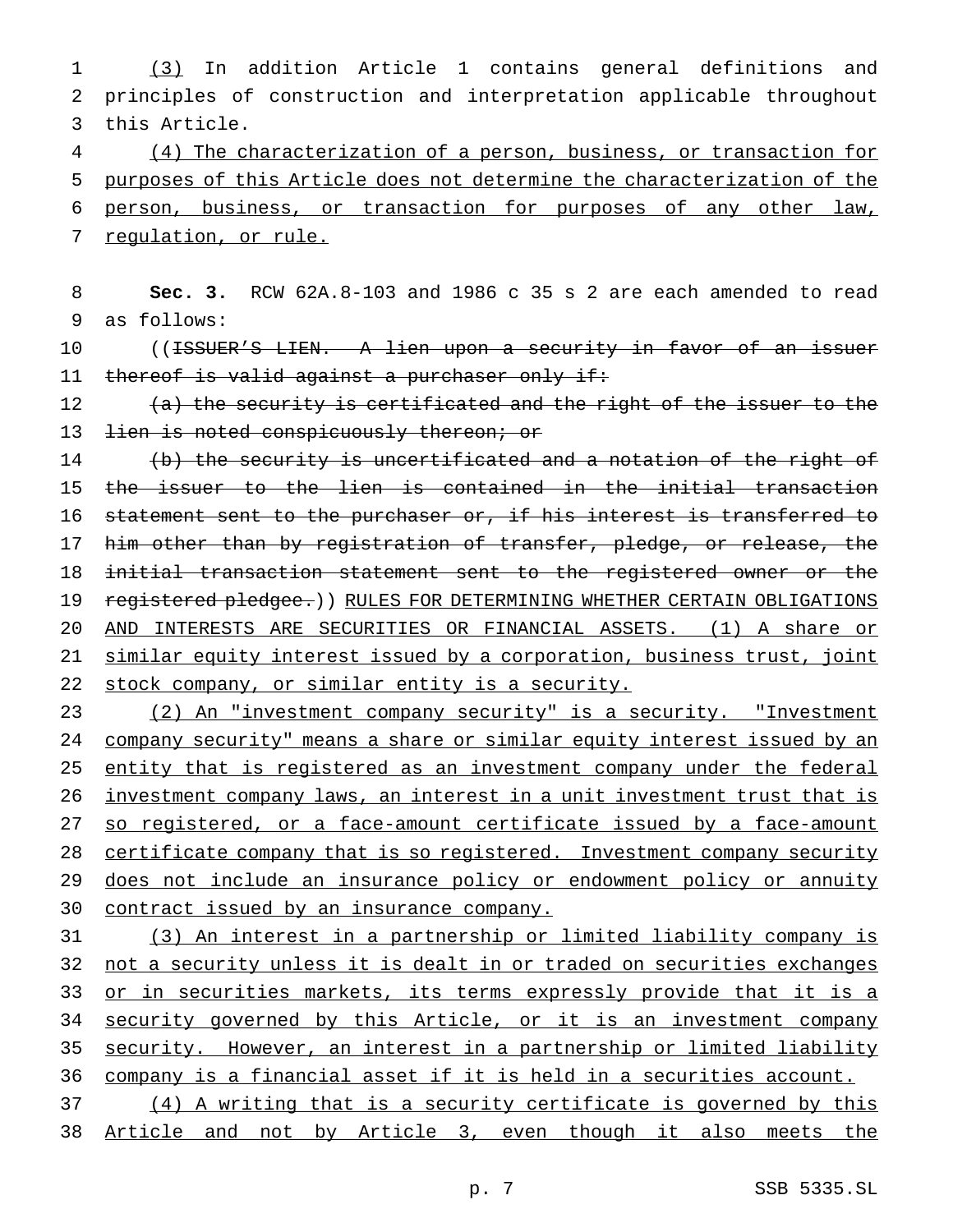(3) In addition Article 1 contains general definitions and principles of construction and interpretation applicable throughout this Article.

(4) The characterization of a person, business, or transaction for purposes of this Article does not determine the characterization of the person, business, or transaction for purposes of any other law, regulation, or rule.

**Sec. 3.** RCW 62A.8-103 and 1986 c 35 s 2 are each amended to read as follows:

((~~ISSUER'S LIEN. A lien upon a security in favor of an issuer thereof is valid against a purchaser only if:~~

~~(a) the security is certificated and the right of the issuer to the lien is noted conspicuously thereon; or~~

~~(b) the security is uncertificated and a notation of the right of the issuer to the lien is contained in the initial transaction statement sent to the purchaser or, if his interest is transferred to him other than by registration of transfer, pledge, or release, the initial transaction statement sent to the registered owner or the registered pledgee.~~)) RULES FOR DETERMINING WHETHER CERTAIN OBLIGATIONS AND INTERESTS ARE SECURITIES OR FINANCIAL ASSETS. (1) A share or similar equity interest issued by a corporation, business trust, joint stock company, or similar entity is a security.

(2) An "investment company security" is a security. "Investment company security" means a share or similar equity interest issued by an entity that is registered as an investment company under the federal investment company laws, an interest in a unit investment trust that is so registered, or a face-amount certificate issued by a face-amount certificate company that is so registered. Investment company security does not include an insurance policy or endowment policy or annuity contract issued by an insurance company.

(3) An interest in a partnership or limited liability company is not a security unless it is dealt in or traded on securities exchanges or in securities markets, its terms expressly provide that it is a security governed by this Article, or it is an investment company security. However, an interest in a partnership or limited liability company is a financial asset if it is held in a securities account.

(4) A writing that is a security certificate is governed by this Article and not by Article 3, even though it also meets the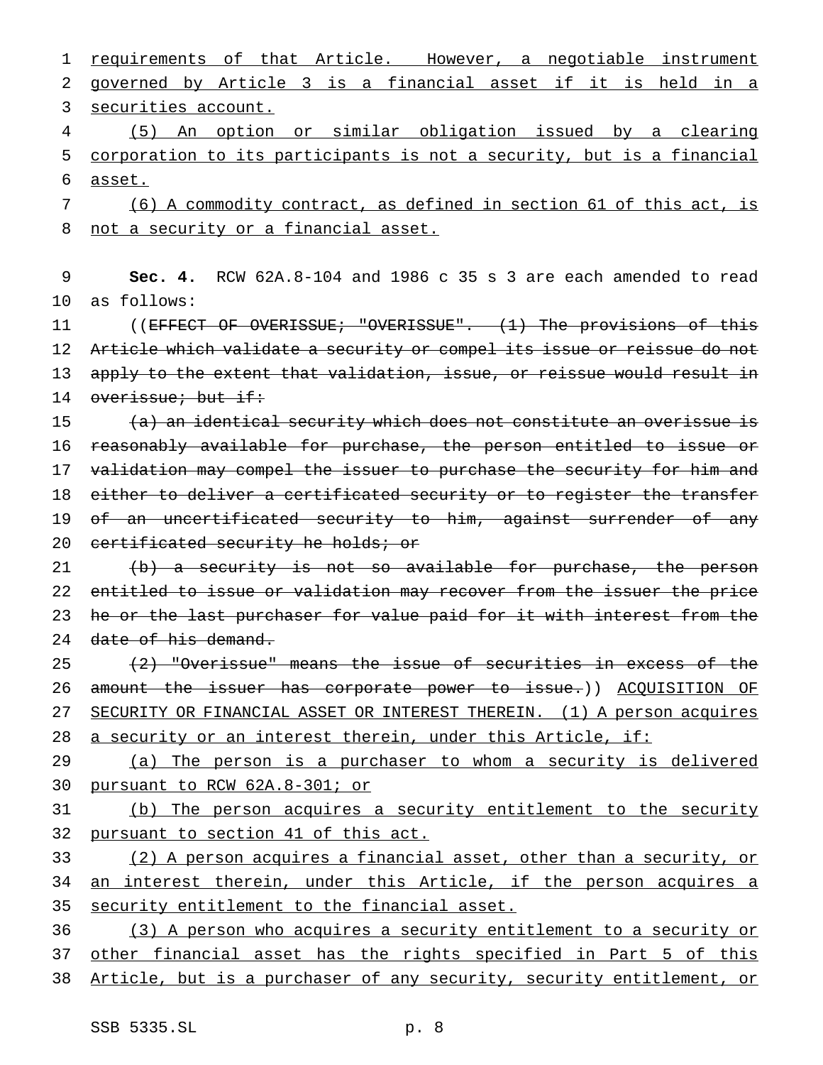requirements of that Article. However, a negotiable instrument governed by Article 3 is a financial asset if it is held in a securities account.

(5) An option or similar obligation issued by a clearing corporation to its participants is not a security, but is a financial asset.

(6) A commodity contract, as defined in section 61 of this act, is not a security or a financial asset.

**Sec. 4.** RCW 62A.8-104 and 1986 c 35 s 3 are each amended to read as follows:

((~~EFFECT OF OVERISSUE; "OVERISSUE". (1) The provisions of this Article which validate a security or compel its issue or reissue do not apply to the extent that validation, issue, or reissue would result in overissue; but if:~~

~~(a) an identical security which does not constitute an overissue is reasonably available for purchase, the person entitled to issue or validation may compel the issuer to purchase the security for him and either to deliver a certificated security or to register the transfer of an uncertificated security to him, against surrender of any certificated security he holds; or~~

~~(b) a security is not so available for purchase, the person entitled to issue or validation may recover from the issuer the price he or the last purchaser for value paid for it with interest from the date of his demand.~~

~~(2) "Overissue" means the issue of securities in excess of the amount the issuer has corporate power to issue.~~)) ACQUISITION OF SECURITY OR FINANCIAL ASSET OR INTEREST THEREIN. (1) A person acquires a security or an interest therein, under this Article, if:

(a) The person is a purchaser to whom a security is delivered pursuant to RCW 62A.8-301; or

(b) The person acquires a security entitlement to the security pursuant to section 41 of this act.

(2) A person acquires a financial asset, other than a security, or an interest therein, under this Article, if the person acquires a security entitlement to the financial asset.

(3) A person who acquires a security entitlement to a security or other financial asset has the rights specified in Part 5 of this Article, but is a purchaser of any security, security entitlement, or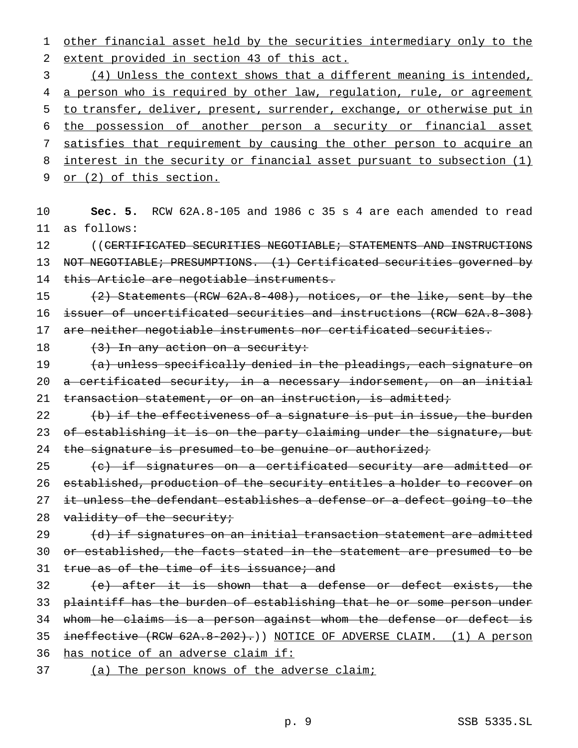other financial asset held by the securities intermediary only to the extent provided in section 43 of this act.

(4) Unless the context shows that a different meaning is intended, a person who is required by other law, regulation, rule, or agreement to transfer, deliver, present, surrender, exchange, or otherwise put in the possession of another person a security or financial asset satisfies that requirement by causing the other person to acquire an interest in the security or financial asset pursuant to subsection (1) or (2) of this section.

**Sec. 5.** RCW 62A.8-105 and 1986 c 35 s 4 are each amended to read as follows:

((CERTIFICATED SECURITIES NEGOTIABLE; STATEMENTS AND INSTRUCTIONS NOT NEGOTIABLE; PRESUMPTIONS. (1) Certificated securities governed by this Article are negotiable instruments.

(2) Statements (RCW 62A.8-408), notices, or the like, sent by the issuer of uncertificated securities and instructions (RCW 62A.8-308) are neither negotiable instruments nor certificated securities.

(3) In any action on a security:

(a) unless specifically denied in the pleadings, each signature on a certificated security, in a necessary indorsement, on an initial transaction statement, or on an instruction, is admitted;

(b) if the effectiveness of a signature is put in issue, the burden of establishing it is on the party claiming under the signature, but the signature is presumed to be genuine or authorized;

(c) if signatures on a certificated security are admitted or established, production of the security entitles a holder to recover on it unless the defendant establishes a defense or a defect going to the validity of the security;

(d) if signatures on an initial transaction statement are admitted or established, the facts stated in the statement are presumed to be true as of the time of its issuance; and

(e) after it is shown that a defense or defect exists, the plaintiff has the burden of establishing that he or some person under whom he claims is a person against whom the defense or defect is ineffective (RCW 62A.8-202).)) NOTICE OF ADVERSE CLAIM. (1) A person has notice of an adverse claim if:

(a) The person knows of the adverse claim;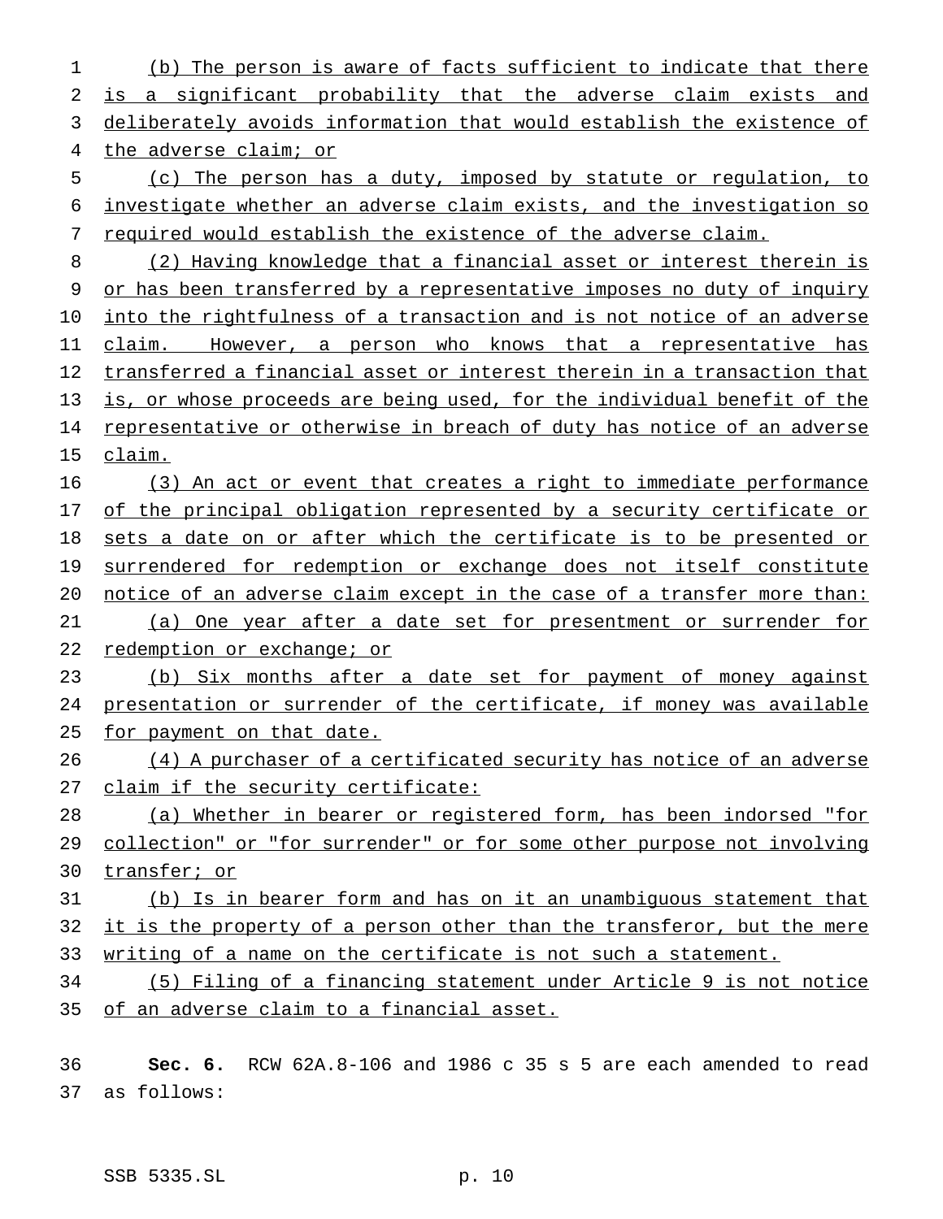(b) The person is aware of facts sufficient to indicate that there is a significant probability that the adverse claim exists and deliberately avoids information that would establish the existence of the adverse claim; or

(c) The person has a duty, imposed by statute or regulation, to investigate whether an adverse claim exists, and the investigation so required would establish the existence of the adverse claim.

(2) Having knowledge that a financial asset or interest therein is or has been transferred by a representative imposes no duty of inquiry into the rightfulness of a transaction and is not notice of an adverse claim. However, a person who knows that a representative has transferred a financial asset or interest therein in a transaction that is, or whose proceeds are being used, for the individual benefit of the representative or otherwise in breach of duty has notice of an adverse claim.

(3) An act or event that creates a right to immediate performance of the principal obligation represented by a security certificate or sets a date on or after which the certificate is to be presented or surrendered for redemption or exchange does not itself constitute notice of an adverse claim except in the case of a transfer more than:

(a) One year after a date set for presentment or surrender for redemption or exchange; or

(b) Six months after a date set for payment of money against presentation or surrender of the certificate, if money was available for payment on that date.

(4) A purchaser of a certificated security has notice of an adverse claim if the security certificate:

(a) Whether in bearer or registered form, has been indorsed "for collection" or "for surrender" or for some other purpose not involving transfer; or

(b) Is in bearer form and has on it an unambiguous statement that it is the property of a person other than the transferor, but the mere writing of a name on the certificate is not such a statement.

(5) Filing of a financing statement under Article 9 is not notice of an adverse claim to a financial asset.

**Sec. 6.** RCW 62A.8-106 and 1986 c 35 s 5 are each amended to read as follows: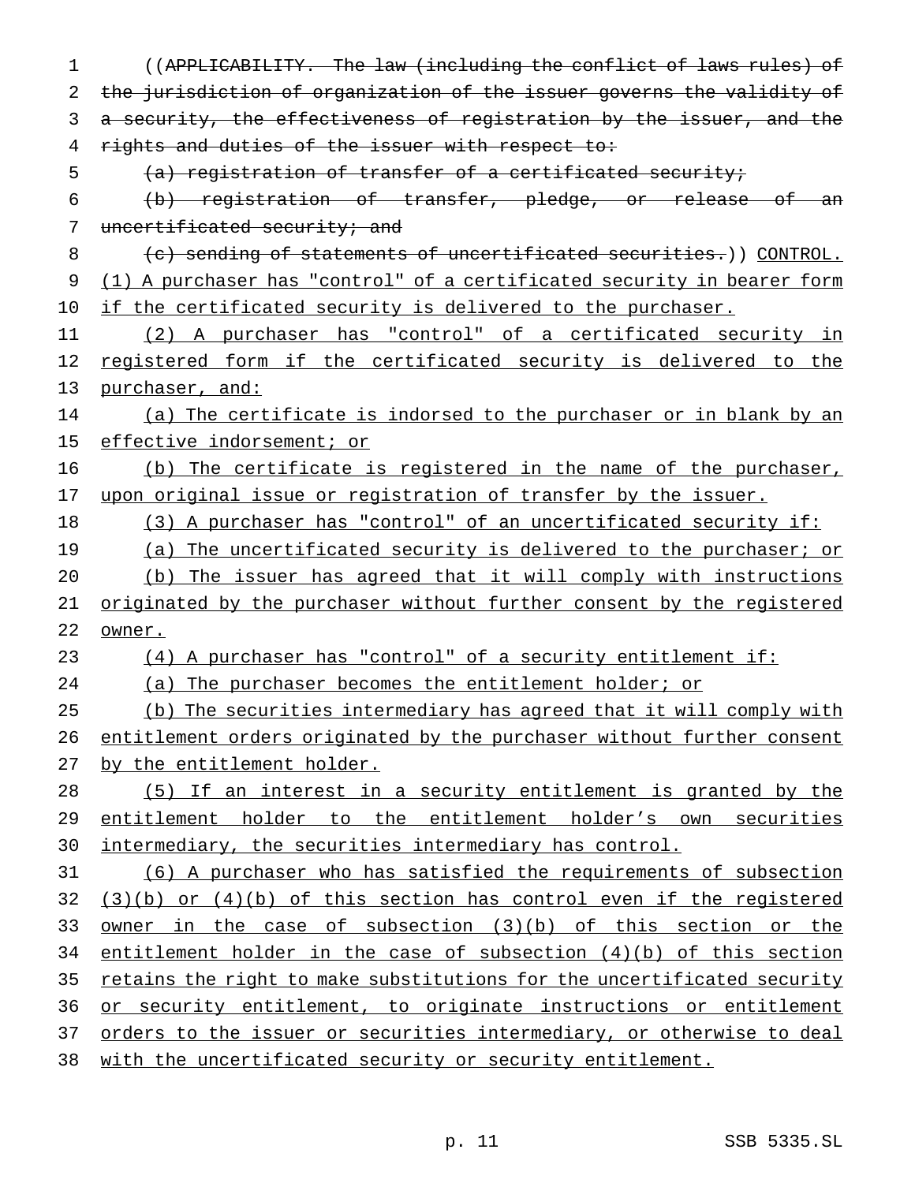((~~APPLICABILITY. The law (including the conflict of laws rules) of the jurisdiction of organization of the issuer governs the validity of a security, the effectiveness of registration by the issuer, and the rights and duties of the issuer with respect to:~~

~~(a) registration of transfer of a certificated security;~~

~~(b) registration of transfer, pledge, or release of an uncertificated security; and~~

~~(c) sending of statements of uncertificated securities.~~)) <u>CONTROL. (1) A purchaser has "control" of a certificated security in bearer form if the certificated security is delivered to the purchaser.</u>

<u>(2) A purchaser has "control" of a certificated security in registered form if the certificated security is delivered to the purchaser, and:</u>

<u>(a) The certificate is indorsed to the purchaser or in blank by an effective indorsement; or</u>

<u>(b) The certificate is registered in the name of the purchaser, upon original issue or registration of transfer by the issuer.</u>

<u>(3) A purchaser has "control" of an uncertificated security if:</u>

<u>(a) The uncertificated security is delivered to the purchaser; or</u>

<u>(b) The issuer has agreed that it will comply with instructions originated by the purchaser without further consent by the registered owner.</u>

<u>(4) A purchaser has "control" of a security entitlement if:</u>

<u>(a) The purchaser becomes the entitlement holder; or</u>

<u>(b) The securities intermediary has agreed that it will comply with entitlement orders originated by the purchaser without further consent by the entitlement holder.</u>

<u>(5) If an interest in a security entitlement is granted by the entitlement holder to the entitlement holder's own securities intermediary, the securities intermediary has control.</u>

<u>(6) A purchaser who has satisfied the requirements of subsection (3)(b) or (4)(b) of this section has control even if the registered owner in the case of subsection (3)(b) of this section or the entitlement holder in the case of subsection (4)(b) of this section retains the right to make substitutions for the uncertificated security or security entitlement, to originate instructions or entitlement orders to the issuer or securities intermediary, or otherwise to deal with the uncertificated security or security entitlement.</u>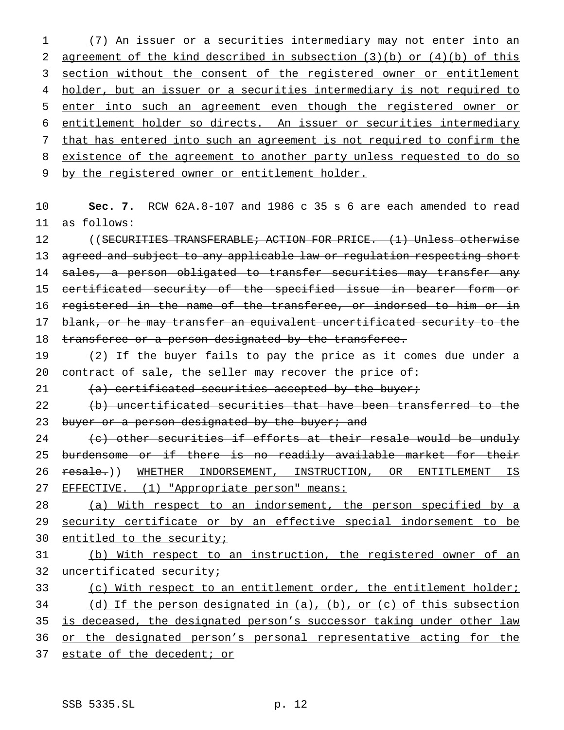(7) An issuer or a securities intermediary may not enter into an agreement of the kind described in subsection (3)(b) or (4)(b) of this section without the consent of the registered owner or entitlement holder, but an issuer or a securities intermediary is not required to enter into such an agreement even though the registered owner or entitlement holder so directs. An issuer or securities intermediary that has entered into such an agreement is not required to confirm the existence of the agreement to another party unless requested to do so by the registered owner or entitlement holder.

**Sec. 7.** RCW 62A.8-107 and 1986 c 35 s 6 are each amended to read as follows:

((~~SECURITIES TRANSFERABLE; ACTION FOR PRICE. (1) Unless otherwise agreed and subject to any applicable law or regulation respecting short sales, a person obligated to transfer securities may transfer any certificated security of the specified issue in bearer form or registered in the name of the transferee, or indorsed to him or in blank, or he may transfer an equivalent uncertificated security to the transferee or a person designated by the transferee.~~

~~(2) If the buyer fails to pay the price as it comes due under a contract of sale, the seller may recover the price of:~~

~~(a) certificated securities accepted by the buyer;~~

~~(b) uncertificated securities that have been transferred to the buyer or a person designated by the buyer; and~~

~~(c) other securities if efforts at their resale would be unduly burdensome or if there is no readily available market for their resale.~~)) WHETHER INDORSEMENT, INSTRUCTION, OR ENTITLEMENT IS EFFECTIVE. (1) "Appropriate person" means:

(a) With respect to an indorsement, the person specified by a security certificate or by an effective special indorsement to be entitled to the security;

(b) With respect to an instruction, the registered owner of an uncertificated security;

(c) With respect to an entitlement order, the entitlement holder;

(d) If the person designated in (a), (b), or (c) of this subsection is deceased, the designated person's successor taking under other law or the designated person's personal representative acting for the estate of the decedent; or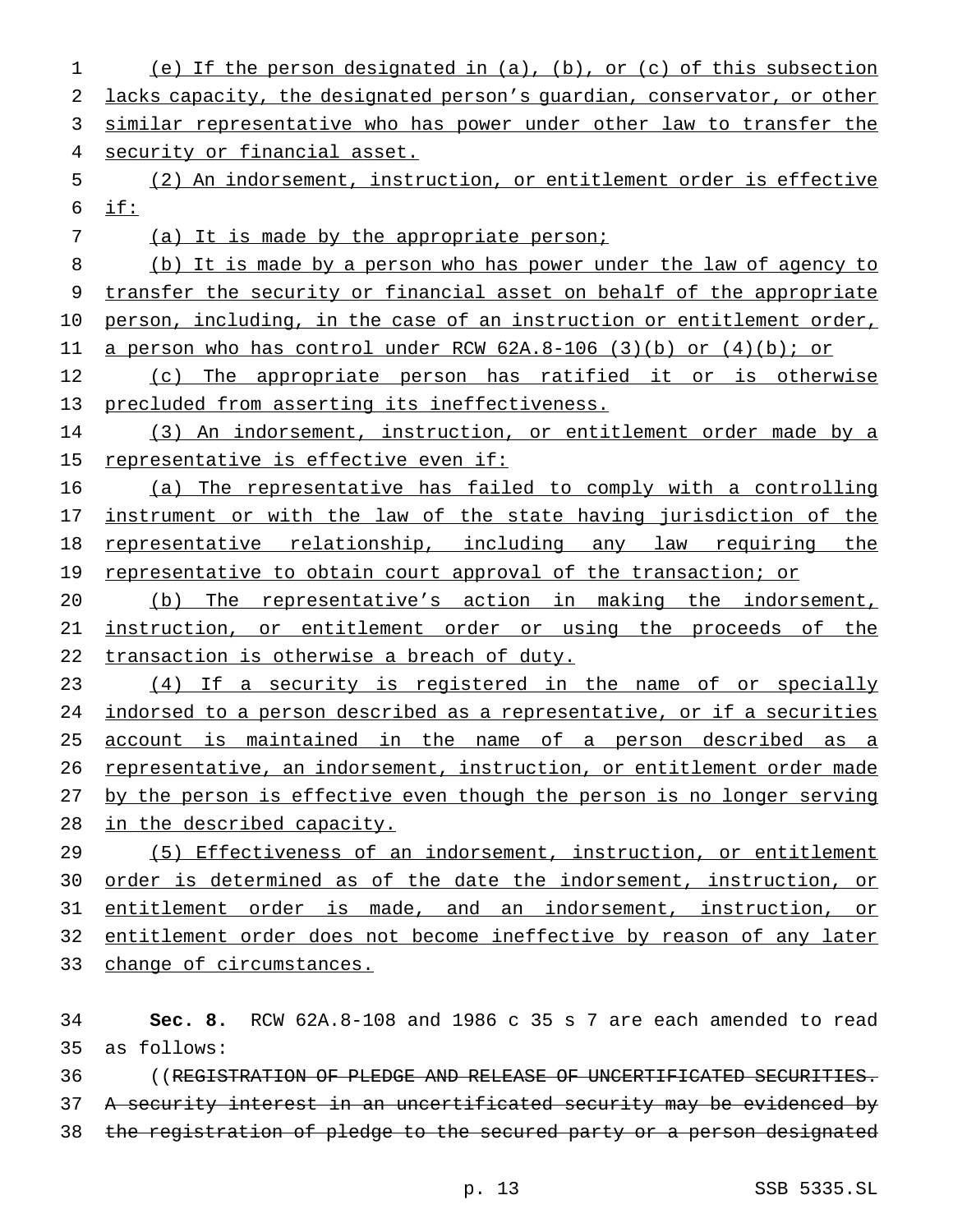(e) If the person designated in (a), (b), or (c) of this subsection lacks capacity, the designated person's guardian, conservator, or other similar representative who has power under other law to transfer the security or financial asset.

(2) An indorsement, instruction, or entitlement order is effective if:

(a) It is made by the appropriate person;

(b) It is made by a person who has power under the law of agency to transfer the security or financial asset on behalf of the appropriate person, including, in the case of an instruction or entitlement order, a person who has control under RCW 62A.8-106 (3)(b) or (4)(b); or

(c) The appropriate person has ratified it or is otherwise precluded from asserting its ineffectiveness.

(3) An indorsement, instruction, or entitlement order made by a representative is effective even if:

(a) The representative has failed to comply with a controlling instrument or with the law of the state having jurisdiction of the representative relationship, including any law requiring the representative to obtain court approval of the transaction; or

(b) The representative's action in making the indorsement, instruction, or entitlement order or using the proceeds of the transaction is otherwise a breach of duty.

(4) If a security is registered in the name of or specially indorsed to a person described as a representative, or if a securities account is maintained in the name of a person described as a representative, an indorsement, instruction, or entitlement order made by the person is effective even though the person is no longer serving in the described capacity.

(5) Effectiveness of an indorsement, instruction, or entitlement order is determined as of the date the indorsement, instruction, or entitlement order is made, and an indorsement, instruction, or entitlement order does not become ineffective by reason of any later change of circumstances.

**Sec. 8.** RCW 62A.8-108 and 1986 c 35 s 7 are each amended to read as follows:

((~~REGISTRATION OF PLEDGE AND RELEASE OF UNCERTIFICATED SECURITIES. A security interest in an uncertificated security may be evidenced by the registration of pledge to the secured party or a person designated~~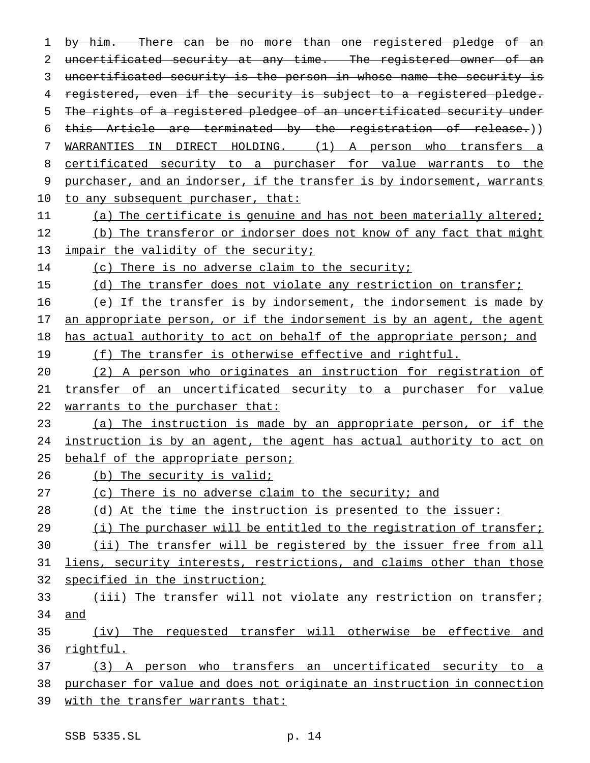~~by him. There can be no more than one registered pledge of an uncertificated security at any time. The registered owner of an uncertificated security is the person in whose name the security is registered, even if the security is subject to a registered pledge. The rights of a registered pledgee of an uncertificated security under this Article are terminated by the registration of release.~~)) <u>WARRANTIES IN DIRECT HOLDING. (1) A person who transfers a certificated security to a purchaser for value warrants to the purchaser, and an indorser, if the transfer is by indorsement, warrants to any subsequent purchaser, that:</u>

<u>(a) The certificate is genuine and has not been materially altered;</u>

<u>(b) The transferor or indorser does not know of any fact that might impair the validity of the security;</u>

<u>(c) There is no adverse claim to the security;</u>

<u>(d) The transfer does not violate any restriction on transfer;</u>

<u>(e) If the transfer is by indorsement, the indorsement is made by an appropriate person, or if the indorsement is by an agent, the agent has actual authority to act on behalf of the appropriate person; and</u>

<u>(f) The transfer is otherwise effective and rightful.</u>

<u>(2) A person who originates an instruction for registration of transfer of an uncertificated security to a purchaser for value warrants to the purchaser that:</u>

<u>(a) The instruction is made by an appropriate person, or if the instruction is by an agent, the agent has actual authority to act on behalf of the appropriate person;</u>

<u>(b) The security is valid;</u>

<u>(c) There is no adverse claim to the security; and</u>

<u>(d) At the time the instruction is presented to the issuer:</u>

<u>(i) The purchaser will be entitled to the registration of transfer;</u>

<u>(ii) The transfer will be registered by the issuer free from all liens, security interests, restrictions, and claims other than those specified in the instruction;</u>

<u>(iii) The transfer will not violate any restriction on transfer; and</u>

<u>(iv) The requested transfer will otherwise be effective and rightful.</u>

<u>(3) A person who transfers an uncertificated security to a purchaser for value and does not originate an instruction in connection with the transfer warrants that:</u>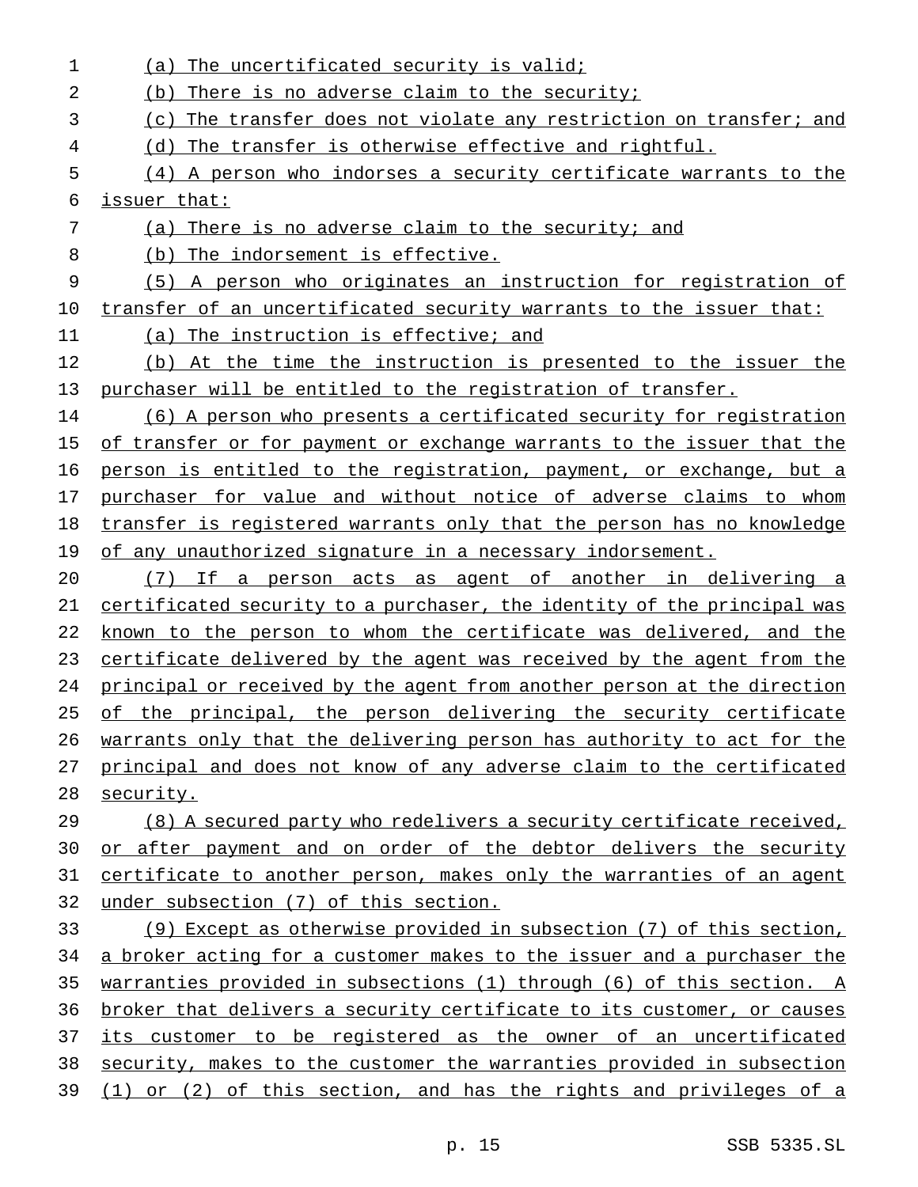(a) The uncertificated security is valid;

(b) There is no adverse claim to the security;

(c) The transfer does not violate any restriction on transfer; and

(d) The transfer is otherwise effective and rightful.

(4) A person who indorses a security certificate warrants to the issuer that:

(a) There is no adverse claim to the security; and

(b) The indorsement is effective.

(5) A person who originates an instruction for registration of transfer of an uncertificated security warrants to the issuer that:

(a) The instruction is effective; and

(b) At the time the instruction is presented to the issuer the purchaser will be entitled to the registration of transfer.

(6) A person who presents a certificated security for registration of transfer or for payment or exchange warrants to the issuer that the person is entitled to the registration, payment, or exchange, but a purchaser for value and without notice of adverse claims to whom transfer is registered warrants only that the person has no knowledge of any unauthorized signature in a necessary indorsement.

(7) If a person acts as agent of another in delivering a certificated security to a purchaser, the identity of the principal was known to the person to whom the certificate was delivered, and the certificate delivered by the agent was received by the agent from the principal or received by the agent from another person at the direction of the principal, the person delivering the security certificate warrants only that the delivering person has authority to act for the principal and does not know of any adverse claim to the certificated security.

(8) A secured party who redelivers a security certificate received, or after payment and on order of the debtor delivers the security certificate to another person, makes only the warranties of an agent under subsection (7) of this section.

(9) Except as otherwise provided in subsection (7) of this section, a broker acting for a customer makes to the issuer and a purchaser the warranties provided in subsections (1) through (6) of this section. A broker that delivers a security certificate to its customer, or causes its customer to be registered as the owner of an uncertificated security, makes to the customer the warranties provided in subsection (1) or (2) of this section, and has the rights and privileges of a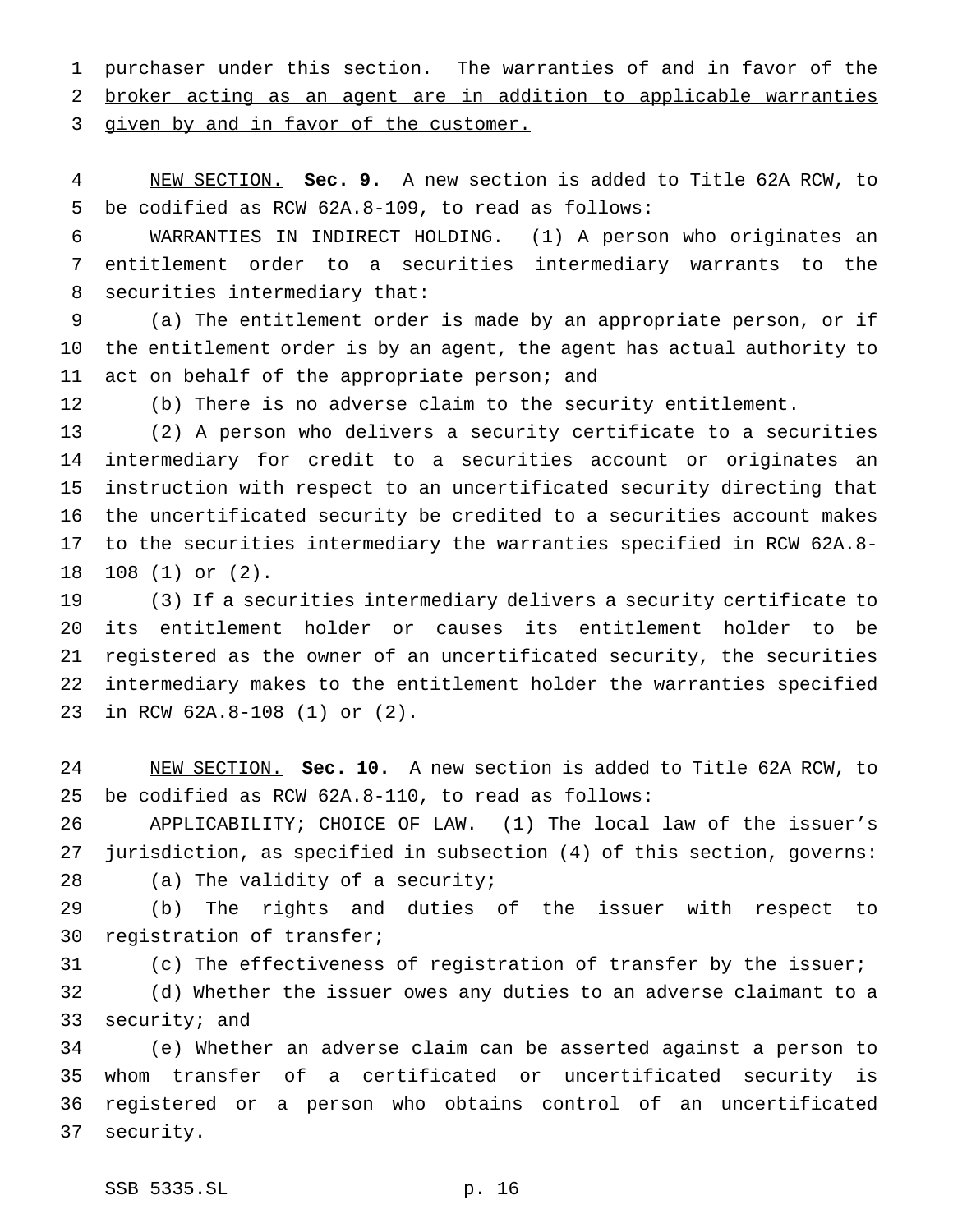purchaser under this section. The warranties of and in favor of the broker acting as an agent are in addition to applicable warranties given by and in favor of the customer.

NEW SECTION. **Sec. 9.** A new section is added to Title 62A RCW, to be codified as RCW 62A.8-109, to read as follows:

WARRANTIES IN INDIRECT HOLDING. (1) A person who originates an entitlement order to a securities intermediary warrants to the securities intermediary that:

(a) The entitlement order is made by an appropriate person, or if the entitlement order is by an agent, the agent has actual authority to act on behalf of the appropriate person; and

(b) There is no adverse claim to the security entitlement.

(2) A person who delivers a security certificate to a securities intermediary for credit to a securities account or originates an instruction with respect to an uncertificated security directing that the uncertificated security be credited to a securities account makes to the securities intermediary the warranties specified in RCW 62A.8-108 (1) or (2).

(3) If a securities intermediary delivers a security certificate to its entitlement holder or causes its entitlement holder to be registered as the owner of an uncertificated security, the securities intermediary makes to the entitlement holder the warranties specified in RCW 62A.8-108 (1) or (2).

NEW SECTION. **Sec. 10.** A new section is added to Title 62A RCW, to be codified as RCW 62A.8-110, to read as follows:

APPLICABILITY; CHOICE OF LAW. (1) The local law of the issuer's jurisdiction, as specified in subsection (4) of this section, governs:

(a) The validity of a security;

(b) The rights and duties of the issuer with respect to registration of transfer;

(c) The effectiveness of registration of transfer by the issuer;

(d) Whether the issuer owes any duties to an adverse claimant to a security; and

(e) Whether an adverse claim can be asserted against a person to whom transfer of a certificated or uncertificated security is registered or a person who obtains control of an uncertificated security.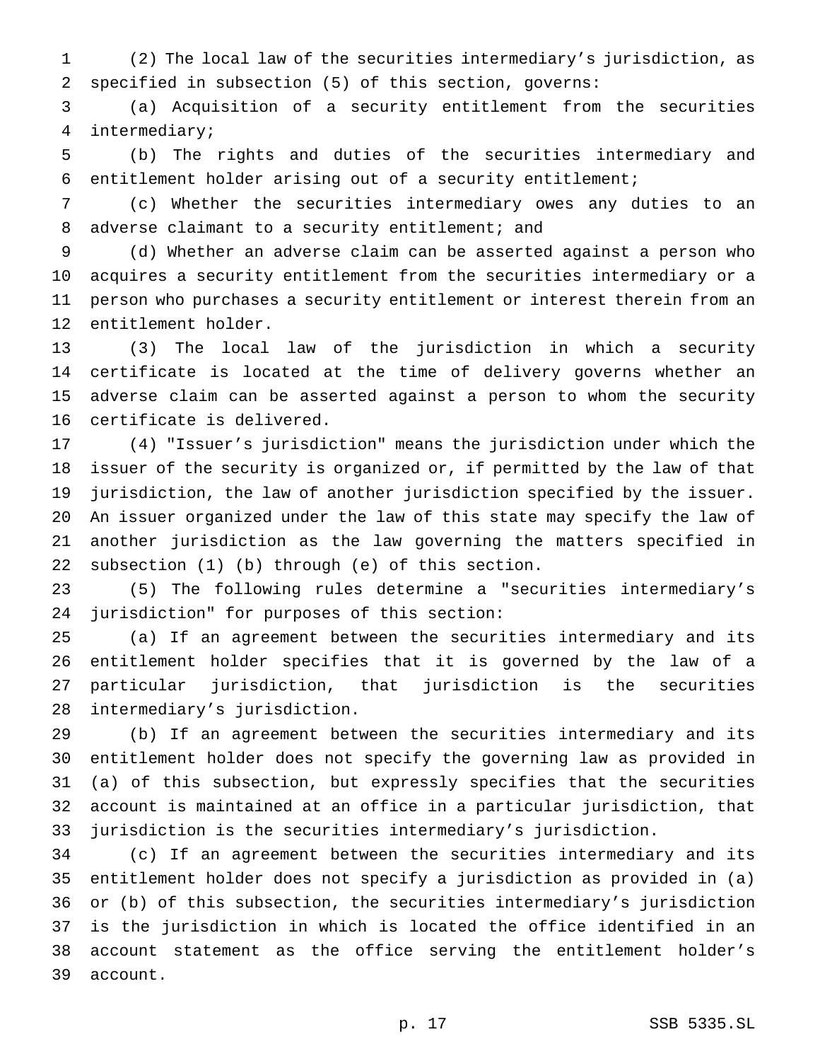(2) The local law of the securities intermediary's jurisdiction, as specified in subsection (5) of this section, governs:

(a) Acquisition of a security entitlement from the securities intermediary;

(b) The rights and duties of the securities intermediary and entitlement holder arising out of a security entitlement;

(c) Whether the securities intermediary owes any duties to an adverse claimant to a security entitlement; and

(d) Whether an adverse claim can be asserted against a person who acquires a security entitlement from the securities intermediary or a person who purchases a security entitlement or interest therein from an entitlement holder.

(3) The local law of the jurisdiction in which a security certificate is located at the time of delivery governs whether an adverse claim can be asserted against a person to whom the security certificate is delivered.

(4) "Issuer's jurisdiction" means the jurisdiction under which the issuer of the security is organized or, if permitted by the law of that jurisdiction, the law of another jurisdiction specified by the issuer. An issuer organized under the law of this state may specify the law of another jurisdiction as the law governing the matters specified in subsection (1) (b) through (e) of this section.

(5) The following rules determine a "securities intermediary's jurisdiction" for purposes of this section:

(a) If an agreement between the securities intermediary and its entitlement holder specifies that it is governed by the law of a particular jurisdiction, that jurisdiction is the securities intermediary's jurisdiction.

(b) If an agreement between the securities intermediary and its entitlement holder does not specify the governing law as provided in (a) of this subsection, but expressly specifies that the securities account is maintained at an office in a particular jurisdiction, that jurisdiction is the securities intermediary's jurisdiction.

(c) If an agreement between the securities intermediary and its entitlement holder does not specify a jurisdiction as provided in (a) or (b) of this subsection, the securities intermediary's jurisdiction is the jurisdiction in which is located the office identified in an account statement as the office serving the entitlement holder's account.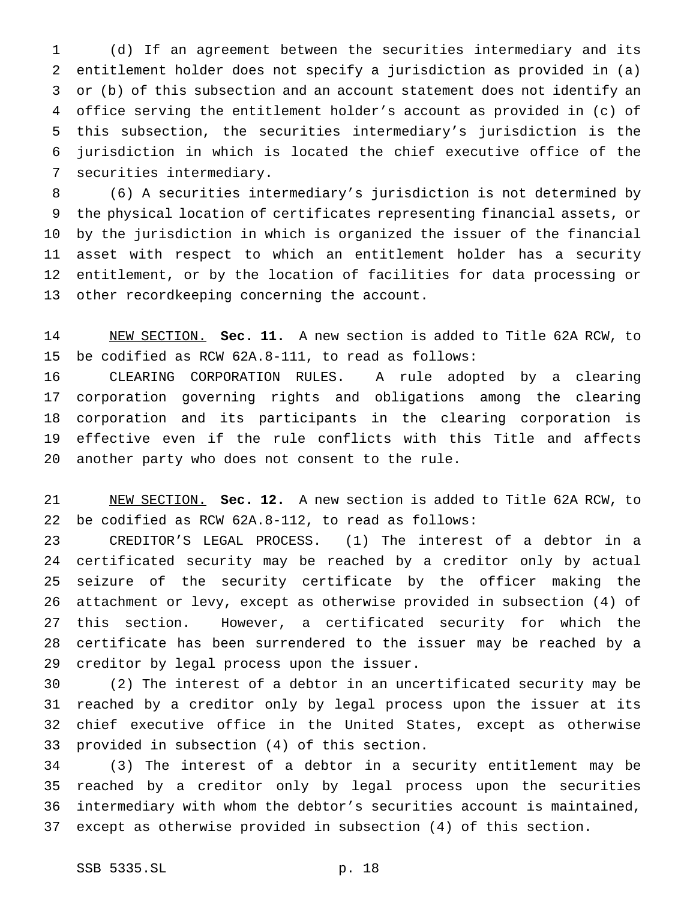(d) If an agreement between the securities intermediary and its entitlement holder does not specify a jurisdiction as provided in (a) or (b) of this subsection and an account statement does not identify an office serving the entitlement holder's account as provided in (c) of this subsection, the securities intermediary's jurisdiction is the jurisdiction in which is located the chief executive office of the securities intermediary.

(6) A securities intermediary's jurisdiction is not determined by the physical location of certificates representing financial assets, or by the jurisdiction in which is organized the issuer of the financial asset with respect to which an entitlement holder has a security entitlement, or by the location of facilities for data processing or other recordkeeping concerning the account.

NEW SECTION. **Sec. 11.** A new section is added to Title 62A RCW, to be codified as RCW 62A.8-111, to read as follows:

CLEARING CORPORATION RULES. A rule adopted by a clearing corporation governing rights and obligations among the clearing corporation and its participants in the clearing corporation is effective even if the rule conflicts with this Title and affects another party who does not consent to the rule.

NEW SECTION. **Sec. 12.** A new section is added to Title 62A RCW, to be codified as RCW 62A.8-112, to read as follows:

CREDITOR'S LEGAL PROCESS. (1) The interest of a debtor in a certificated security may be reached by a creditor only by actual seizure of the security certificate by the officer making the attachment or levy, except as otherwise provided in subsection (4) of this section. However, a certificated security for which the certificate has been surrendered to the issuer may be reached by a creditor by legal process upon the issuer.

(2) The interest of a debtor in an uncertificated security may be reached by a creditor only by legal process upon the issuer at its chief executive office in the United States, except as otherwise provided in subsection (4) of this section.

(3) The interest of a debtor in a security entitlement may be reached by a creditor only by legal process upon the securities intermediary with whom the debtor's securities account is maintained, except as otherwise provided in subsection (4) of this section.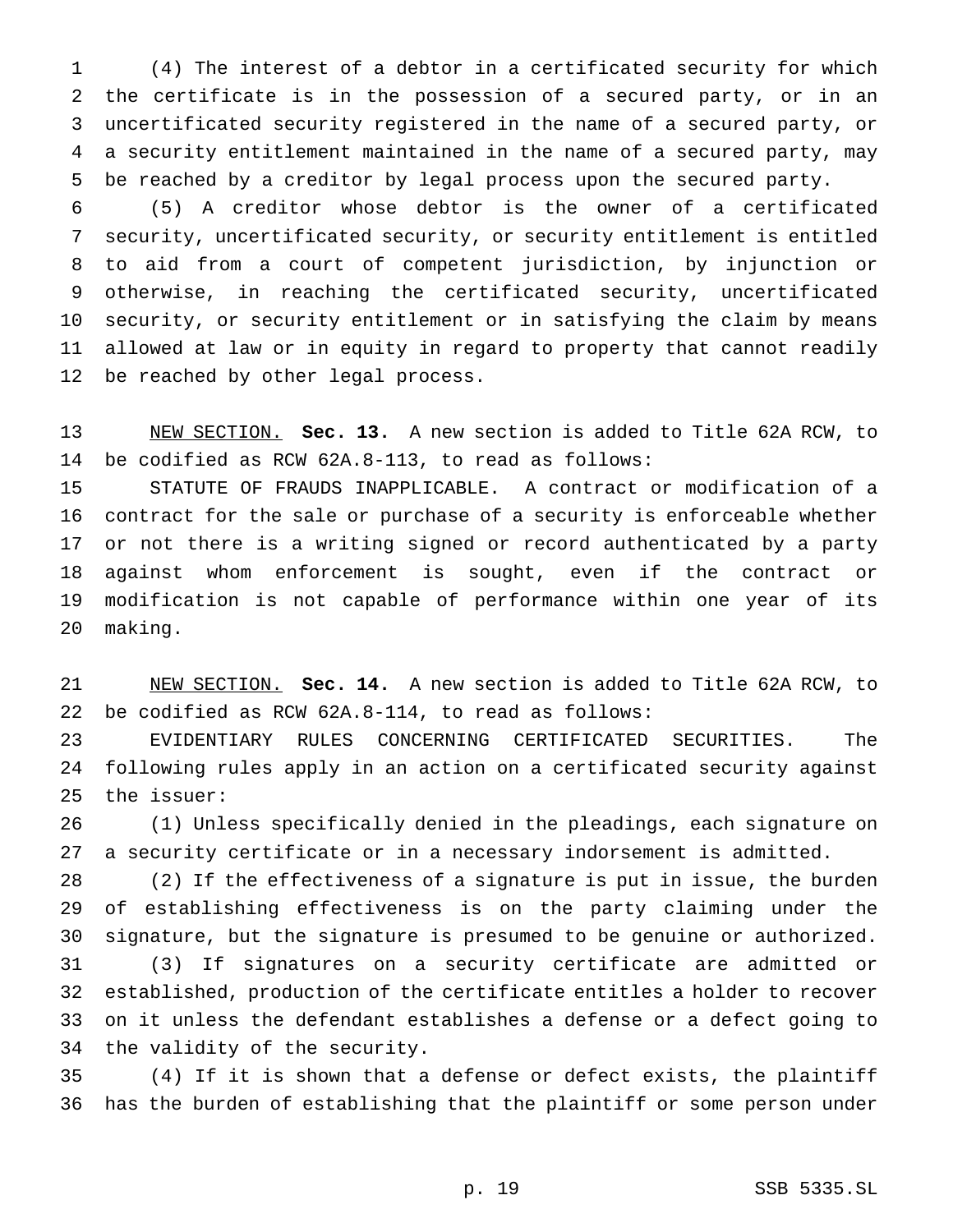(4) The interest of a debtor in a certificated security for which the certificate is in the possession of a secured party, or in an uncertificated security registered in the name of a secured party, or a security entitlement maintained in the name of a secured party, may be reached by a creditor by legal process upon the secured party.

(5) A creditor whose debtor is the owner of a certificated security, uncertificated security, or security entitlement is entitled to aid from a court of competent jurisdiction, by injunction or otherwise, in reaching the certificated security, uncertificated security, or security entitlement or in satisfying the claim by means allowed at law or in equity in regard to property that cannot readily be reached by other legal process.

NEW SECTION. **Sec. 13.** A new section is added to Title 62A RCW, to be codified as RCW 62A.8-113, to read as follows:

STATUTE OF FRAUDS INAPPLICABLE. A contract or modification of a contract for the sale or purchase of a security is enforceable whether or not there is a writing signed or record authenticated by a party against whom enforcement is sought, even if the contract or modification is not capable of performance within one year of its making.

NEW SECTION. **Sec. 14.** A new section is added to Title 62A RCW, to be codified as RCW 62A.8-114, to read as follows:

EVIDENTIARY RULES CONCERNING CERTIFICATED SECURITIES. The following rules apply in an action on a certificated security against the issuer:

(1) Unless specifically denied in the pleadings, each signature on a security certificate or in a necessary indorsement is admitted.

(2) If the effectiveness of a signature is put in issue, the burden of establishing effectiveness is on the party claiming under the signature, but the signature is presumed to be genuine or authorized.

(3) If signatures on a security certificate are admitted or established, production of the certificate entitles a holder to recover on it unless the defendant establishes a defense or a defect going to the validity of the security.

(4) If it is shown that a defense or defect exists, the plaintiff has the burden of establishing that the plaintiff or some person under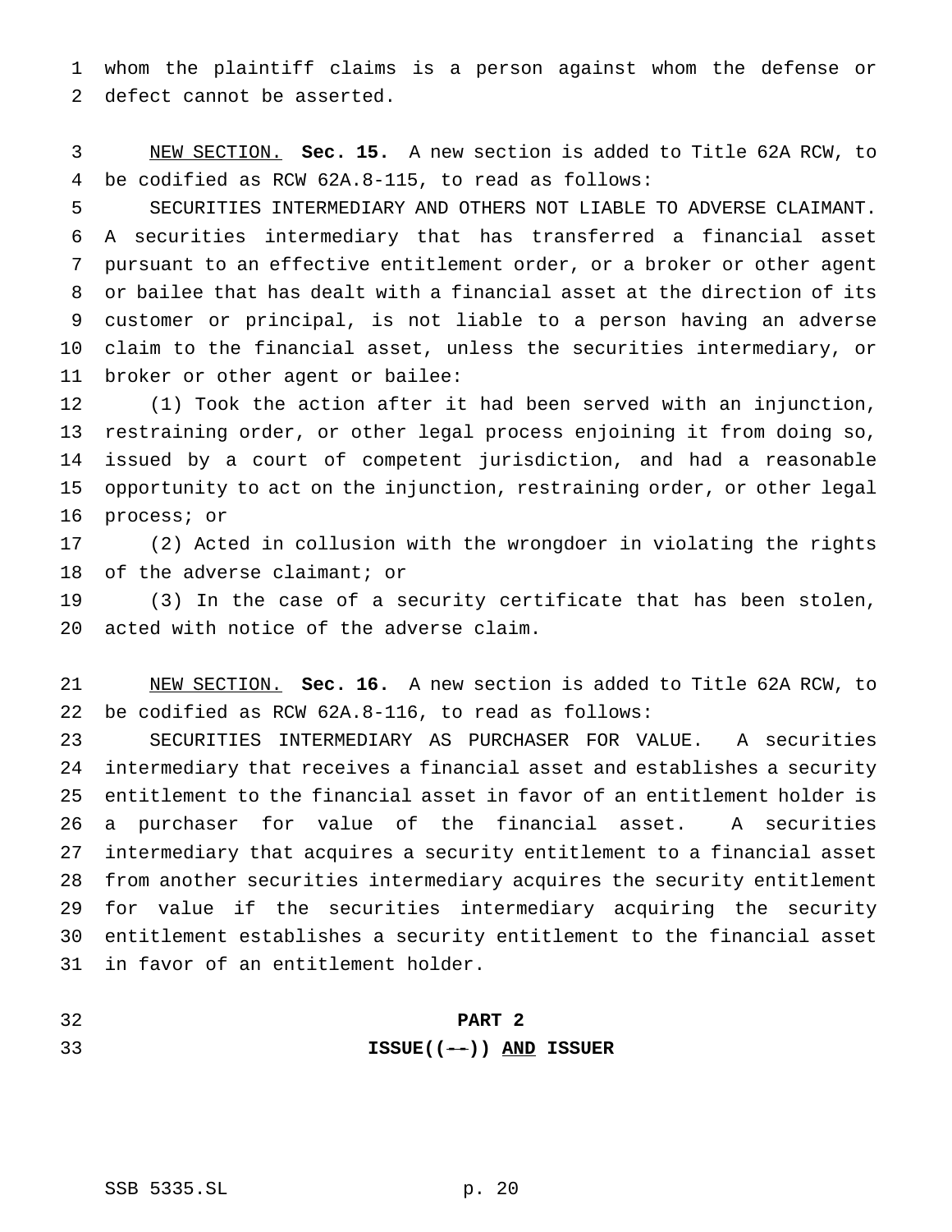whom the plaintiff claims is a person against whom the defense or defect cannot be asserted.

NEW SECTION. **Sec. 15.** A new section is added to Title 62A RCW, to be codified as RCW 62A.8-115, to read as follows:

SECURITIES INTERMEDIARY AND OTHERS NOT LIABLE TO ADVERSE CLAIMANT. A securities intermediary that has transferred a financial asset pursuant to an effective entitlement order, or a broker or other agent or bailee that has dealt with a financial asset at the direction of its customer or principal, is not liable to a person having an adverse claim to the financial asset, unless the securities intermediary, or broker or other agent or bailee:

(1) Took the action after it had been served with an injunction, restraining order, or other legal process enjoining it from doing so, issued by a court of competent jurisdiction, and had a reasonable opportunity to act on the injunction, restraining order, or other legal process; or

(2) Acted in collusion with the wrongdoer in violating the rights of the adverse claimant; or

(3) In the case of a security certificate that has been stolen, acted with notice of the adverse claim.

NEW SECTION. **Sec. 16.** A new section is added to Title 62A RCW, to be codified as RCW 62A.8-116, to read as follows:

SECURITIES INTERMEDIARY AS PURCHASER FOR VALUE. A securities intermediary that receives a financial asset and establishes a security entitlement to the financial asset in favor of an entitlement holder is a purchaser for value of the financial asset. A securities intermediary that acquires a security entitlement to a financial asset from another securities intermediary acquires the security entitlement for value if the securities intermediary acquiring the security entitlement establishes a security entitlement to the financial asset in favor of an entitlement holder.

**PART 2**

**ISSUE((--)) AND ISSUER**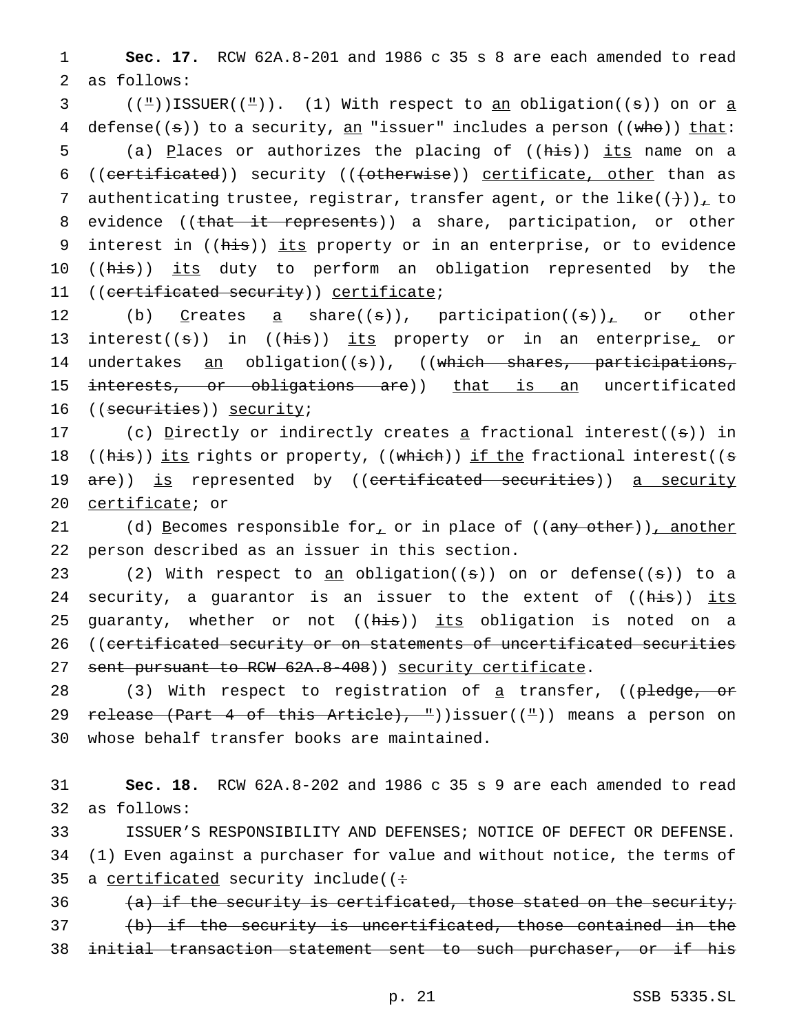**Sec. 17.** RCW 62A.8-201 and 1986 c 35 s 8 are each amended to read as follows:

(("))ISSUER(("))). (1) With respect to an obligation((s)) on or a defense((s)) to a security, an "issuer" includes a person ((who)) that:

(a) Places or authorizes the placing of ((his)) its name on a ((certificated)) security (((otherwise)) certificate, other than as authenticating trustee, registrar, transfer agent, or the like(())), to evidence ((that it represents)) a share, participation, or other interest in ((his)) its property or in an enterprise, or to evidence ((his)) its duty to perform an obligation represented by the ((certificated security)) certificate;

(b) Creates a share((s)), participation((s)), or other interest((s)) in ((his)) its property or in an enterprise, or undertakes an obligation((s)), ((which shares, participations, interests, or obligations are)) that is an uncertificated ((securities)) security;

(c) Directly or indirectly creates a fractional interest((s)) in ((his)) its rights or property, ((which)) if the fractional interest((s are)) is represented by ((certificated securities)) a security certificate; or

(d) Becomes responsible for, or in place of ((any other)), another person described as an issuer in this section.

(2) With respect to an obligation((s)) on or defense((s)) to a security, a guarantor is an issuer to the extent of ((his)) its guaranty, whether or not ((his)) its obligation is noted on a ((certificated security or on statements of uncertificated securities sent pursuant to RCW 62A.8-408)) security certificate.

(3) With respect to registration of a transfer, ((pledge, or release (Part 4 of this Article), "))issuer((")) means a person on whose behalf transfer books are maintained.

**Sec. 18.** RCW 62A.8-202 and 1986 c 35 s 9 are each amended to read as follows:

ISSUER'S RESPONSIBILITY AND DEFENSES; NOTICE OF DEFECT OR DEFENSE. (1) Even against a purchaser for value and without notice, the terms of a certificated security include((:

(a) if the security is certificated, those stated on the security;

(b) if the security is uncertificated, those contained in the initial transaction statement sent to such purchaser, or if his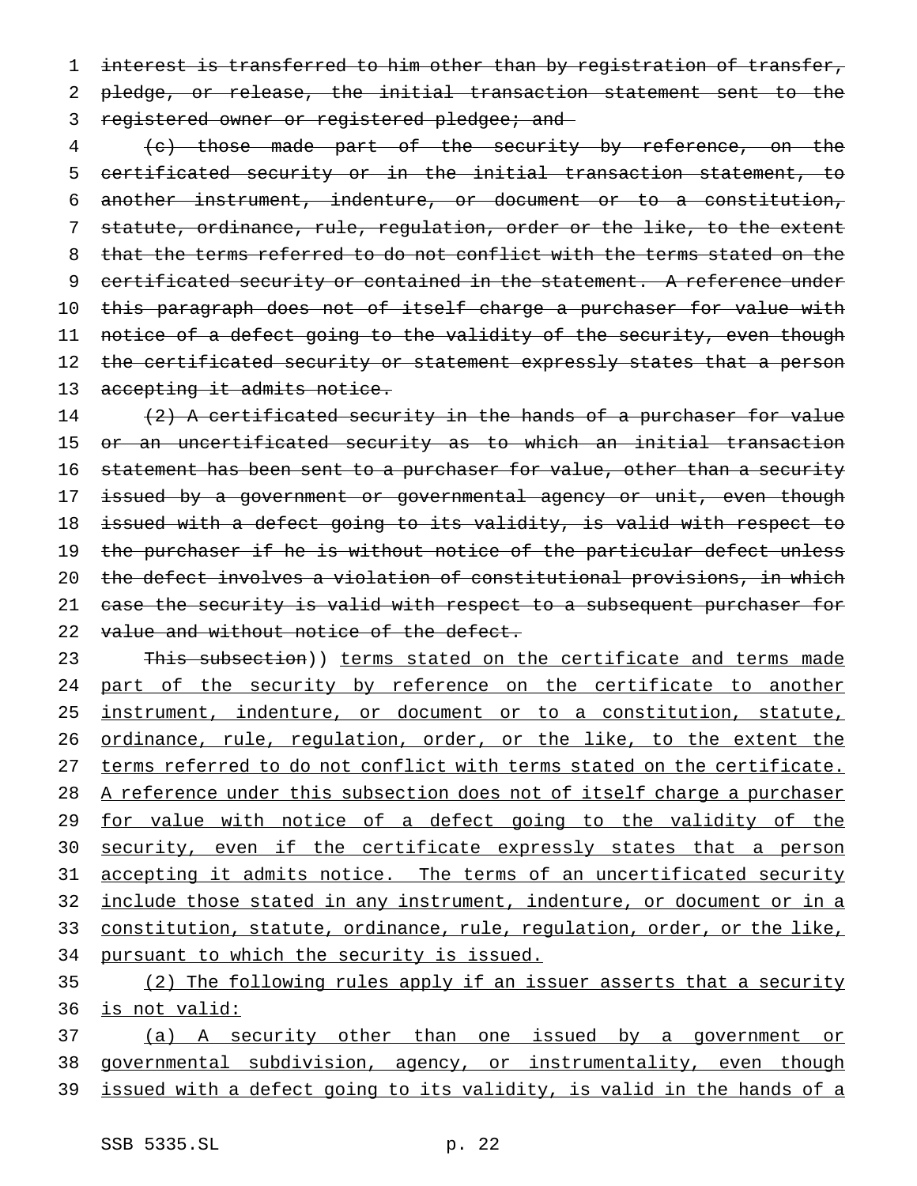~~interest is transferred to him other than by registration of transfer, pledge, or release, the initial transaction statement sent to the registered owner or registered pledgee; and~~

~~(c) those made part of the security by reference, on the certificated security or in the initial transaction statement, to another instrument, indenture, or document or to a constitution, statute, ordinance, rule, regulation, order or the like, to the extent that the terms referred to do not conflict with the terms stated on the certificated security or contained in the statement. A reference under this paragraph does not of itself charge a purchaser for value with notice of a defect going to the validity of the security, even though the certificated security or statement expressly states that a person accepting it admits notice.~~

~~(2) A certificated security in the hands of a purchaser for value or an uncertificated security as to which an initial transaction statement has been sent to a purchaser for value, other than a security issued by a government or governmental agency or unit, even though issued with a defect going to its validity, is valid with respect to the purchaser if he is without notice of the particular defect unless the defect involves a violation of constitutional provisions, in which case the security is valid with respect to a subsequent purchaser for value and without notice of the defect.~~

~~This subsection~~)) terms stated on the certificate and terms made part of the security by reference on the certificate to another instrument, indenture, or document or to a constitution, statute, ordinance, rule, regulation, order, or the like, to the extent the terms referred to do not conflict with terms stated on the certificate. A reference under this subsection does not of itself charge a purchaser for value with notice of a defect going to the validity of the security, even if the certificate expressly states that a person accepting it admits notice. The terms of an uncertificated security include those stated in any instrument, indenture, or document or in a constitution, statute, ordinance, rule, regulation, order, or the like, pursuant to which the security is issued.

(2) The following rules apply if an issuer asserts that a security is not valid:

(a) A security other than one issued by a government or governmental subdivision, agency, or instrumentality, even though issued with a defect going to its validity, is valid in the hands of a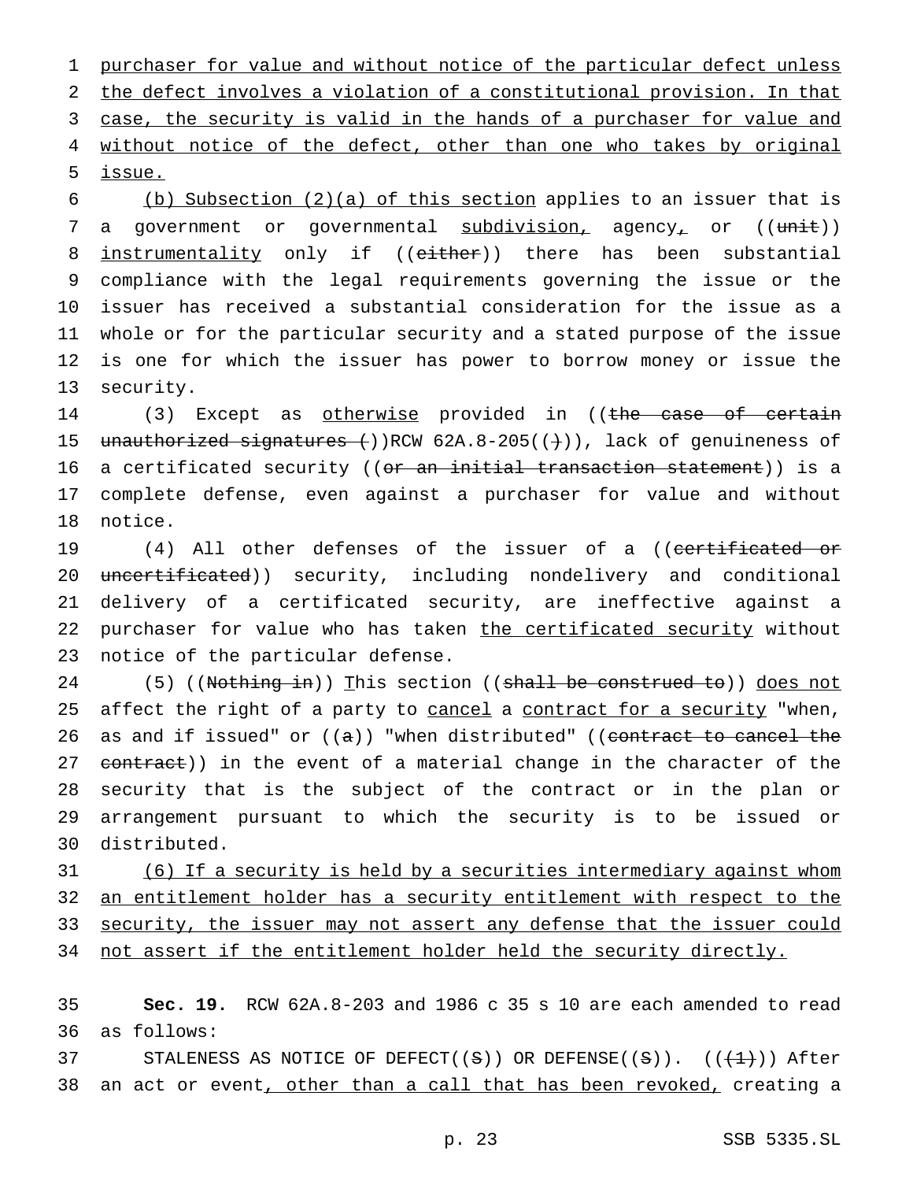purchaser for value and without notice of the particular defect unless the defect involves a violation of a constitutional provision. In that case, the security is valid in the hands of a purchaser for value and without notice of the defect, other than one who takes by original issue.

(b) Subsection (2)(a) of this section applies to an issuer that is a government or governmental subdivision, agency, or ((~~unit~~)) instrumentality only if ((~~either~~)) there has been substantial compliance with the legal requirements governing the issue or the issuer has received a substantial consideration for the issue as a whole or for the particular security and a stated purpose of the issue is one for which the issuer has power to borrow money or issue the security.

(3) Except as otherwise provided in ((~~the case of certain unauthorized signatures (~~))RCW 62A.8-205((~~)~~)), lack of genuineness of a certificated security ((~~or an initial transaction statement~~)) is a complete defense, even against a purchaser for value and without notice.

(4) All other defenses of the issuer of a ((~~certificated or uncertificated~~)) security, including nondelivery and conditional delivery of a certificated security, are ineffective against a purchaser for value who has taken the certificated security without notice of the particular defense.

(5) ((~~Nothing in~~)) This section ((~~shall be construed to~~)) does not affect the right of a party to cancel a contract for a security "when, as and if issued" or ((~~a~~)) "when distributed" ((~~contract to cancel the contract~~)) in the event of a material change in the character of the security that is the subject of the contract or in the plan or arrangement pursuant to which the security is to be issued or distributed.

(6) If a security is held by a securities intermediary against whom an entitlement holder has a security entitlement with respect to the security, the issuer may not assert any defense that the issuer could not assert if the entitlement holder held the security directly.

**Sec. 19.** RCW 62A.8-203 and 1986 c 35 s 10 are each amended to read as follows:

STALENESS AS NOTICE OF DEFECT((~~S~~)) OR DEFENSE((~~S~~)). ((~~(1)~~)) After an act or event, other than a call that has been revoked, creating a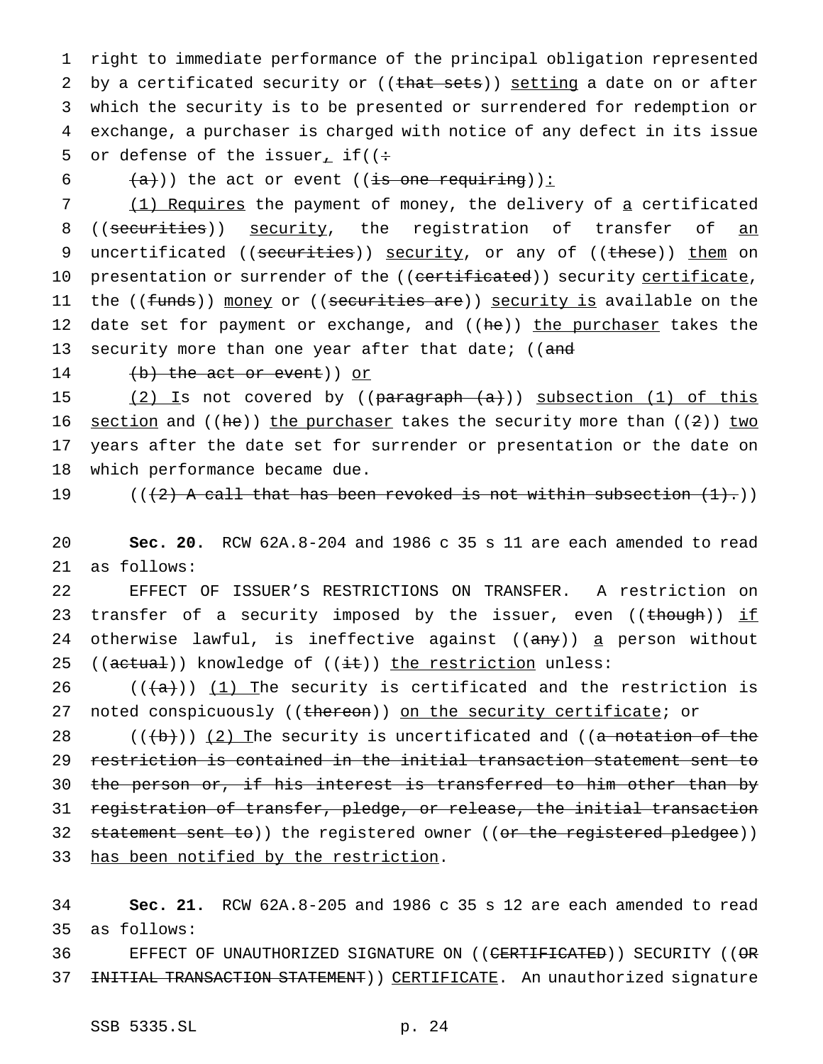right to immediate performance of the principal obligation represented by a certificated security or ((that sets)) setting a date on or after which the security is to be presented or surrendered for redemption or exchange, a purchaser is charged with notice of any defect in its issue or defense of the issuer, if((:

(a))) the act or event ((is one requiring)):

(1) Requires the payment of money, the delivery of a certificated ((securities)) security, the registration of transfer of an uncertificated ((securities)) security, or any of ((these)) them on presentation or surrender of the ((certificated)) security certificate, the ((funds)) money or ((securities are)) security is available on the date set for payment or exchange, and ((he)) the purchaser takes the security more than one year after that date; ((and

(b) the act or event)) or

(2) Is not covered by ((paragraph (a))) subsection (1) of this section and ((he)) the purchaser takes the security more than ((2)) two years after the date set for surrender or presentation or the date on which performance became due.

(((2) A call that has been revoked is not within subsection (1).))

**Sec. 20.** RCW 62A.8-204 and 1986 c 35 s 11 are each amended to read as follows:

EFFECT OF ISSUER'S RESTRICTIONS ON TRANSFER. A restriction on transfer of a security imposed by the issuer, even ((though)) if otherwise lawful, is ineffective against ((any)) a person without ((actual)) knowledge of ((it)) the restriction unless:

(((a))) (1) The security is certificated and the restriction is noted conspicuously ((thereon)) on the security certificate; or

(((b))) (2) The security is uncertificated and ((a notation of the restriction is contained in the initial transaction statement sent to the person or, if his interest is transferred to him other than by registration of transfer, pledge, or release, the initial transaction statement sent to)) the registered owner ((or the registered pledgee)) has been notified by the restriction.

**Sec. 21.** RCW 62A.8-205 and 1986 c 35 s 12 are each amended to read as follows:

EFFECT OF UNAUTHORIZED SIGNATURE ON ((CERTIFICATED)) SECURITY ((OR INITIAL TRANSACTION STATEMENT)) CERTIFICATE. An unauthorized signature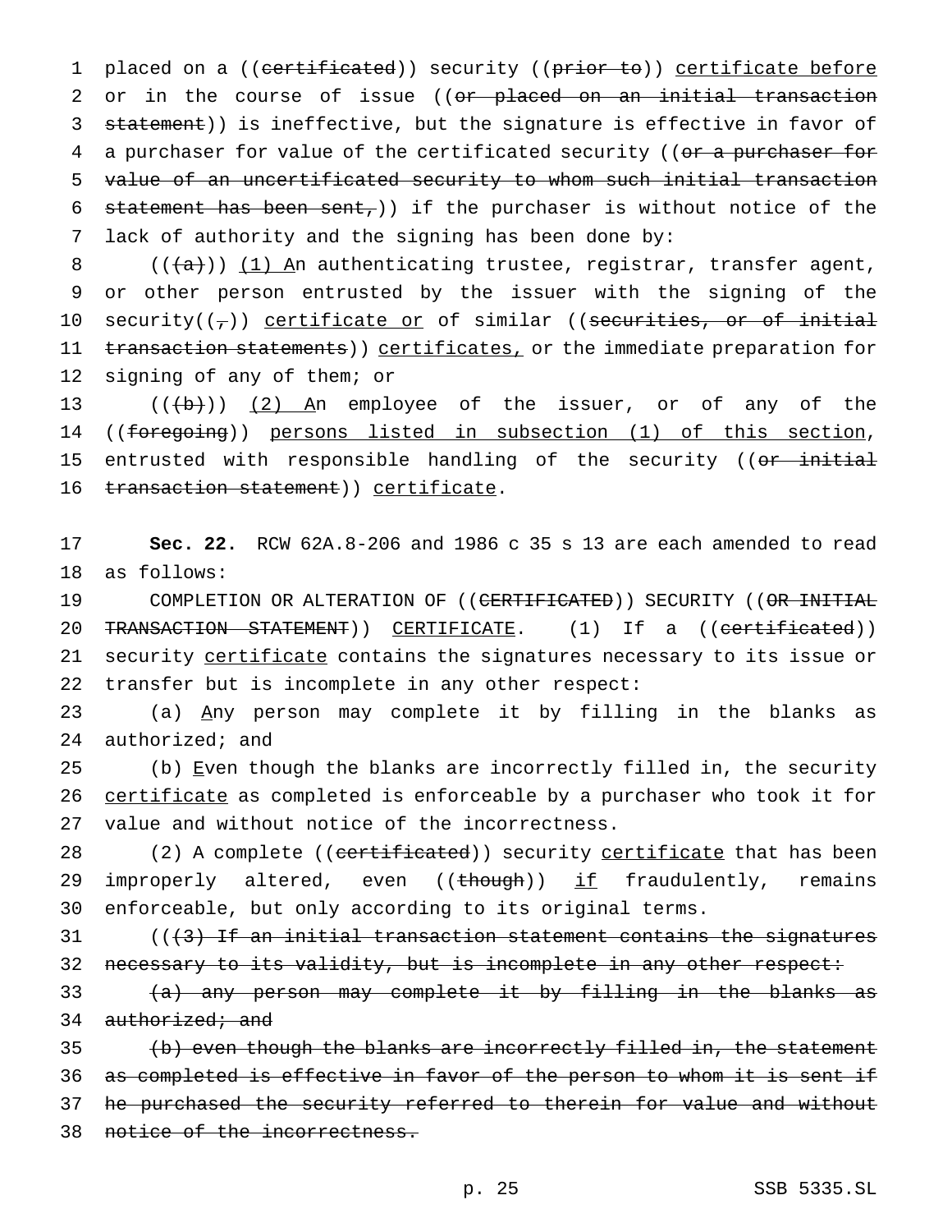placed on a ((~~certificated~~)) security ((~~prior to~~)) <u>certificate before</u> or in the course of issue ((~~or placed on an initial transaction statement~~)) is ineffective, but the signature is effective in favor of a purchaser for value of the certificated security ((~~or a purchaser for value of an uncertificated security to whom such initial transaction statement has been sent,~~)) if the purchaser is without notice of the lack of authority and the signing has been done by:

((~~(a)~~)) <u>(1) A</u>n authenticating trustee, registrar, transfer agent, or other person entrusted by the issuer with the signing of the security((~~,~~)) <u>certificate or</u> of similar ((~~securities, or of initial transaction statements~~)) <u>certificates,</u> or the immediate preparation for signing of any of them; or

((~~(b)~~)) <u>(2) A</u>n employee of the issuer, or of any of the ((~~foregoing~~)) <u>persons listed in subsection (1) of this section</u>, entrusted with responsible handling of the security ((~~or initial transaction statement~~)) <u>certificate</u>.

**Sec. 22.** RCW 62A.8-206 and 1986 c 35 s 13 are each amended to read as follows:

COMPLETION OR ALTERATION OF ((~~CERTIFICATED~~)) SECURITY ((~~OR INITIAL TRANSACTION STATEMENT~~)) <u>CERTIFICATE</u>. (1) If a ((~~certificated~~)) security <u>certificate</u> contains the signatures necessary to its issue or transfer but is incomplete in any other respect:

(a) <u>A</u>ny person may complete it by filling in the blanks as authorized; and

(b) <u>E</u>ven though the blanks are incorrectly filled in, the security <u>certificate</u> as completed is enforceable by a purchaser who took it for value and without notice of the incorrectness.

(2) A complete ((~~certificated~~)) security <u>certificate</u> that has been improperly altered, even ((~~though~~)) <u>if</u> fraudulently, remains enforceable, but only according to its original terms.

((~~(3) If an initial transaction statement contains the signatures necessary to its validity, but is incomplete in any other respect:~~

~~(a) any person may complete it by filling in the blanks as authorized; and~~

~~(b) even though the blanks are incorrectly filled in, the statement as completed is effective in favor of the person to whom it is sent if he purchased the security referred to therein for value and without notice of the incorrectness.~~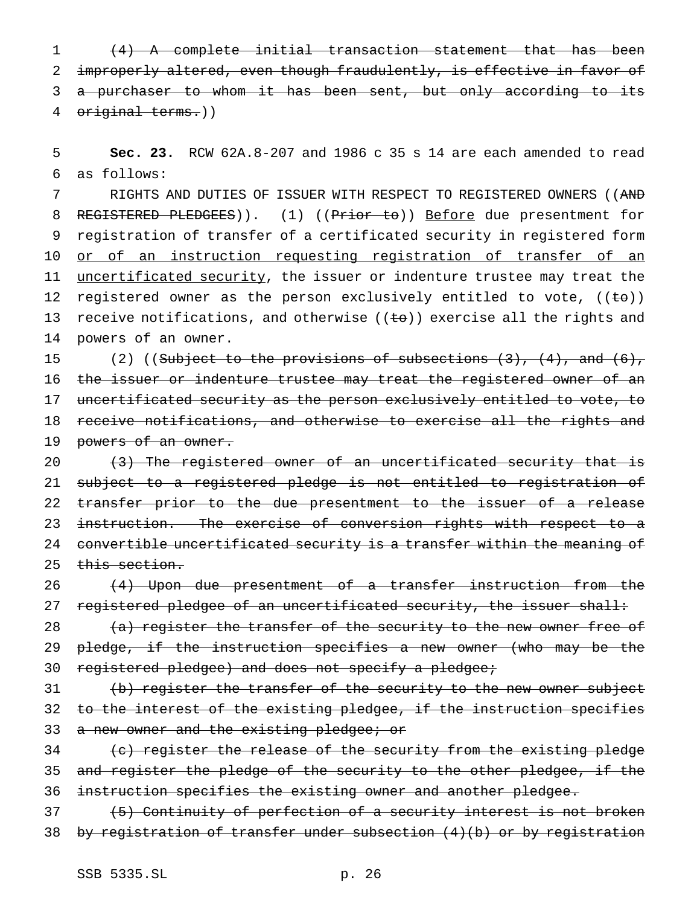~~(4) A complete initial transaction statement that has been improperly altered, even though fraudulently, is effective in favor of a purchaser to whom it has been sent, but only according to its original terms.~~))

**Sec. 23.** RCW 62A.8-207 and 1986 c 35 s 14 are each amended to read as follows:

RIGHTS AND DUTIES OF ISSUER WITH RESPECT TO REGISTERED OWNERS ((~~AND REGISTERED PLEDGEES~~)). (1) ((~~Prior to~~)) Before due presentment for registration of transfer of a certificated security in registered form or of an instruction requesting registration of transfer of an uncertificated security, the issuer or indenture trustee may treat the registered owner as the person exclusively entitled to vote, ((~~to~~)) receive notifications, and otherwise ((~~to~~)) exercise all the rights and powers of an owner.

(2) ((~~Subject to the provisions of subsections (3), (4), and (6), the issuer or indenture trustee may treat the registered owner of an uncertificated security as the person exclusively entitled to vote, to receive notifications, and otherwise to exercise all the rights and powers of an owner.~~

~~(3) The registered owner of an uncertificated security that is subject to a registered pledge is not entitled to registration of transfer prior to the due presentment to the issuer of a release instruction. The exercise of conversion rights with respect to a convertible uncertificated security is a transfer within the meaning of this section.~~

~~(4) Upon due presentment of a transfer instruction from the registered pledgee of an uncertificated security, the issuer shall:~~

~~(a) register the transfer of the security to the new owner free of pledge, if the instruction specifies a new owner (who may be the registered pledgee) and does not specify a pledgee;~~

~~(b) register the transfer of the security to the new owner subject to the interest of the existing pledgee, if the instruction specifies a new owner and the existing pledgee; or~~

~~(c) register the release of the security from the existing pledge and register the pledge of the security to the other pledgee, if the instruction specifies the existing owner and another pledgee.~~

~~(5) Continuity of perfection of a security interest is not broken by registration of transfer under subsection (4)(b) or by registration~~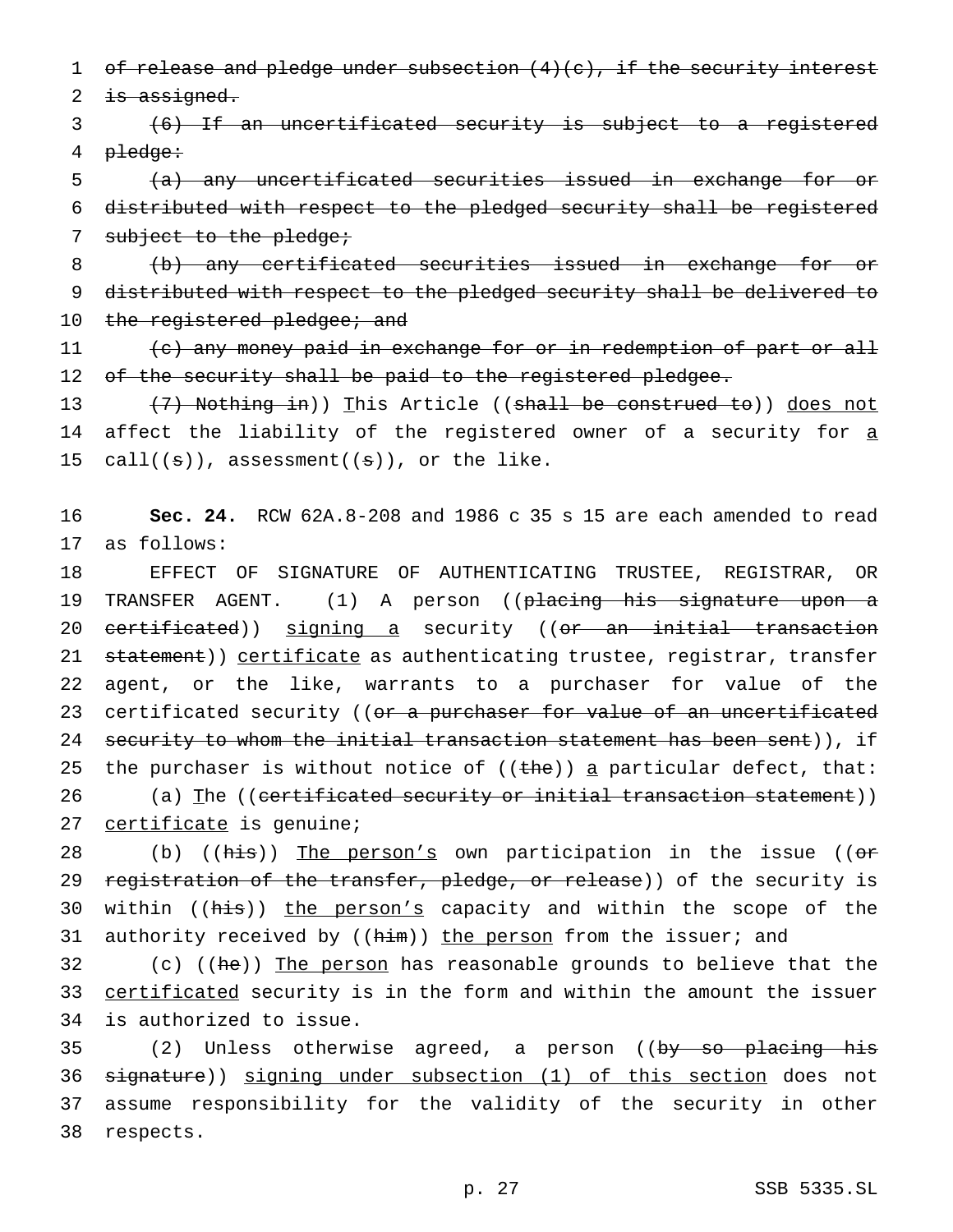~~of release and pledge under subsection (4)(c), if the security interest is assigned.~~

~~(6) If an uncertificated security is subject to a registered pledge:~~

~~(a) any uncertificated securities issued in exchange for or distributed with respect to the pledged security shall be registered subject to the pledge;~~

~~(b) any certificated securities issued in exchange for or distributed with respect to the pledged security shall be delivered to the registered pledgee; and~~

~~(c) any money paid in exchange for or in redemption of part or all of the security shall be paid to the registered pledgee.~~

((~~(7) Nothing in~~)) <u>T</u>his Article ((~~shall be construed to~~)) <u>does not</u> affect the liability of the registered owner of a security for <u>a</u> call((~~s~~)), assessment((~~s~~)), or the like.

**Sec. 24.** RCW 62A.8-208 and 1986 c 35 s 15 are each amended to read as follows:

EFFECT OF SIGNATURE OF AUTHENTICATING TRUSTEE, REGISTRAR, OR TRANSFER AGENT. (1) A person ((~~placing his signature upon a certificated~~)) <u>signing a</u> security ((~~or an initial transaction statement~~)) <u>certificate</u> as authenticating trustee, registrar, transfer agent, or the like, warrants to a purchaser for value of the certificated security ((~~or a purchaser for value of an uncertificated security to whom the initial transaction statement has been sent~~)), if the purchaser is without notice of ((~~the~~)) <u>a</u> particular defect, that:

(a) <u>T</u>he ((~~certificated security or initial transaction statement~~)) <u>certificate</u> is genuine;

(b) ((~~his~~)) <u>The person's</u> own participation in the issue ((~~or registration of the transfer, pledge, or release~~)) of the security is within ((~~his~~)) <u>the person's</u> capacity and within the scope of the authority received by ((~~him~~)) <u>the person</u> from the issuer; and

(c) ((~~he~~)) <u>The person</u> has reasonable grounds to believe that the <u>certificated</u> security is in the form and within the amount the issuer is authorized to issue.

(2) Unless otherwise agreed, a person ((~~by so placing his signature~~)) <u>signing under subsection (1) of this section</u> does not assume responsibility for the validity of the security in other respects.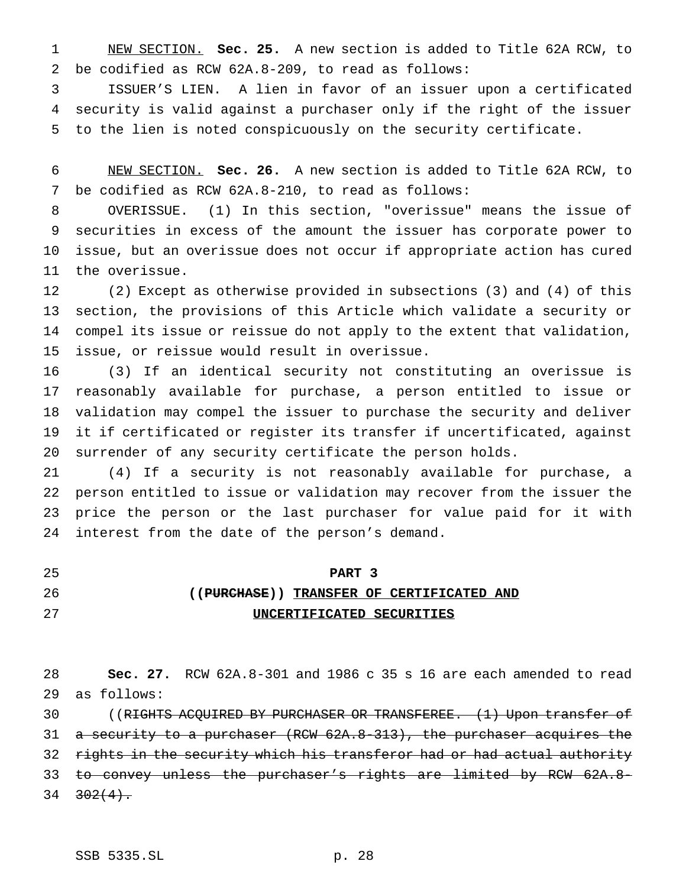NEW SECTION. **Sec. 25.** A new section is added to Title 62A RCW, to be codified as RCW 62A.8-209, to read as follows:

ISSUER'S LIEN. A lien in favor of an issuer upon a certificated security is valid against a purchaser only if the right of the issuer to the lien is noted conspicuously on the security certificate.

NEW SECTION. **Sec. 26.** A new section is added to Title 62A RCW, to be codified as RCW 62A.8-210, to read as follows:

OVERISSUE. (1) In this section, "overissue" means the issue of securities in excess of the amount the issuer has corporate power to issue, but an overissue does not occur if appropriate action has cured the overissue.

(2) Except as otherwise provided in subsections (3) and (4) of this section, the provisions of this Article which validate a security or compel its issue or reissue do not apply to the extent that validation, issue, or reissue would result in overissue.

(3) If an identical security not constituting an overissue is reasonably available for purchase, a person entitled to issue or validation may compel the issuer to purchase the security and deliver it if certificated or register its transfer if uncertificated, against surrender of any security certificate the person holds.

(4) If a security is not reasonably available for purchase, a person entitled to issue or validation may recover from the issuer the price the person or the last purchaser for value paid for it with interest from the date of the person's demand.

**PART 3**

**((~~PURCHASE~~)) TRANSFER OF CERTIFICATED AND UNCERTIFICATED SECURITIES**

**Sec. 27.** RCW 62A.8-301 and 1986 c 35 s 16 are each amended to read as follows:

((~~RIGHTS ACQUIRED BY PURCHASER OR TRANSFEREE. (1) Upon transfer of a security to a purchaser (RCW 62A.8-313), the purchaser acquires the rights in the security which his transferor had or had actual authority to convey unless the purchaser's rights are limited by RCW 62A.8-302(4).~~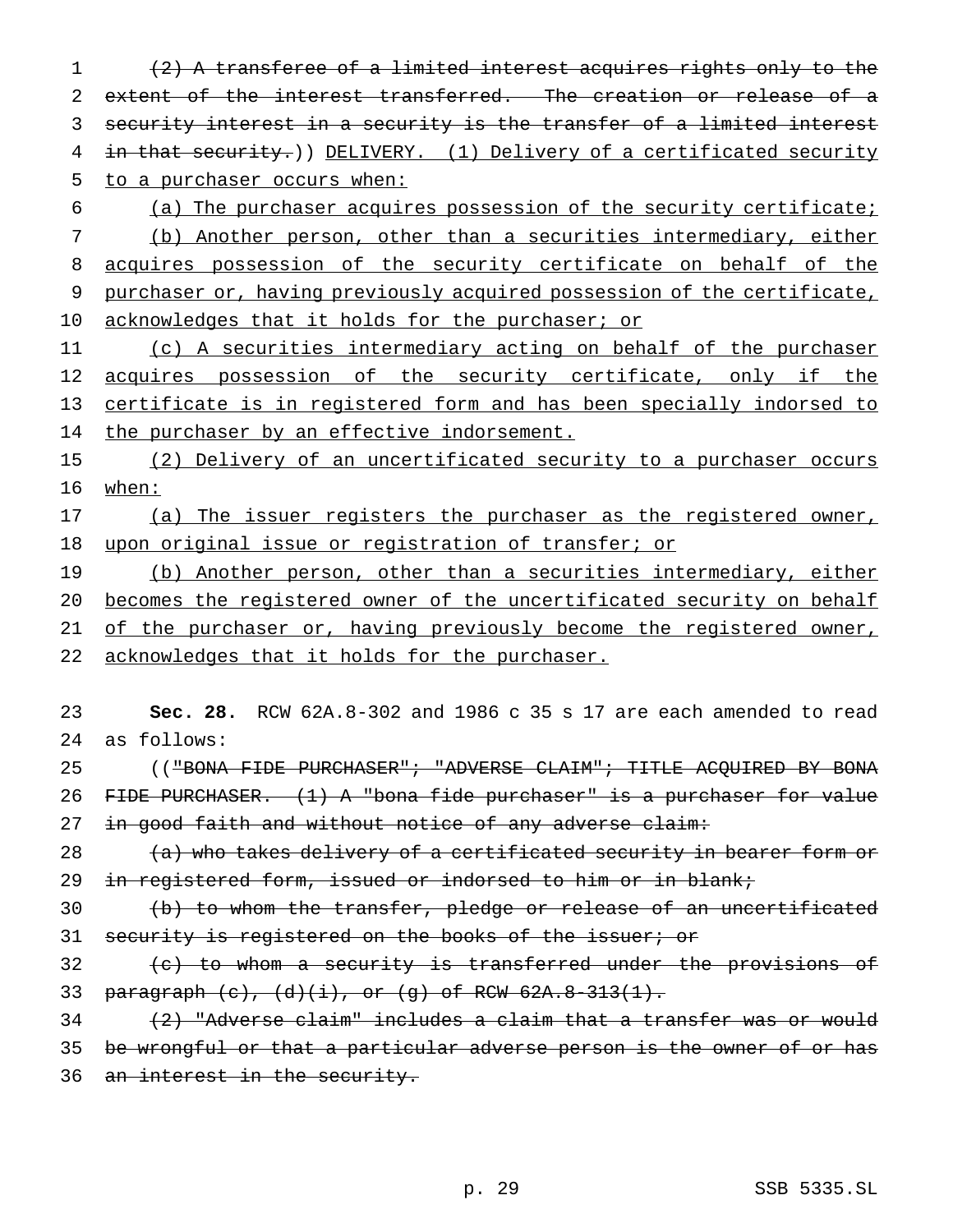(2) A transferee of a limited interest acquires rights only to the extent of the interest transferred. The creation or release of a security interest in a security is the transfer of a limited interest in that security.)) DELIVERY. (1) Delivery of a certificated security to a purchaser occurs when:

(a) The purchaser acquires possession of the security certificate;

(b) Another person, other than a securities intermediary, either acquires possession of the security certificate on behalf of the purchaser or, having previously acquired possession of the certificate, acknowledges that it holds for the purchaser; or

(c) A securities intermediary acting on behalf of the purchaser acquires possession of the security certificate, only if the certificate is in registered form and has been specially indorsed to the purchaser by an effective indorsement.

(2) Delivery of an uncertificated security to a purchaser occurs when:

(a) The issuer registers the purchaser as the registered owner, upon original issue or registration of transfer; or

(b) Another person, other than a securities intermediary, either becomes the registered owner of the uncertificated security on behalf of the purchaser or, having previously become the registered owner, acknowledges that it holds for the purchaser.

**Sec. 28.** RCW 62A.8-302 and 1986 c 35 s 17 are each amended to read as follows:

(("BONA FIDE PURCHASER"; "ADVERSE CLAIM"; TITLE ACQUIRED BY BONA FIDE PURCHASER. (1) A "bona fide purchaser" is a purchaser for value in good faith and without notice of any adverse claim:

(a) who takes delivery of a certificated security in bearer form or in registered form, issued or indorsed to him or in blank;

(b) to whom the transfer, pledge or release of an uncertificated security is registered on the books of the issuer; or

(c) to whom a security is transferred under the provisions of paragraph (c), (d)(i), or (g) of RCW 62A.8-313(1).

(2) "Adverse claim" includes a claim that a transfer was or would be wrongful or that a particular adverse person is the owner of or has an interest in the security.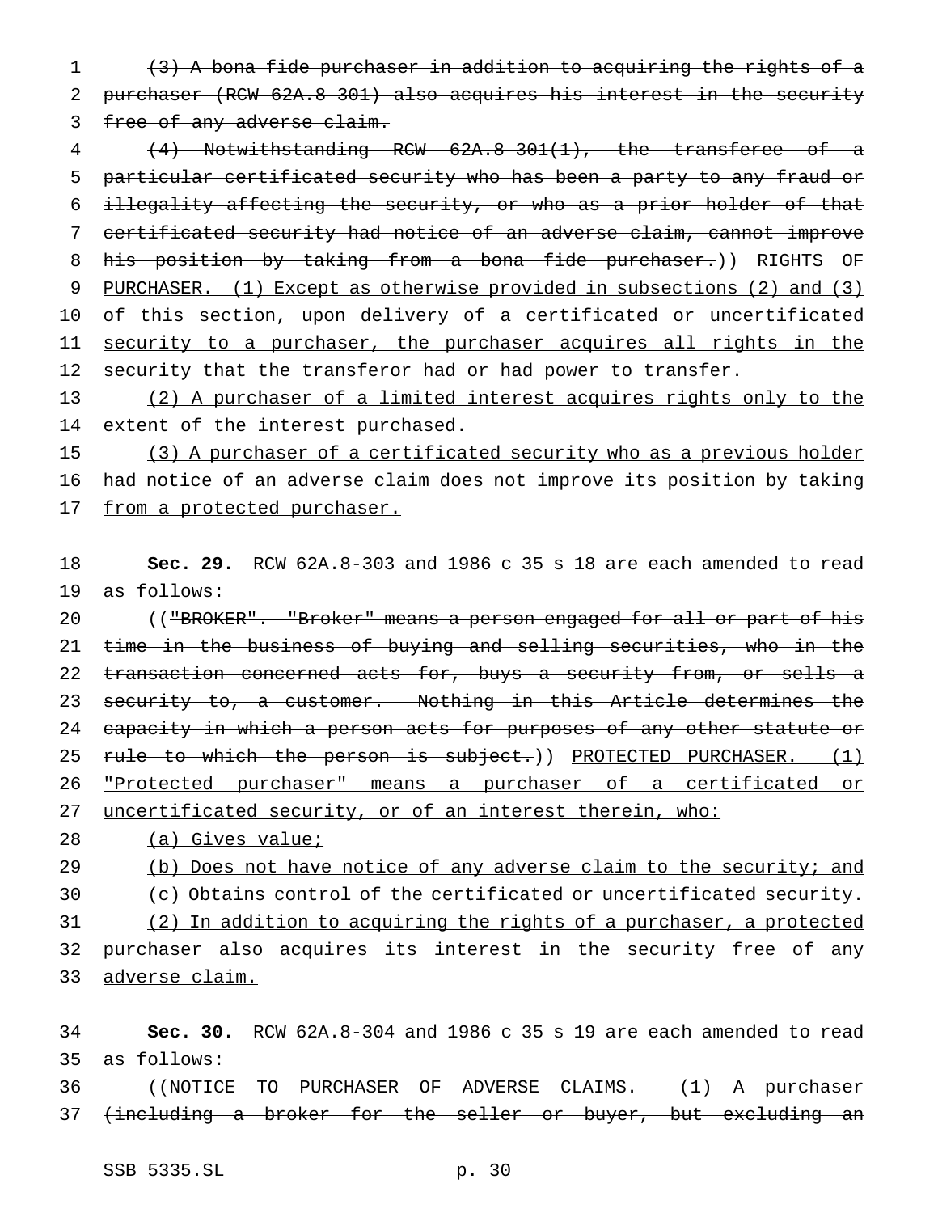~~(3) A bona fide purchaser in addition to acquiring the rights of a purchaser (RCW 62A.8-301) also acquires his interest in the security free of any adverse claim.~~

~~(4) Notwithstanding RCW 62A.8-301(1), the transferee of a particular certificated security who has been a party to any fraud or illegality affecting the security, or who as a prior holder of that certificated security had notice of an adverse claim, cannot improve his position by taking from a bona fide purchaser.~~)) <u>RIGHTS OF PURCHASER. (1) Except as otherwise provided in subsections (2) and (3) of this section, upon delivery of a certificated or uncertificated security to a purchaser, the purchaser acquires all rights in the security that the transferor had or had power to transfer.</u>

<u>(2) A purchaser of a limited interest acquires rights only to the extent of the interest purchased.</u>

<u>(3) A purchaser of a certificated security who as a previous holder had notice of an adverse claim does not improve its position by taking from a protected purchaser.</u>

**Sec. 29.** RCW 62A.8-303 and 1986 c 35 s 18 are each amended to read as follows:

((~~"BROKER". "Broker" means a person engaged for all or part of his time in the business of buying and selling securities, who in the transaction concerned acts for, buys a security from, or sells a security to, a customer. Nothing in this Article determines the capacity in which a person acts for purposes of any other statute or rule to which the person is subject.~~)) <u>PROTECTED PURCHASER. (1) "Protected purchaser" means a purchaser of a certificated or uncertificated security, or of an interest therein, who:</u>

<u>(a) Gives value;</u>

<u>(b) Does not have notice of any adverse claim to the security; and</u>

<u>(c) Obtains control of the certificated or uncertificated security.</u>

<u>(2) In addition to acquiring the rights of a purchaser, a protected purchaser also acquires its interest in the security free of any adverse claim.</u>

**Sec. 30.** RCW 62A.8-304 and 1986 c 35 s 19 are each amended to read as follows:

((~~NOTICE TO PURCHASER OF ADVERSE CLAIMS. (1) A purchaser (including a broker for the seller or buyer, but excluding an~~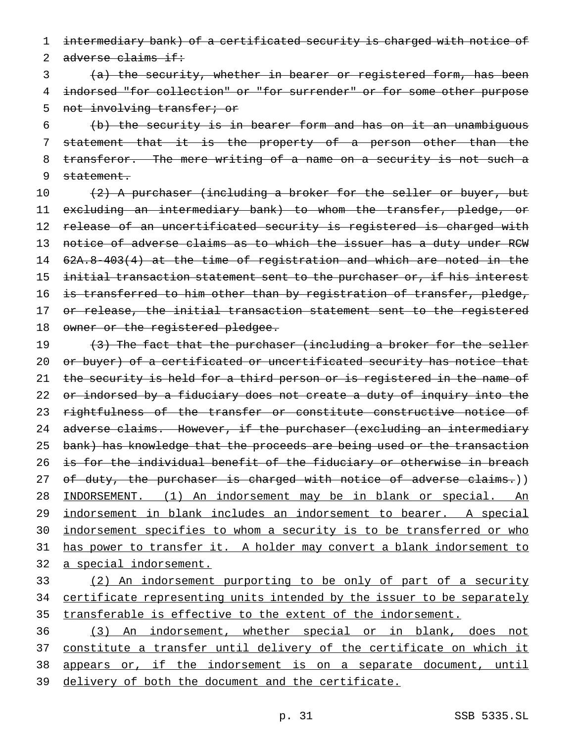intermediary bank) of a certificated security is charged with notice of adverse claims if:

(a) the security, whether in bearer or registered form, has been indorsed "for collection" or "for surrender" or for some other purpose not involving transfer; or

(b) the security is in bearer form and has on it an unambiguous statement that it is the property of a person other than the transferor. The mere writing of a name on a security is not such a statement.

(2) A purchaser (including a broker for the seller or buyer, but excluding an intermediary bank) to whom the transfer, pledge, or release of an uncertificated security is registered is charged with notice of adverse claims as to which the issuer has a duty under RCW 62A.8-403(4) at the time of registration and which are noted in the initial transaction statement sent to the purchaser or, if his interest is transferred to him other than by registration of transfer, pledge, or release, the initial transaction statement sent to the registered owner or the registered pledgee.

(3) The fact that the purchaser (including a broker for the seller or buyer) of a certificated or uncertificated security has notice that the security is held for a third person or is registered in the name of or indorsed by a fiduciary does not create a duty of inquiry into the rightfulness of the transfer or constitute constructive notice of adverse claims. However, if the purchaser (excluding an intermediary bank) has knowledge that the proceeds are being used or the transaction is for the individual benefit of the fiduciary or otherwise in breach of duty, the purchaser is charged with notice of adverse claims.)) INDORSEMENT. (1) An indorsement may be in blank or special. An indorsement in blank includes an indorsement to bearer. A special indorsement specifies to whom a security is to be transferred or who has power to transfer it. A holder may convert a blank indorsement to a special indorsement.

(2) An indorsement purporting to be only of part of a security certificate representing units intended by the issuer to be separately transferable is effective to the extent of the indorsement.

(3) An indorsement, whether special or in blank, does not constitute a transfer until delivery of the certificate on which it appears or, if the indorsement is on a separate document, until delivery of both the document and the certificate.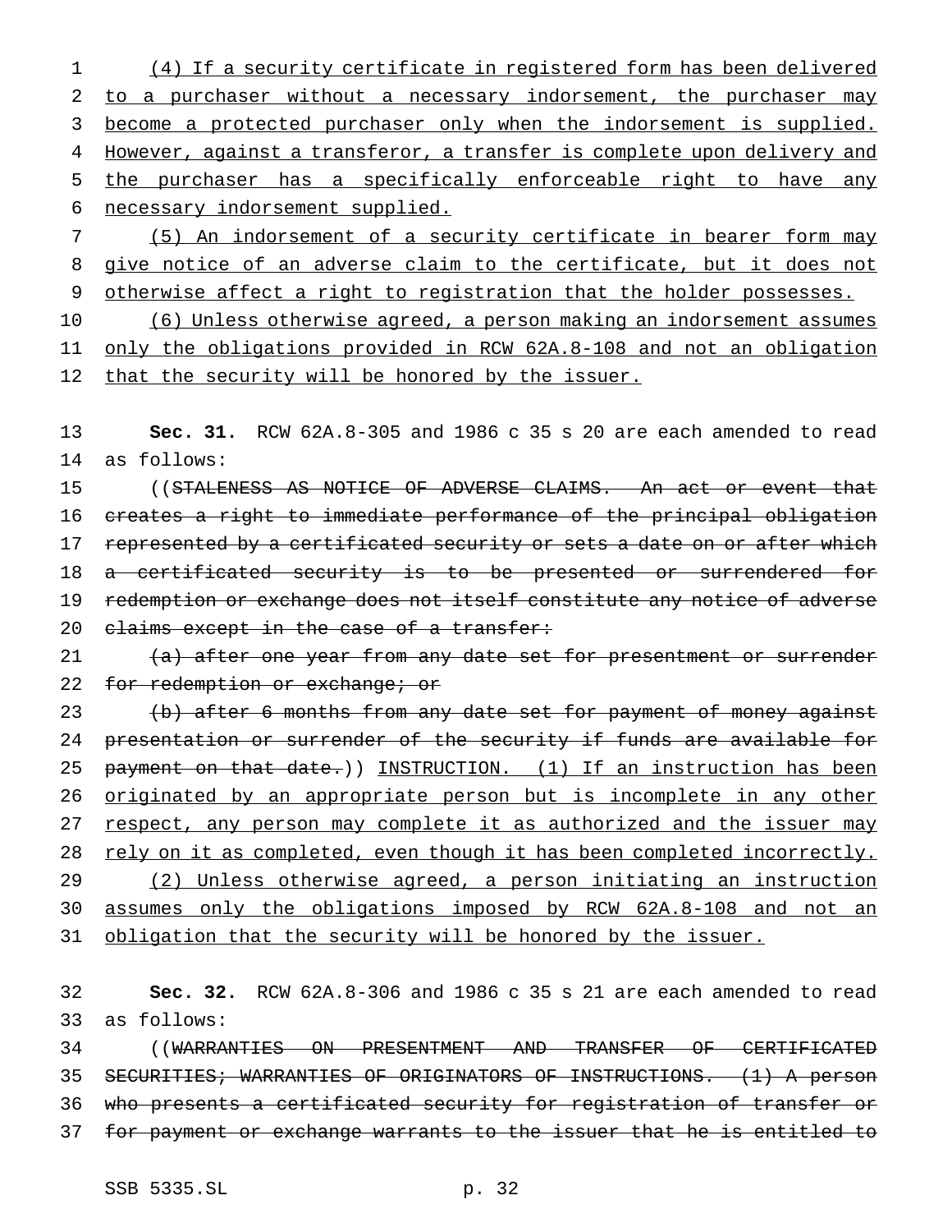(4) If a security certificate in registered form has been delivered to a purchaser without a necessary indorsement, the purchaser may become a protected purchaser only when the indorsement is supplied. However, against a transferor, a transfer is complete upon delivery and the purchaser has a specifically enforceable right to have any necessary indorsement supplied.

(5) An indorsement of a security certificate in bearer form may give notice of an adverse claim to the certificate, but it does not otherwise affect a right to registration that the holder possesses.

(6) Unless otherwise agreed, a person making an indorsement assumes only the obligations provided in RCW 62A.8-108 and not an obligation that the security will be honored by the issuer.

**Sec. 31.** RCW 62A.8-305 and 1986 c 35 s 20 are each amended to read as follows:

((~~STALENESS AS NOTICE OF ADVERSE CLAIMS. An act or event that creates a right to immediate performance of the principal obligation represented by a certificated security or sets a date on or after which a certificated security is to be presented or surrendered for redemption or exchange does not itself constitute any notice of adverse claims except in the case of a transfer:~~

~~(a) after one year from any date set for presentment or surrender for redemption or exchange; or~~

~~(b) after 6 months from any date set for payment of money against presentation or surrender of the security if funds are available for payment on that date.~~)) INSTRUCTION. (1) If an instruction has been originated by an appropriate person but is incomplete in any other respect, any person may complete it as authorized and the issuer may rely on it as completed, even though it has been completed incorrectly.

(2) Unless otherwise agreed, a person initiating an instruction assumes only the obligations imposed by RCW 62A.8-108 and not an obligation that the security will be honored by the issuer.

**Sec. 32.** RCW 62A.8-306 and 1986 c 35 s 21 are each amended to read as follows:

((~~WARRANTIES ON PRESENTMENT AND TRANSFER OF CERTIFICATED SECURITIES; WARRANTIES OF ORIGINATORS OF INSTRUCTIONS. (1) A person who presents a certificated security for registration of transfer or for payment or exchange warrants to the issuer that he is entitled to~~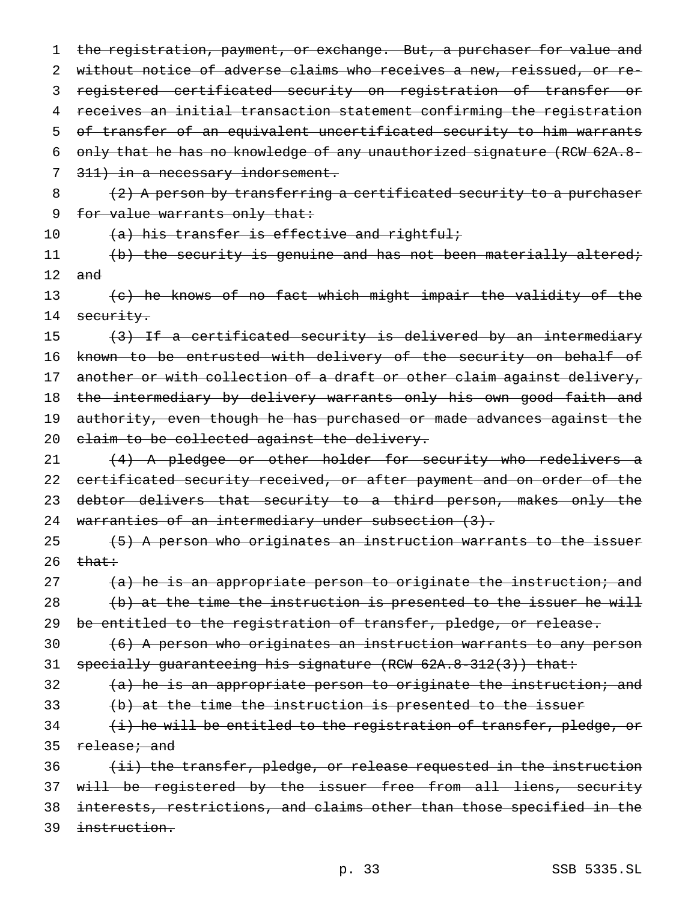the registration, payment, or exchange. But, a purchaser for value and without notice of adverse claims who receives a new, reissued, or re-registered certificated security on registration of transfer or receives an initial transaction statement confirming the registration of transfer of an equivalent uncertificated security to him warrants only that he has no knowledge of any unauthorized signature (RCW 62A.8-311) in a necessary indorsement.

(2) A person by transferring a certificated security to a purchaser for value warrants only that:

(a) his transfer is effective and rightful;

(b) the security is genuine and has not been materially altered; and

(c) he knows of no fact which might impair the validity of the security.

(3) If a certificated security is delivered by an intermediary known to be entrusted with delivery of the security on behalf of another or with collection of a draft or other claim against delivery, the intermediary by delivery warrants only his own good faith and authority, even though he has purchased or made advances against the claim to be collected against the delivery.

(4) A pledgee or other holder for security who redelivers a certificated security received, or after payment and on order of the debtor delivers that security to a third person, makes only the warranties of an intermediary under subsection (3).

(5) A person who originates an instruction warrants to the issuer that:

(a) he is an appropriate person to originate the instruction; and

(b) at the time the instruction is presented to the issuer he will be entitled to the registration of transfer, pledge, or release.

(6) A person who originates an instruction warrants to any person specially guaranteeing his signature (RCW 62A.8-312(3)) that:

(a) he is an appropriate person to originate the instruction; and

(b) at the time the instruction is presented to the issuer

(i) he will be entitled to the registration of transfer, pledge, or release; and

(ii) the transfer, pledge, or release requested in the instruction will be registered by the issuer free from all liens, security interests, restrictions, and claims other than those specified in the instruction.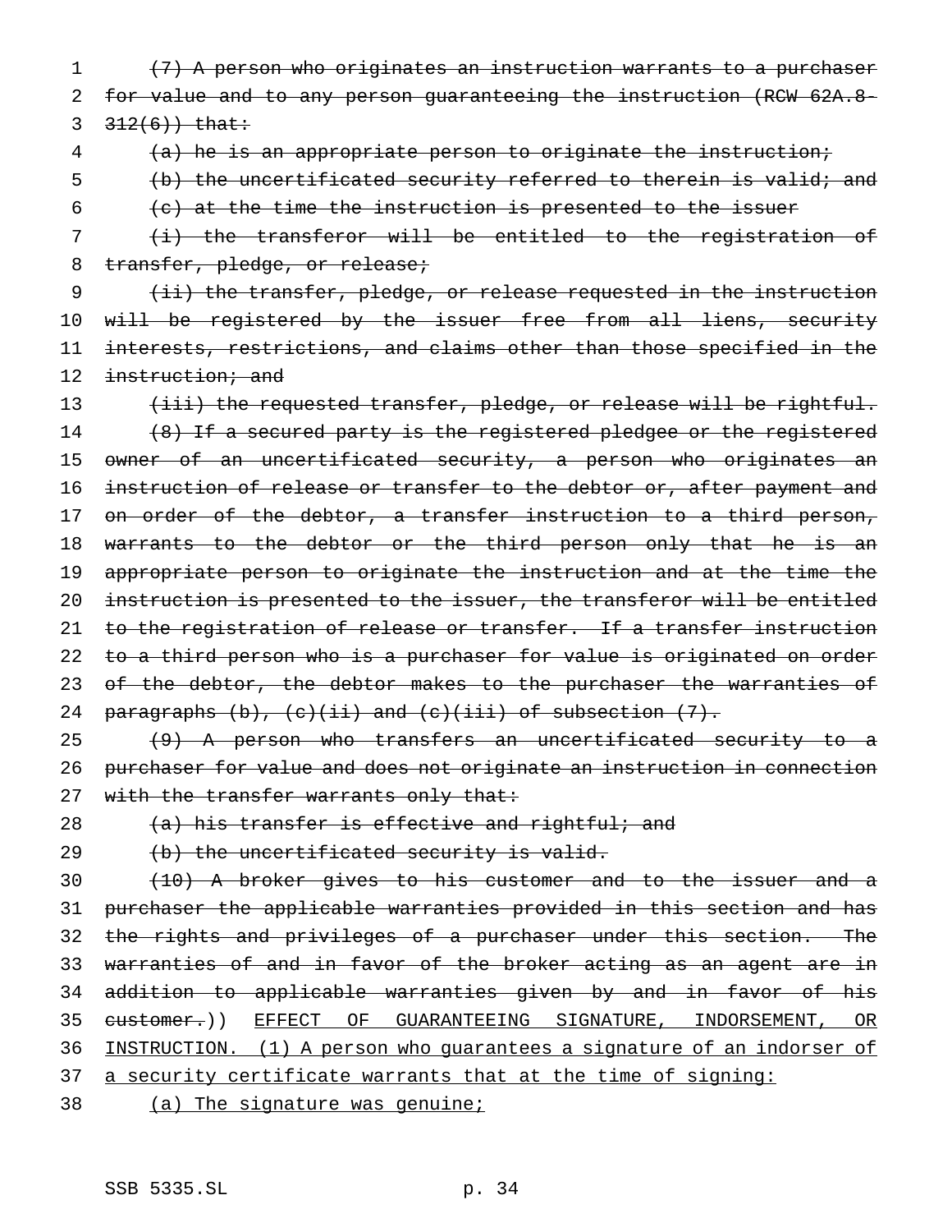~~(7) A person who originates an instruction warrants to a purchaser for value and to any person guaranteeing the instruction (RCW 62A.8-312(6)) that:~~

~~(a) he is an appropriate person to originate the instruction;~~

~~(b) the uncertificated security referred to therein is valid; and~~

~~(c) at the time the instruction is presented to the issuer~~

~~(i) the transferor will be entitled to the registration of transfer, pledge, or release;~~

~~(ii) the transfer, pledge, or release requested in the instruction will be registered by the issuer free from all liens, security interests, restrictions, and claims other than those specified in the instruction; and~~

~~(iii) the requested transfer, pledge, or release will be rightful.~~

~~(8) If a secured party is the registered pledgee or the registered owner of an uncertificated security, a person who originates an instruction of release or transfer to the debtor or, after payment and on order of the debtor, a transfer instruction to a third person, warrants to the debtor or the third person only that he is an appropriate person to originate the instruction and at the time the instruction is presented to the issuer, the transferor will be entitled to the registration of release or transfer. If a transfer instruction to a third person who is a purchaser for value is originated on order of the debtor, the debtor makes to the purchaser the warranties of paragraphs (b), (c)(ii) and (c)(iii) of subsection (7).~~

~~(9) A person who transfers an uncertificated security to a purchaser for value and does not originate an instruction in connection with the transfer warrants only that:~~

~~(a) his transfer is effective and rightful; and~~

~~(b) the uncertificated security is valid.~~

~~(10) A broker gives to his customer and to the issuer and a purchaser the applicable warranties provided in this section and has the rights and privileges of a purchaser under this section. The warranties of and in favor of the broker acting as an agent are in addition to applicable warranties given by and in favor of his customer.~~)) <u>EFFECT OF GUARANTEEING SIGNATURE, INDORSEMENT, OR INSTRUCTION. (1) A person who guarantees a signature of an indorser of a security certificate warrants that at the time of signing:</u>

<u>(a) The signature was genuine;</u>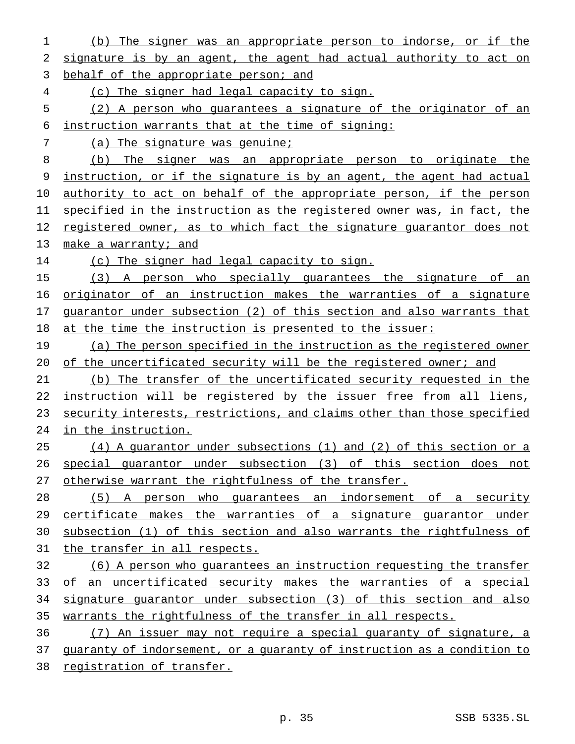(b) The signer was an appropriate person to indorse, or if the signature is by an agent, the agent had actual authority to act on behalf of the appropriate person; and

(c) The signer had legal capacity to sign.

(2) A person who guarantees a signature of the originator of an instruction warrants that at the time of signing:

(a) The signature was genuine;

(b) The signer was an appropriate person to originate the instruction, or if the signature is by an agent, the agent had actual authority to act on behalf of the appropriate person, if the person specified in the instruction as the registered owner was, in fact, the registered owner, as to which fact the signature guarantor does not make a warranty; and

(c) The signer had legal capacity to sign.

(3) A person who specially guarantees the signature of an originator of an instruction makes the warranties of a signature guarantor under subsection (2) of this section and also warrants that at the time the instruction is presented to the issuer:

(a) The person specified in the instruction as the registered owner of the uncertificated security will be the registered owner; and

(b) The transfer of the uncertificated security requested in the instruction will be registered by the issuer free from all liens, security interests, restrictions, and claims other than those specified in the instruction.

(4) A guarantor under subsections (1) and (2) of this section or a special guarantor under subsection (3) of this section does not otherwise warrant the rightfulness of the transfer.

(5) A person who guarantees an indorsement of a security certificate makes the warranties of a signature guarantor under subsection (1) of this section and also warrants the rightfulness of the transfer in all respects.

(6) A person who guarantees an instruction requesting the transfer of an uncertificated security makes the warranties of a special signature guarantor under subsection (3) of this section and also warrants the rightfulness of the transfer in all respects.

(7) An issuer may not require a special guaranty of signature, a guaranty of indorsement, or a guaranty of instruction as a condition to registration of transfer.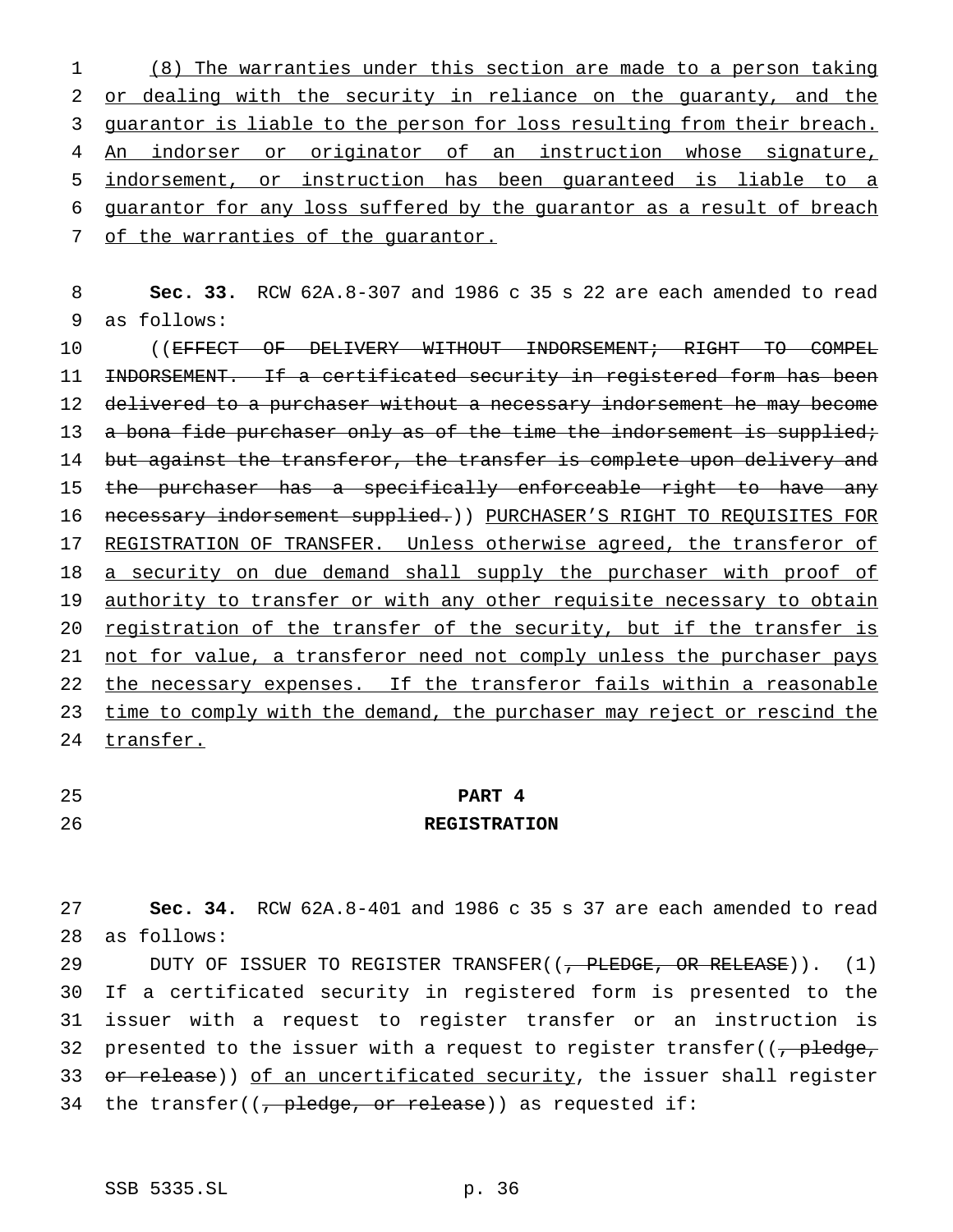(8) The warranties under this section are made to a person taking or dealing with the security in reliance on the guaranty, and the guarantor is liable to the person for loss resulting from their breach. An indorser or originator of an instruction whose signature, indorsement, or instruction has been guaranteed is liable to a guarantor for any loss suffered by the guarantor as a result of breach of the warranties of the guarantor.

**Sec. 33.** RCW 62A.8-307 and 1986 c 35 s 22 are each amended to read as follows:

((~~EFFECT OF DELIVERY WITHOUT INDORSEMENT; RIGHT TO COMPEL INDORSEMENT. If a certificated security in registered form has been delivered to a purchaser without a necessary indorsement he may become a bona fide purchaser only as of the time the indorsement is supplied; but against the transferor, the transfer is complete upon delivery and the purchaser has a specifically enforceable right to have any necessary indorsement supplied.~~)) PURCHASER'S RIGHT TO REQUISITES FOR REGISTRATION OF TRANSFER. Unless otherwise agreed, the transferor of a security on due demand shall supply the purchaser with proof of authority to transfer or with any other requisite necessary to obtain registration of the transfer of the security, but if the transfer is not for value, a transferor need not comply unless the purchaser pays the necessary expenses. If the transferor fails within a reasonable time to comply with the demand, the purchaser may reject or rescind the transfer.

## PART 4
## REGISTRATION

**Sec. 34.** RCW 62A.8-401 and 1986 c 35 s 37 are each amended to read as follows:

DUTY OF ISSUER TO REGISTER TRANSFER((~~, PLEDGE, OR RELEASE~~)). (1) If a certificated security in registered form is presented to the issuer with a request to register transfer or an instruction is presented to the issuer with a request to register transfer((~~, pledge, or release~~)) of an uncertificated security, the issuer shall register the transfer((~~, pledge, or release~~)) as requested if: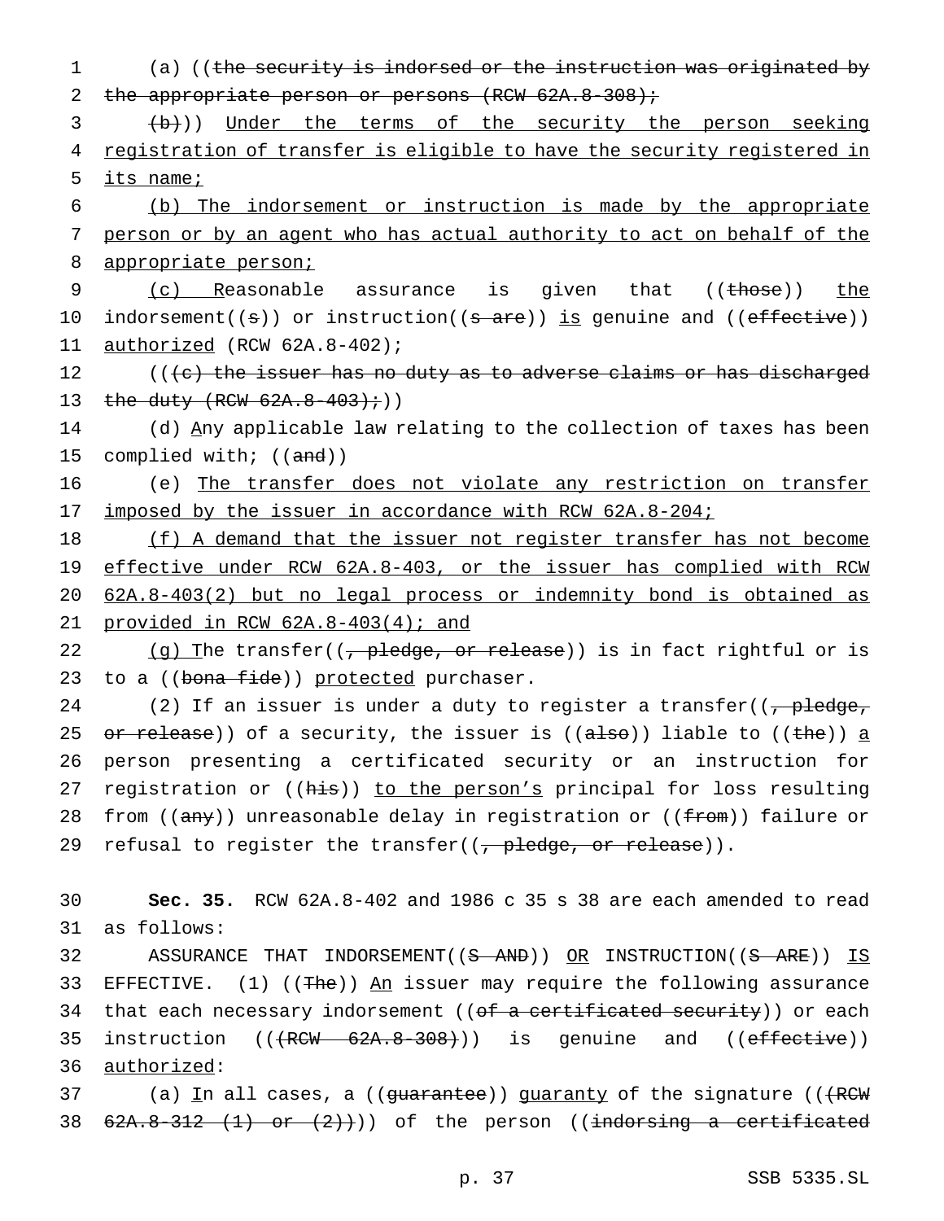(a) ((~~the security is indorsed or the instruction was originated by the appropriate person or persons (RCW 62A.8-308);~~

~~(b)~~)) <u>Under the terms of the security the person seeking registration of transfer is eligible to have the security registered in its name;</u>

<u>(b) The indorsement or instruction is made by the appropriate person or by an agent who has actual authority to act on behalf of the appropriate person;</u>

<u>(c) R</u>easonable assurance is given that ((~~those~~)) <u>the</u> indorsement((~~s~~)) or instruction((~~s are~~)) <u>is</u> genuine and ((~~effective~~)) <u>authorized</u> (RCW 62A.8-402);

((~~(c) the issuer has no duty as to adverse claims or has discharged the duty (RCW 62A.8-403);~~))

(d) <u>A</u>ny applicable law relating to the collection of taxes has been complied with; ((~~and~~))

(e) <u>The transfer does not violate any restriction on transfer imposed by the issuer in accordance with RCW 62A.8-204;</u>

<u>(f) A demand that the issuer not register transfer has not become effective under RCW 62A.8-403, or the issuer has complied with RCW 62A.8-403(2) but no legal process or indemnity bond is obtained as provided in RCW 62A.8-403(4); and</u>

<u>(g) T</u>he transfer((~~, pledge, or release~~)) is in fact rightful or is to a ((~~bona fide~~)) <u>protected</u> purchaser.

(2) If an issuer is under a duty to register a transfer((~~, pledge, or release~~)) of a security, the issuer is ((~~also~~)) liable to ((~~the~~)) <u>a</u> person presenting a certificated security or an instruction for registration or ((~~his~~)) <u>to the person's</u> principal for loss resulting from ((~~any~~)) unreasonable delay in registration or ((~~from~~)) failure or refusal to register the transfer((~~, pledge, or release~~)).

**Sec. 35.** RCW 62A.8-402 and 1986 c 35 s 38 are each amended to read as follows:

ASSURANCE THAT INDORSEMENT((~~S AND~~)) <u>OR</u> INSTRUCTION((~~S ARE~~)) <u>IS</u> EFFECTIVE. (1) ((~~The~~)) <u>An</u> issuer may require the following assurance that each necessary indorsement ((~~of a certificated security~~)) or each instruction ((~~(RCW 62A.8-308)~~)) is genuine and ((~~effective~~)) <u>authorized</u>:

(a) <u>I</u>n all cases, a ((~~guarantee~~)) <u>guaranty</u> of the signature ((~~(RCW 62A.8-312 (1) or (2))~~)) of the person ((~~indorsing a certificated~~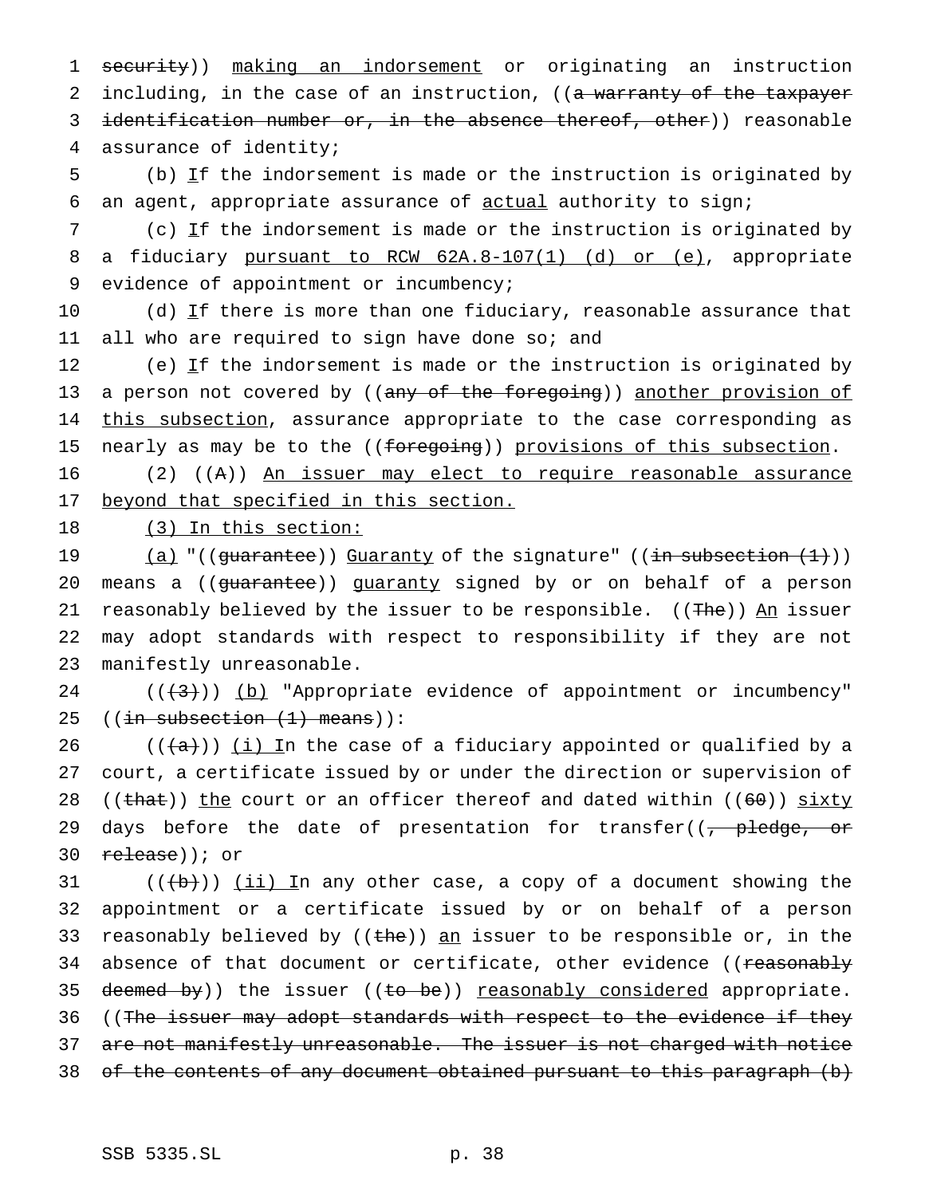security)) making an indorsement or originating an instruction including, in the case of an instruction, ((a warranty of the taxpayer identification number or, in the absence thereof, other)) reasonable assurance of identity;

(b) If the indorsement is made or the instruction is originated by an agent, appropriate assurance of actual authority to sign;

(c) If the indorsement is made or the instruction is originated by a fiduciary pursuant to RCW 62A.8-107(1) (d) or (e), appropriate evidence of appointment or incumbency;

(d) If there is more than one fiduciary, reasonable assurance that all who are required to sign have done so; and

(e) If the indorsement is made or the instruction is originated by a person not covered by ((any of the foregoing)) another provision of this subsection, assurance appropriate to the case corresponding as nearly as may be to the ((foregoing)) provisions of this subsection.

(2) ((A)) An issuer may elect to require reasonable assurance beyond that specified in this section.

(3) In this section:

(a) "((guarantee)) Guaranty of the signature" ((in subsection (1))) means a ((guarantee)) guaranty signed by or on behalf of a person reasonably believed by the issuer to be responsible. ((The)) An issuer may adopt standards with respect to responsibility if they are not manifestly unreasonable.

(((3))) (b) "Appropriate evidence of appointment or incumbency" ((in subsection (1) means)):

(((a))) (i) In the case of a fiduciary appointed or qualified by a court, a certificate issued by or under the direction or supervision of ((that)) the court or an officer thereof and dated within ((60)) sixty days before the date of presentation for transfer((, pledge, or release)); or

(((b))) (ii) In any other case, a copy of a document showing the appointment or a certificate issued by or on behalf of a person reasonably believed by ((the)) an issuer to be responsible or, in the absence of that document or certificate, other evidence ((reasonably deemed by)) the issuer ((to be)) reasonably considered appropriate. ((The issuer may adopt standards with respect to the evidence if they are not manifestly unreasonable. The issuer is not charged with notice of the contents of any document obtained pursuant to this paragraph (b)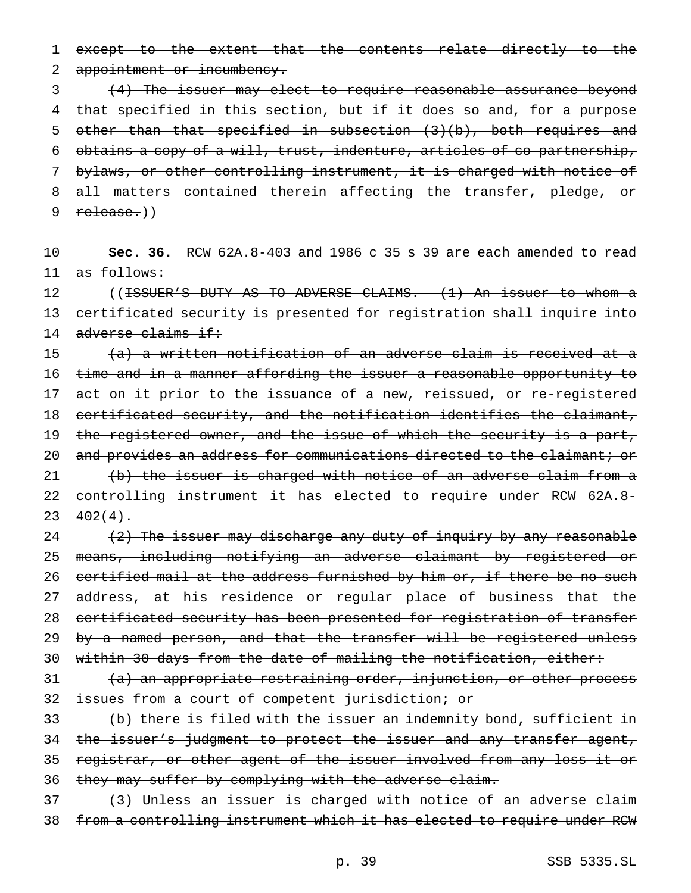~~except to the extent that the contents relate directly to the appointment or incumbency.~~

~~(4) The issuer may elect to require reasonable assurance beyond that specified in this section, but if it does so and, for a purpose other than that specified in subsection (3)(b), both requires and obtains a copy of a will, trust, indenture, articles of co-partnership, bylaws, or other controlling instrument, it is charged with notice of all matters contained therein affecting the transfer, pledge, or release.~~))

**Sec. 36.** RCW 62A.8-403 and 1986 c 35 s 39 are each amended to read as follows:

((~~ISSUER'S DUTY AS TO ADVERSE CLAIMS. (1) An issuer to whom a certificated security is presented for registration shall inquire into adverse claims if:~~

~~(a) a written notification of an adverse claim is received at a time and in a manner affording the issuer a reasonable opportunity to act on it prior to the issuance of a new, reissued, or re-registered certificated security, and the notification identifies the claimant, the registered owner, and the issue of which the security is a part, and provides an address for communications directed to the claimant; or~~

~~(b) the issuer is charged with notice of an adverse claim from a controlling instrument it has elected to require under RCW 62A.8-402(4).~~

~~(2) The issuer may discharge any duty of inquiry by any reasonable means, including notifying an adverse claimant by registered or certified mail at the address furnished by him or, if there be no such address, at his residence or regular place of business that the certificated security has been presented for registration of transfer by a named person, and that the transfer will be registered unless within 30 days from the date of mailing the notification, either:~~

~~(a) an appropriate restraining order, injunction, or other process issues from a court of competent jurisdiction; or~~

~~(b) there is filed with the issuer an indemnity bond, sufficient in the issuer's judgment to protect the issuer and any transfer agent, registrar, or other agent of the issuer involved from any loss it or they may suffer by complying with the adverse claim.~~

~~(3) Unless an issuer is charged with notice of an adverse claim from a controlling instrument which it has elected to require under RCW~~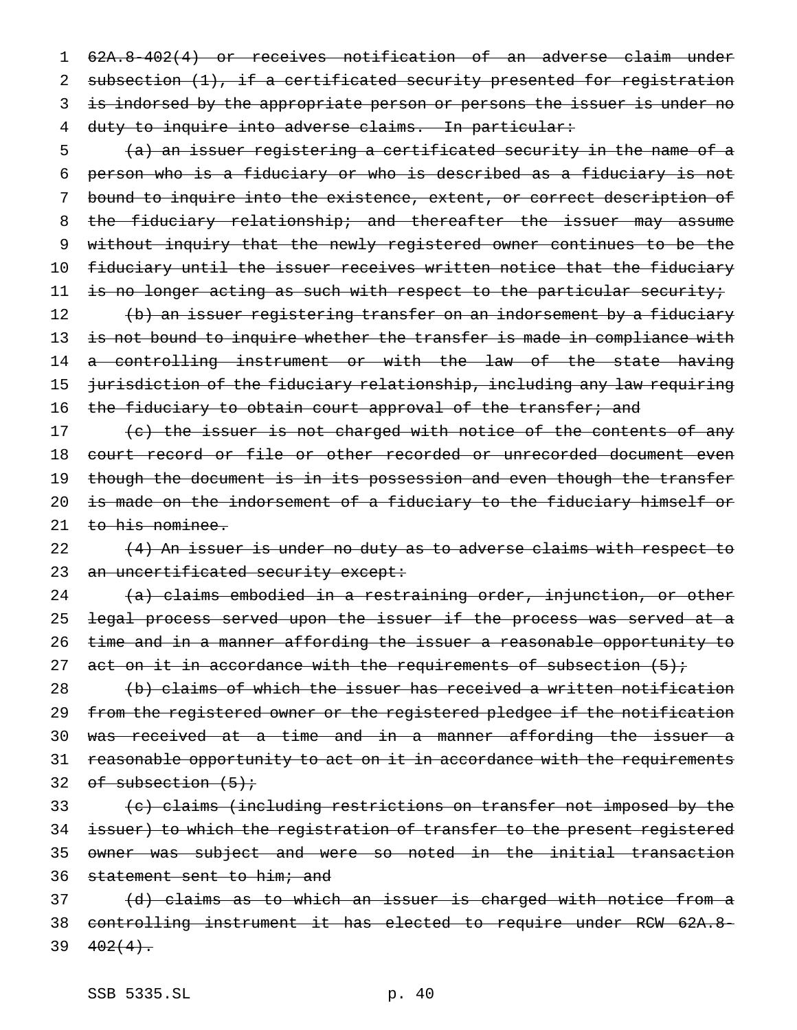~~62A.8-402(4) or receives notification of an adverse claim under subsection (1), if a certificated security presented for registration is indorsed by the appropriate person or persons the issuer is under no duty to inquire into adverse claims. In particular:~~

~~(a) an issuer registering a certificated security in the name of a person who is a fiduciary or who is described as a fiduciary is not bound to inquire into the existence, extent, or correct description of the fiduciary relationship; and thereafter the issuer may assume without inquiry that the newly registered owner continues to be the fiduciary until the issuer receives written notice that the fiduciary is no longer acting as such with respect to the particular security;~~

~~(b) an issuer registering transfer on an indorsement by a fiduciary is not bound to inquire whether the transfer is made in compliance with a controlling instrument or with the law of the state having jurisdiction of the fiduciary relationship, including any law requiring the fiduciary to obtain court approval of the transfer; and~~

~~(c) the issuer is not charged with notice of the contents of any court record or file or other recorded or unrecorded document even though the document is in its possession and even though the transfer is made on the indorsement of a fiduciary to the fiduciary himself or to his nominee.~~

~~(4) An issuer is under no duty as to adverse claims with respect to an uncertificated security except:~~

~~(a) claims embodied in a restraining order, injunction, or other legal process served upon the issuer if the process was served at a time and in a manner affording the issuer a reasonable opportunity to act on it in accordance with the requirements of subsection (5);~~

~~(b) claims of which the issuer has received a written notification from the registered owner or the registered pledgee if the notification was received at a time and in a manner affording the issuer a reasonable opportunity to act on it in accordance with the requirements of subsection (5);~~

~~(c) claims (including restrictions on transfer not imposed by the issuer) to which the registration of transfer to the present registered owner was subject and were so noted in the initial transaction statement sent to him; and~~

~~(d) claims as to which an issuer is charged with notice from a controlling instrument it has elected to require under RCW 62A.8-402(4).~~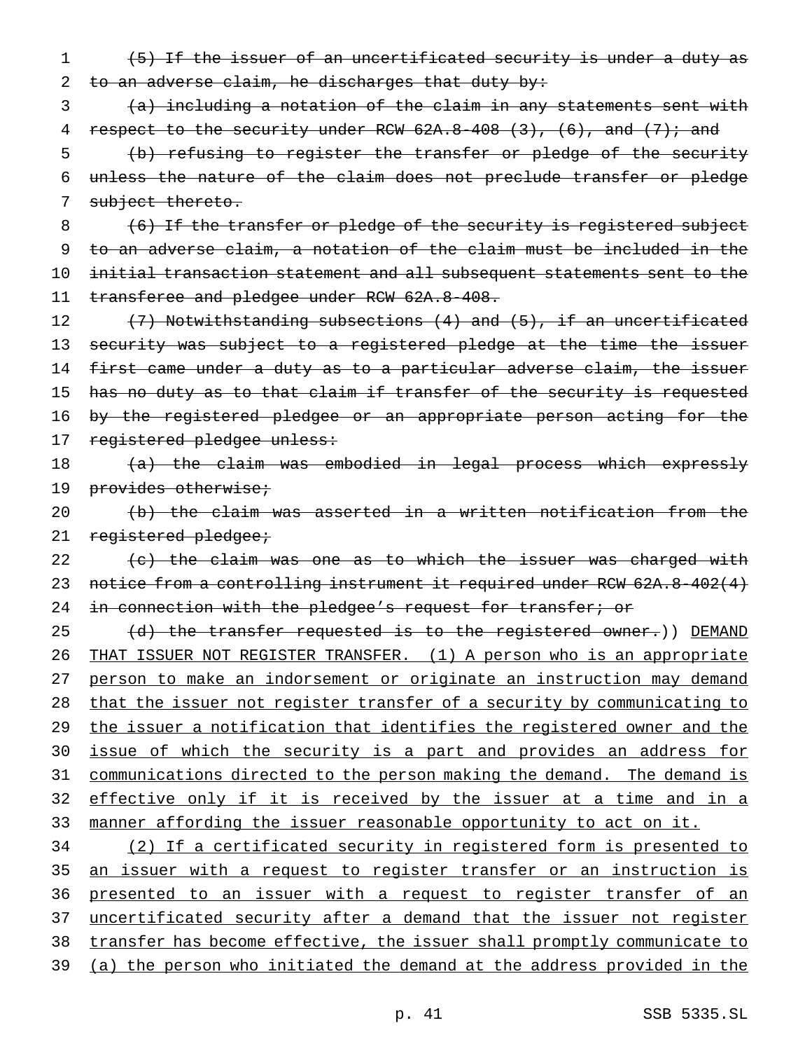~~(5) If the issuer of an uncertificated security is under a duty as to an adverse claim, he discharges that duty by:~~

~~(a) including a notation of the claim in any statements sent with respect to the security under RCW 62A.8-408 (3), (6), and (7); and~~

~~(b) refusing to register the transfer or pledge of the security unless the nature of the claim does not preclude transfer or pledge subject thereto.~~

~~(6) If the transfer or pledge of the security is registered subject to an adverse claim, a notation of the claim must be included in the initial transaction statement and all subsequent statements sent to the transferee and pledgee under RCW 62A.8-408.~~

~~(7) Notwithstanding subsections (4) and (5), if an uncertificated security was subject to a registered pledge at the time the issuer first came under a duty as to a particular adverse claim, the issuer has no duty as to that claim if transfer of the security is requested by the registered pledgee or an appropriate person acting for the registered pledgee unless:~~

~~(a) the claim was embodied in legal process which expressly provides otherwise;~~

~~(b) the claim was asserted in a written notification from the registered pledgee;~~

~~(c) the claim was one as to which the issuer was charged with notice from a controlling instrument it required under RCW 62A.8-402(4) in connection with the pledgee's request for transfer; or~~

~~(d) the transfer requested is to the registered owner.~~)) <u>DEMAND THAT ISSUER NOT REGISTER TRANSFER. (1) A person who is an appropriate person to make an indorsement or originate an instruction may demand that the issuer not register transfer of a security by communicating to the issuer a notification that identifies the registered owner and the issue of which the security is a part and provides an address for communications directed to the person making the demand. The demand is effective only if it is received by the issuer at a time and in a manner affording the issuer reasonable opportunity to act on it.</u>

<u>(2) If a certificated security in registered form is presented to an issuer with a request to register transfer or an instruction is presented to an issuer with a request to register transfer of an uncertificated security after a demand that the issuer not register transfer has become effective, the issuer shall promptly communicate to (a) the person who initiated the demand at the address provided in the</u>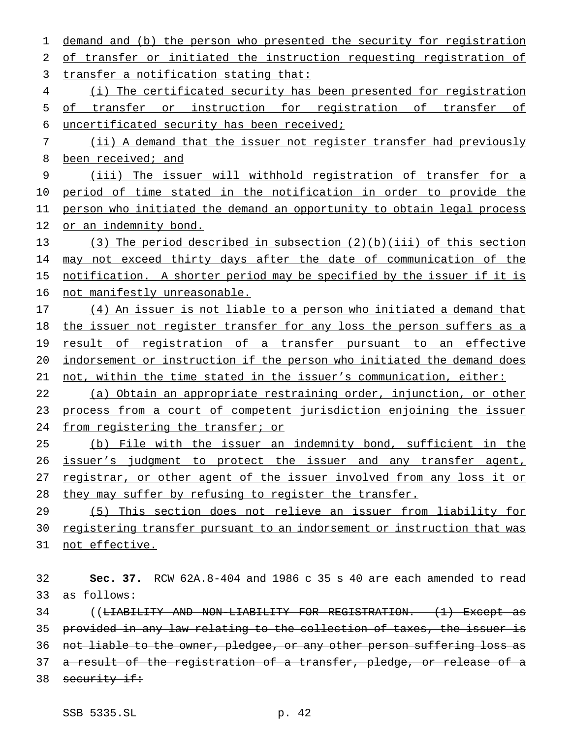demand and (b) the person who presented the security for registration of transfer or initiated the instruction requesting registration of transfer a notification stating that:

(i) The certificated security has been presented for registration of transfer or instruction for registration of transfer of uncertificated security has been received;

(ii) A demand that the issuer not register transfer had previously been received; and

(iii) The issuer will withhold registration of transfer for a period of time stated in the notification in order to provide the person who initiated the demand an opportunity to obtain legal process or an indemnity bond.

(3) The period described in subsection (2)(b)(iii) of this section may not exceed thirty days after the date of communication of the notification. A shorter period may be specified by the issuer if it is not manifestly unreasonable.

(4) An issuer is not liable to a person who initiated a demand that the issuer not register transfer for any loss the person suffers as a result of registration of a transfer pursuant to an effective indorsement or instruction if the person who initiated the demand does not, within the time stated in the issuer's communication, either:

(a) Obtain an appropriate restraining order, injunction, or other process from a court of competent jurisdiction enjoining the issuer from registering the transfer; or

(b) File with the issuer an indemnity bond, sufficient in the issuer's judgment to protect the issuer and any transfer agent, registrar, or other agent of the issuer involved from any loss it or they may suffer by refusing to register the transfer.

(5) This section does not relieve an issuer from liability for registering transfer pursuant to an indorsement or instruction that was not effective.

**Sec. 37.** RCW 62A.8-404 and 1986 c 35 s 40 are each amended to read as follows:

((~~LIABILITY AND NON-LIABILITY FOR REGISTRATION. (1) Except as provided in any law relating to the collection of taxes, the issuer is not liable to the owner, pledgee, or any other person suffering loss as a result of the registration of a transfer, pledge, or release of a security if:~~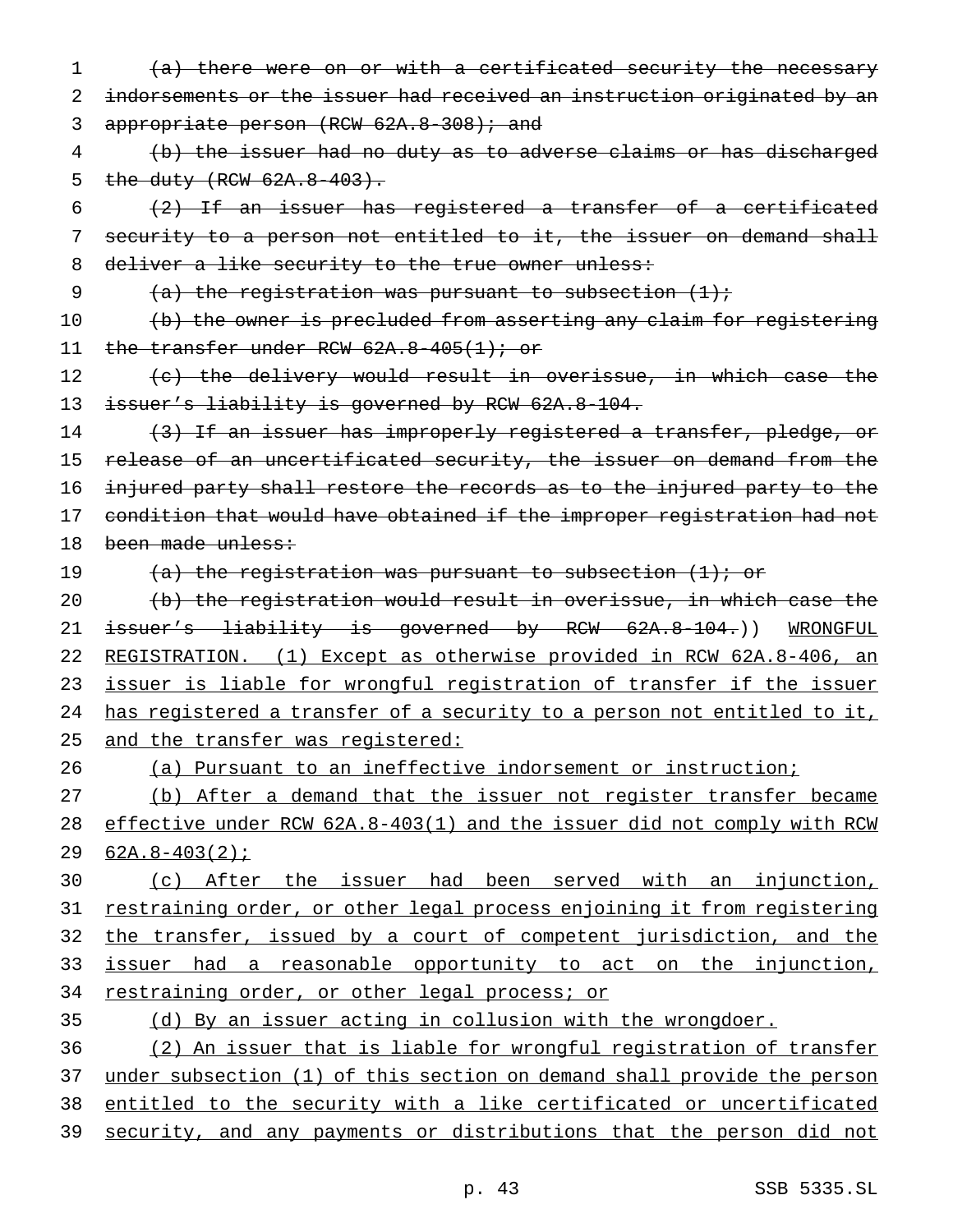~~(a) there were on or with a certificated security the necessary indorsements or the issuer had received an instruction originated by an appropriate person (RCW 62A.8-308); and~~

~~(b) the issuer had no duty as to adverse claims or has discharged the duty (RCW 62A.8-403).~~

~~(2) If an issuer has registered a transfer of a certificated security to a person not entitled to it, the issuer on demand shall deliver a like security to the true owner unless:~~

~~(a) the registration was pursuant to subsection (1);~~

~~(b) the owner is precluded from asserting any claim for registering the transfer under RCW 62A.8-405(1); or~~

~~(c) the delivery would result in overissue, in which case the issuer's liability is governed by RCW 62A.8-104.~~

~~(3) If an issuer has improperly registered a transfer, pledge, or release of an uncertificated security, the issuer on demand from the injured party shall restore the records as to the injured party to the condition that would have obtained if the improper registration had not been made unless:~~

~~(a) the registration was pursuant to subsection (1); or~~

~~(b) the registration would result in overissue, in which case the issuer's liability is governed by RCW 62A.8-104.~~)) <u>WRONGFUL REGISTRATION. (1) Except as otherwise provided in RCW 62A.8-406, an issuer is liable for wrongful registration of transfer if the issuer has registered a transfer of a security to a person not entitled to it, and the transfer was registered:</u>

<u>(a) Pursuant to an ineffective indorsement or instruction;</u>

<u>(b) After a demand that the issuer not register transfer became effective under RCW 62A.8-403(1) and the issuer did not comply with RCW 62A.8-403(2);</u>

<u>(c) After the issuer had been served with an injunction, restraining order, or other legal process enjoining it from registering the transfer, issued by a court of competent jurisdiction, and the issuer had a reasonable opportunity to act on the injunction, restraining order, or other legal process; or</u>

<u>(d) By an issuer acting in collusion with the wrongdoer.</u>

<u>(2) An issuer that is liable for wrongful registration of transfer under subsection (1) of this section on demand shall provide the person entitled to the security with a like certificated or uncertificated security, and any payments or distributions that the person did not</u>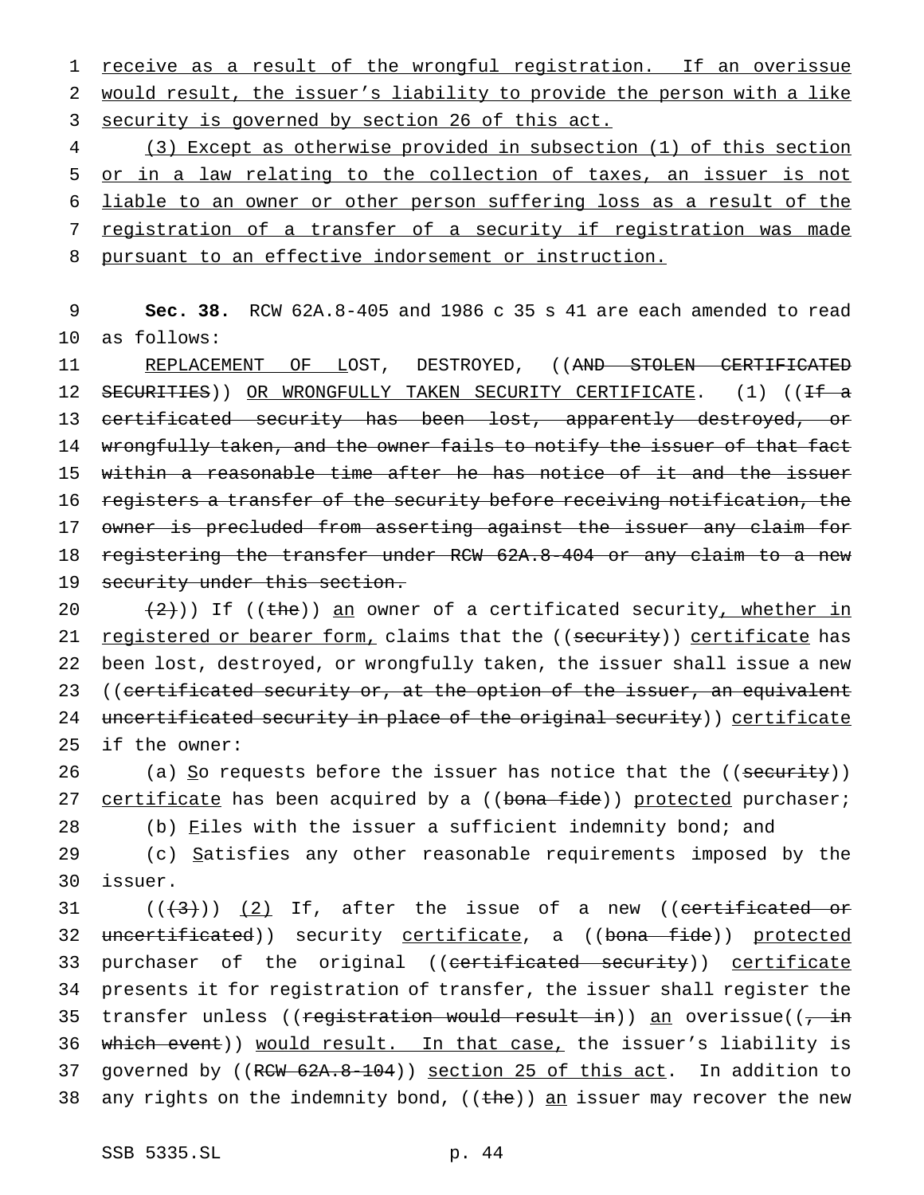receive as a result of the wrongful registration. If an overissue would result, the issuer's liability to provide the person with a like security is governed by section 26 of this act.

(3) Except as otherwise provided in subsection (1) of this section or in a law relating to the collection of taxes, an issuer is not liable to an owner or other person suffering loss as a result of the registration of a transfer of a security if registration was made pursuant to an effective indorsement or instruction.

**Sec. 38.** RCW 62A.8-405 and 1986 c 35 s 41 are each amended to read as follows:

REPLACEMENT OF LOST, DESTROYED, ((~~AND STOLEN CERTIFICATED SECURITIES~~)) OR WRONGFULLY TAKEN SECURITY CERTIFICATE. (1) ((~~If a certificated security has been lost, apparently destroyed, or wrongfully taken, and the owner fails to notify the issuer of that fact within a reasonable time after he has notice of it and the issuer registers a transfer of the security before receiving notification, the owner is precluded from asserting against the issuer any claim for registering the transfer under RCW 62A.8-404 or any claim to a new security under this section.~~

~~(2)~~)) If ((~~the~~)) an owner of a certificated security, whether in registered or bearer form, claims that the ((~~security~~)) certificate has been lost, destroyed, or wrongfully taken, the issuer shall issue a new ((~~certificated security or, at the option of the issuer, an equivalent uncertificated security in place of the original security~~)) certificate if the owner:

(a) So requests before the issuer has notice that the ((~~security~~)) certificate has been acquired by a ((~~bona fide~~)) protected purchaser;

(b) Files with the issuer a sufficient indemnity bond; and

(c) Satisfies any other reasonable requirements imposed by the issuer.

((~~(3)~~)) (2) If, after the issue of a new ((~~certificated or uncertificated~~)) security certificate, a ((~~bona fide~~)) protected purchaser of the original ((~~certificated security~~)) certificate presents it for registration of transfer, the issuer shall register the transfer unless ((~~registration would result in~~)) an overissue((~~, in which event~~)) would result. In that case, the issuer's liability is governed by ((~~RCW 62A.8-104~~)) section 25 of this act. In addition to any rights on the indemnity bond, ((~~the~~)) an issuer may recover the new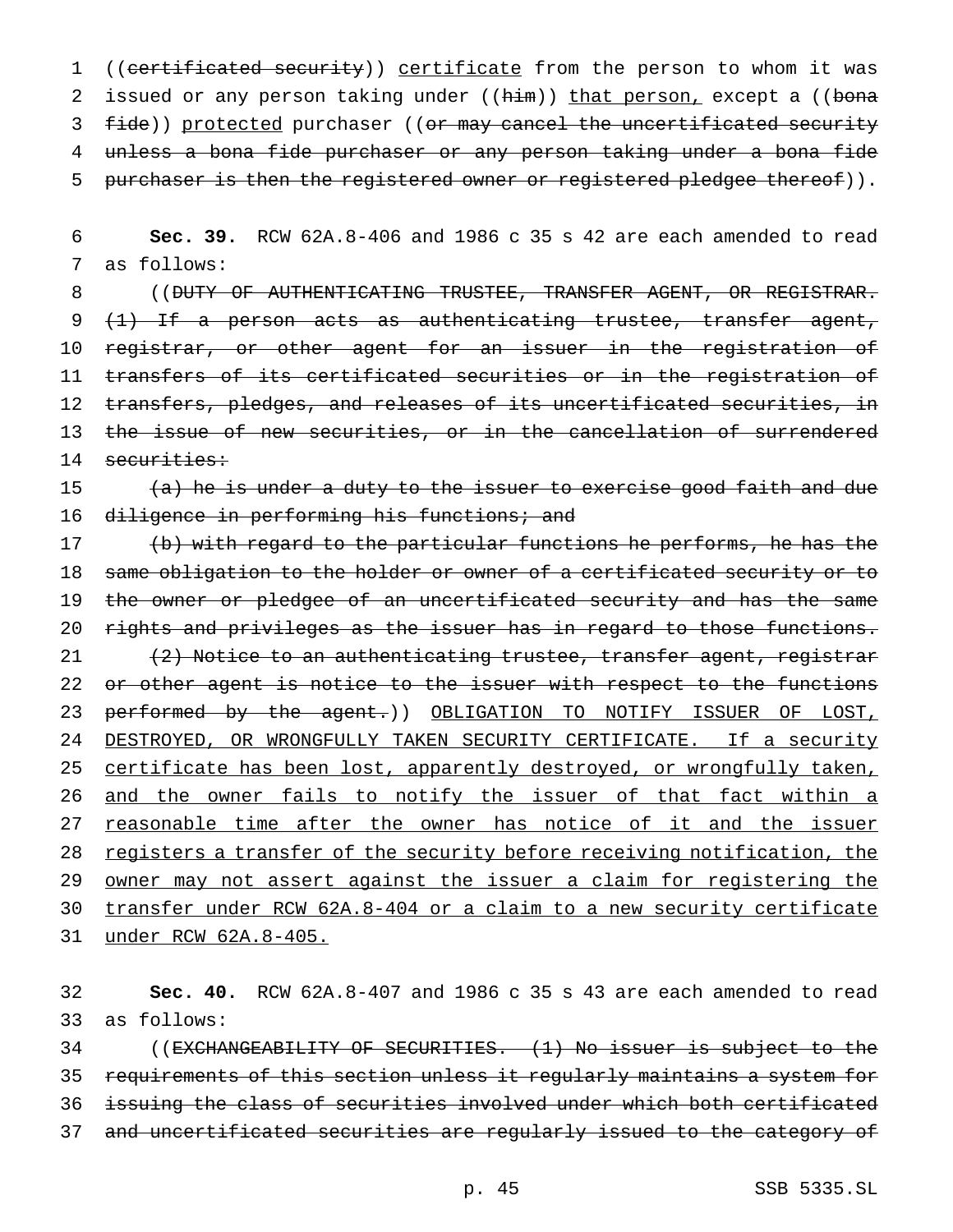((~~certificated security~~)) <u>certificate</u> from the person to whom it was issued or any person taking under ((~~him~~)) <u>that person,</u> except a ((~~bona fide~~)) <u>protected</u> purchaser ((~~or may cancel the uncertificated security unless a bona fide purchaser or any person taking under a bona fide purchaser is then the registered owner or registered pledgee thereof~~)).

**Sec. 39.** RCW 62A.8-406 and 1986 c 35 s 42 are each amended to read as follows:

((~~DUTY OF AUTHENTICATING TRUSTEE, TRANSFER AGENT, OR REGISTRAR. (1) If a person acts as authenticating trustee, transfer agent, registrar, or other agent for an issuer in the registration of transfers of its certificated securities or in the registration of transfers, pledges, and releases of its uncertificated securities, in the issue of new securities, or in the cancellation of surrendered securities:~~

~~(a) he is under a duty to the issuer to exercise good faith and due diligence in performing his functions; and~~

~~(b) with regard to the particular functions he performs, he has the same obligation to the holder or owner of a certificated security or to the owner or pledgee of an uncertificated security and has the same rights and privileges as the issuer has in regard to those functions.~~

~~(2) Notice to an authenticating trustee, transfer agent, registrar or other agent is notice to the issuer with respect to the functions performed by the agent.~~)) <u>OBLIGATION TO NOTIFY ISSUER OF LOST, DESTROYED, OR WRONGFULLY TAKEN SECURITY CERTIFICATE. If a security certificate has been lost, apparently destroyed, or wrongfully taken, and the owner fails to notify the issuer of that fact within a reasonable time after the owner has notice of it and the issuer registers a transfer of the security before receiving notification, the owner may not assert against the issuer a claim for registering the transfer under RCW 62A.8-404 or a claim to a new security certificate under RCW 62A.8-405.</u>

**Sec. 40.** RCW 62A.8-407 and 1986 c 35 s 43 are each amended to read as follows:

((~~EXCHANGEABILITY OF SECURITIES. (1) No issuer is subject to the requirements of this section unless it regularly maintains a system for issuing the class of securities involved under which both certificated and uncertificated securities are regularly issued to the category of~~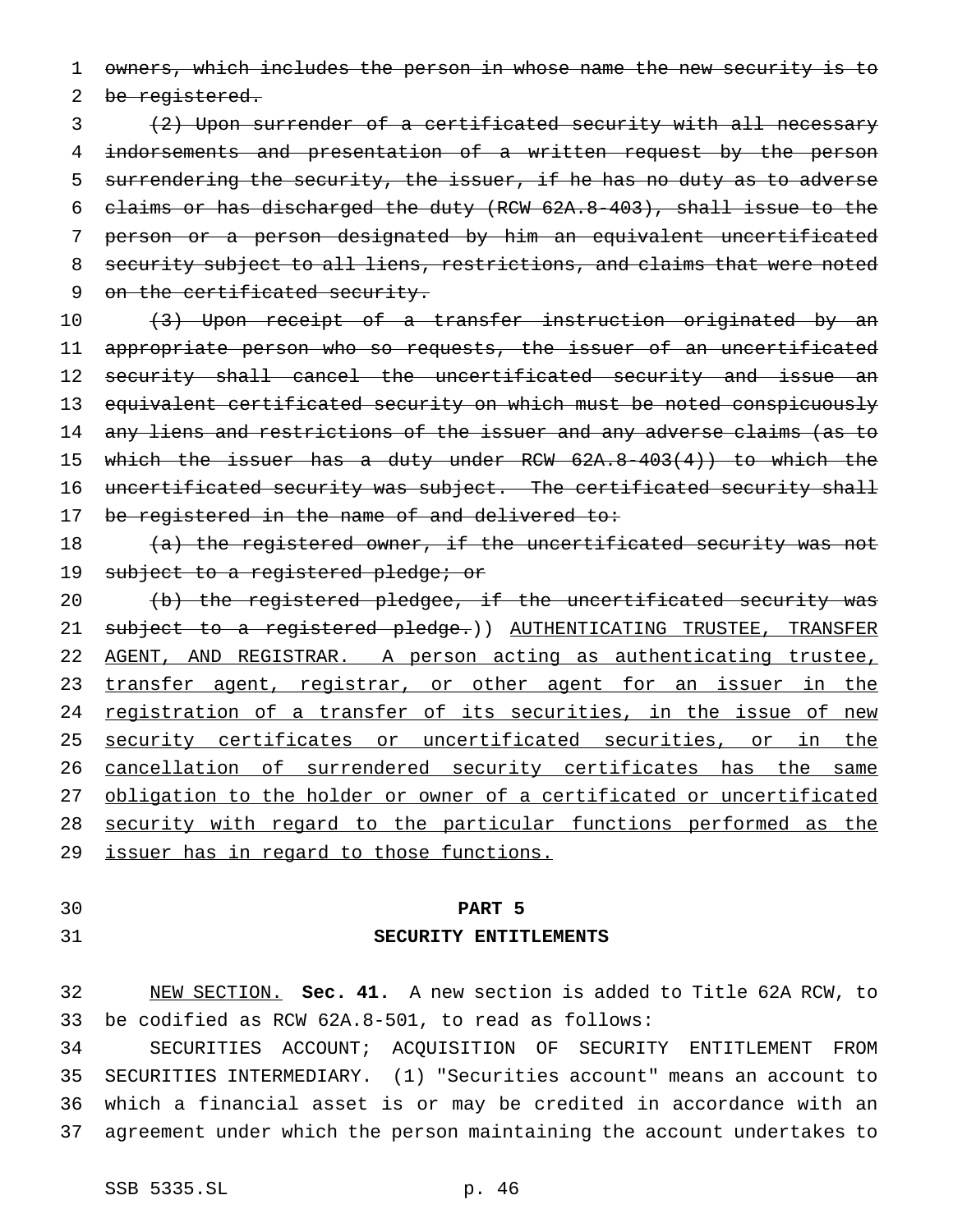~~owners, which includes the person in whose name the new security is to be registered.~~

~~(2) Upon surrender of a certificated security with all necessary indorsements and presentation of a written request by the person surrendering the security, the issuer, if he has no duty as to adverse claims or has discharged the duty (RCW 62A.8-403), shall issue to the person or a person designated by him an equivalent uncertificated security subject to all liens, restrictions, and claims that were noted on the certificated security.~~

~~(3) Upon receipt of a transfer instruction originated by an appropriate person who so requests, the issuer of an uncertificated security shall cancel the uncertificated security and issue an equivalent certificated security on which must be noted conspicuously any liens and restrictions of the issuer and any adverse claims (as to which the issuer has a duty under RCW 62A.8-403(4)) to which the uncertificated security was subject. The certificated security shall be registered in the name of and delivered to:~~

~~(a) the registered owner, if the uncertificated security was not subject to a registered pledge; or~~

~~(b) the registered pledgee, if the uncertificated security was subject to a registered pledge.~~)) <u>AUTHENTICATING TRUSTEE, TRANSFER AGENT, AND REGISTRAR. A person acting as authenticating trustee, transfer agent, registrar, or other agent for an issuer in the registration of a transfer of its securities, in the issue of new security certificates or uncertificated securities, or in the cancellation of surrendered security certificates has the same obligation to the holder or owner of a certificated or uncertificated security with regard to the particular functions performed as the issuer has in regard to those functions.</u>

## PART 5
## SECURITY ENTITLEMENTS

<u>NEW SECTION.</u> **Sec. 41.** A new section is added to Title 62A RCW, to be codified as RCW 62A.8-501, to read as follows:

SECURITIES ACCOUNT; ACQUISITION OF SECURITY ENTITLEMENT FROM SECURITIES INTERMEDIARY. (1) "Securities account" means an account to which a financial asset is or may be credited in accordance with an agreement under which the person maintaining the account undertakes to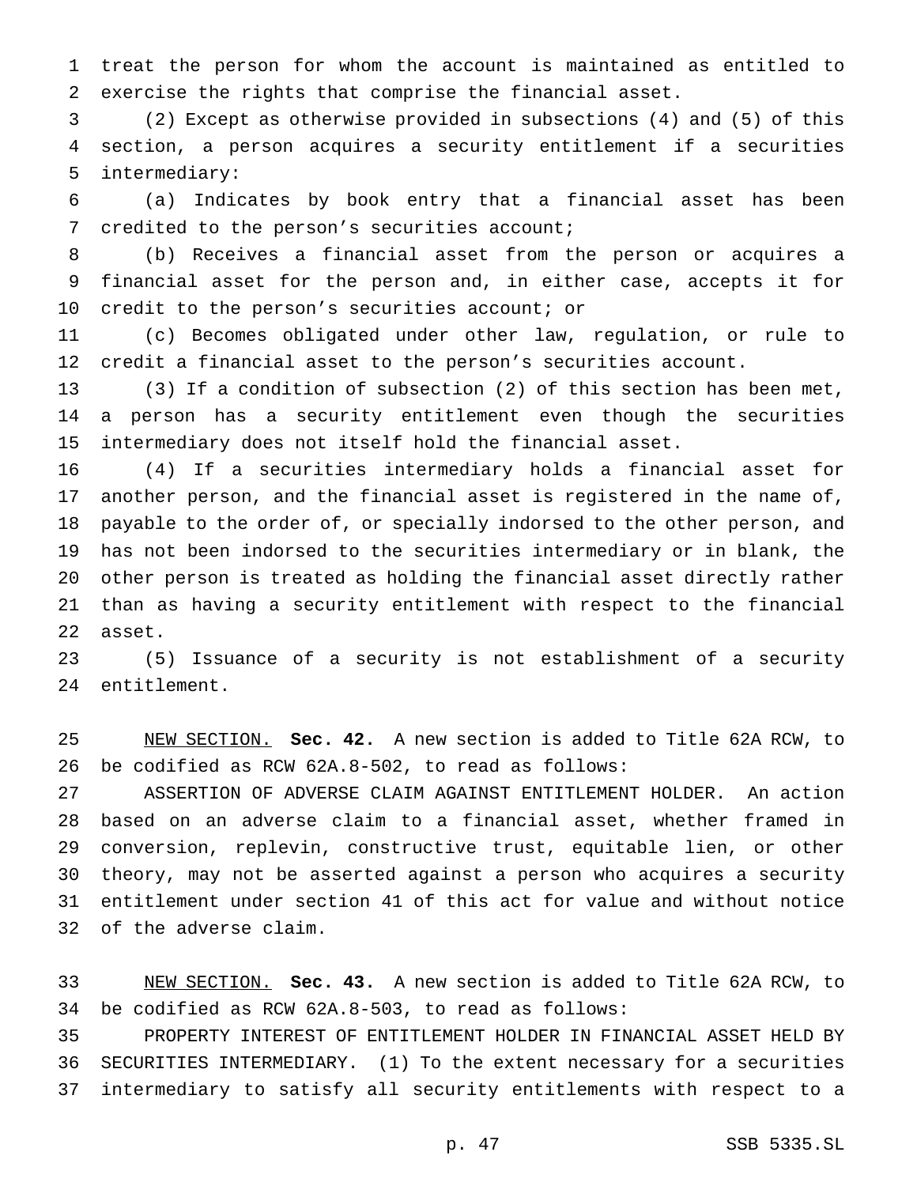treat the person for whom the account is maintained as entitled to exercise the rights that comprise the financial asset.

(2) Except as otherwise provided in subsections (4) and (5) of this section, a person acquires a security entitlement if a securities intermediary:

(a) Indicates by book entry that a financial asset has been credited to the person's securities account;

(b) Receives a financial asset from the person or acquires a financial asset for the person and, in either case, accepts it for credit to the person's securities account; or

(c) Becomes obligated under other law, regulation, or rule to credit a financial asset to the person's securities account.

(3) If a condition of subsection (2) of this section has been met, a person has a security entitlement even though the securities intermediary does not itself hold the financial asset.

(4) If a securities intermediary holds a financial asset for another person, and the financial asset is registered in the name of, payable to the order of, or specially indorsed to the other person, and has not been indorsed to the securities intermediary or in blank, the other person is treated as holding the financial asset directly rather than as having a security entitlement with respect to the financial asset.

(5) Issuance of a security is not establishment of a security entitlement.

NEW SECTION. **Sec. 42.** A new section is added to Title 62A RCW, to be codified as RCW 62A.8-502, to read as follows:

ASSERTION OF ADVERSE CLAIM AGAINST ENTITLEMENT HOLDER. An action based on an adverse claim to a financial asset, whether framed in conversion, replevin, constructive trust, equitable lien, or other theory, may not be asserted against a person who acquires a security entitlement under section 41 of this act for value and without notice of the adverse claim.

NEW SECTION. **Sec. 43.** A new section is added to Title 62A RCW, to be codified as RCW 62A.8-503, to read as follows:

PROPERTY INTEREST OF ENTITLEMENT HOLDER IN FINANCIAL ASSET HELD BY SECURITIES INTERMEDIARY. (1) To the extent necessary for a securities intermediary to satisfy all security entitlements with respect to a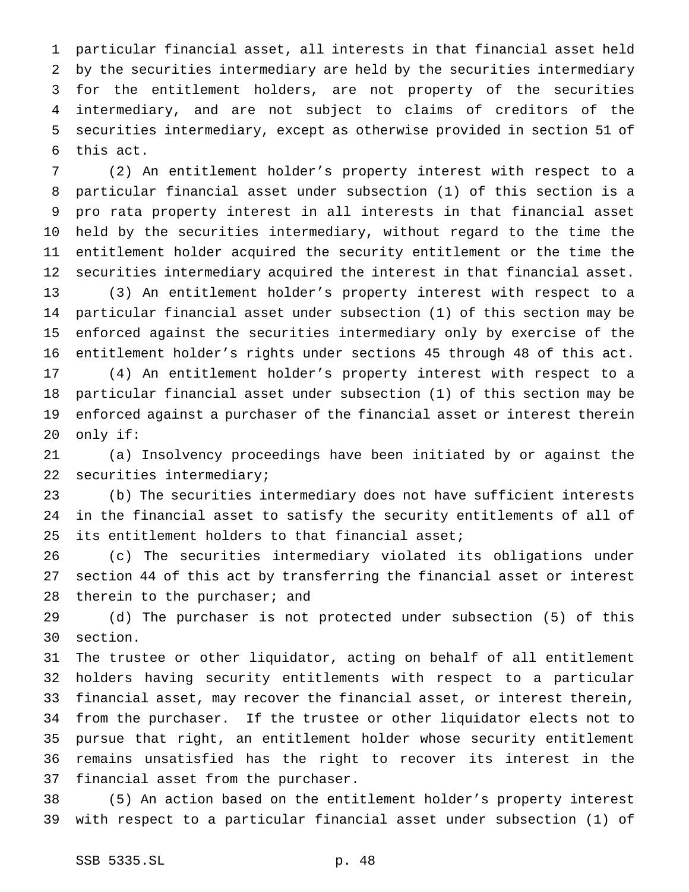particular financial asset, all interests in that financial asset held by the securities intermediary are held by the securities intermediary for the entitlement holders, are not property of the securities intermediary, and are not subject to claims of creditors of the securities intermediary, except as otherwise provided in section 51 of this act.

(2) An entitlement holder's property interest with respect to a particular financial asset under subsection (1) of this section is a pro rata property interest in all interests in that financial asset held by the securities intermediary, without regard to the time the entitlement holder acquired the security entitlement or the time the securities intermediary acquired the interest in that financial asset.

(3) An entitlement holder's property interest with respect to a particular financial asset under subsection (1) of this section may be enforced against the securities intermediary only by exercise of the entitlement holder's rights under sections 45 through 48 of this act.

(4) An entitlement holder's property interest with respect to a particular financial asset under subsection (1) of this section may be enforced against a purchaser of the financial asset or interest therein only if:

(a) Insolvency proceedings have been initiated by or against the securities intermediary;

(b) The securities intermediary does not have sufficient interests in the financial asset to satisfy the security entitlements of all of its entitlement holders to that financial asset;

(c) The securities intermediary violated its obligations under section 44 of this act by transferring the financial asset or interest therein to the purchaser; and

(d) The purchaser is not protected under subsection (5) of this section.

The trustee or other liquidator, acting on behalf of all entitlement holders having security entitlements with respect to a particular financial asset, may recover the financial asset, or interest therein, from the purchaser. If the trustee or other liquidator elects not to pursue that right, an entitlement holder whose security entitlement remains unsatisfied has the right to recover its interest in the financial asset from the purchaser.

(5) An action based on the entitlement holder's property interest with respect to a particular financial asset under subsection (1) of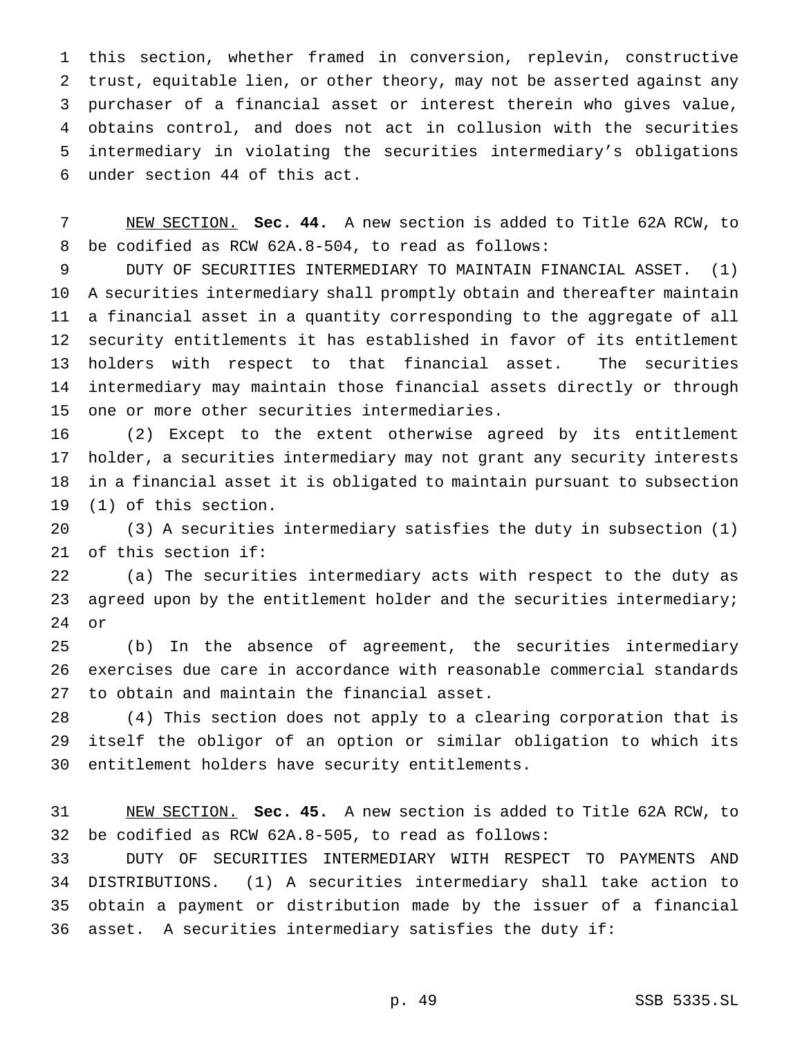this section, whether framed in conversion, replevin, constructive trust, equitable lien, or other theory, may not be asserted against any purchaser of a financial asset or interest therein who gives value, obtains control, and does not act in collusion with the securities intermediary in violating the securities intermediary's obligations under section 44 of this act.

NEW SECTION. **Sec. 44.** A new section is added to Title 62A RCW, to be codified as RCW 62A.8-504, to read as follows:

DUTY OF SECURITIES INTERMEDIARY TO MAINTAIN FINANCIAL ASSET. (1) A securities intermediary shall promptly obtain and thereafter maintain a financial asset in a quantity corresponding to the aggregate of all security entitlements it has established in favor of its entitlement holders with respect to that financial asset. The securities intermediary may maintain those financial assets directly or through one or more other securities intermediaries.

(2) Except to the extent otherwise agreed by its entitlement holder, a securities intermediary may not grant any security interests in a financial asset it is obligated to maintain pursuant to subsection (1) of this section.

(3) A securities intermediary satisfies the duty in subsection (1) of this section if:

(a) The securities intermediary acts with respect to the duty as agreed upon by the entitlement holder and the securities intermediary; or

(b) In the absence of agreement, the securities intermediary exercises due care in accordance with reasonable commercial standards to obtain and maintain the financial asset.

(4) This section does not apply to a clearing corporation that is itself the obligor of an option or similar obligation to which its entitlement holders have security entitlements.

NEW SECTION. **Sec. 45.** A new section is added to Title 62A RCW, to be codified as RCW 62A.8-505, to read as follows:

DUTY OF SECURITIES INTERMEDIARY WITH RESPECT TO PAYMENTS AND DISTRIBUTIONS. (1) A securities intermediary shall take action to obtain a payment or distribution made by the issuer of a financial asset. A securities intermediary satisfies the duty if: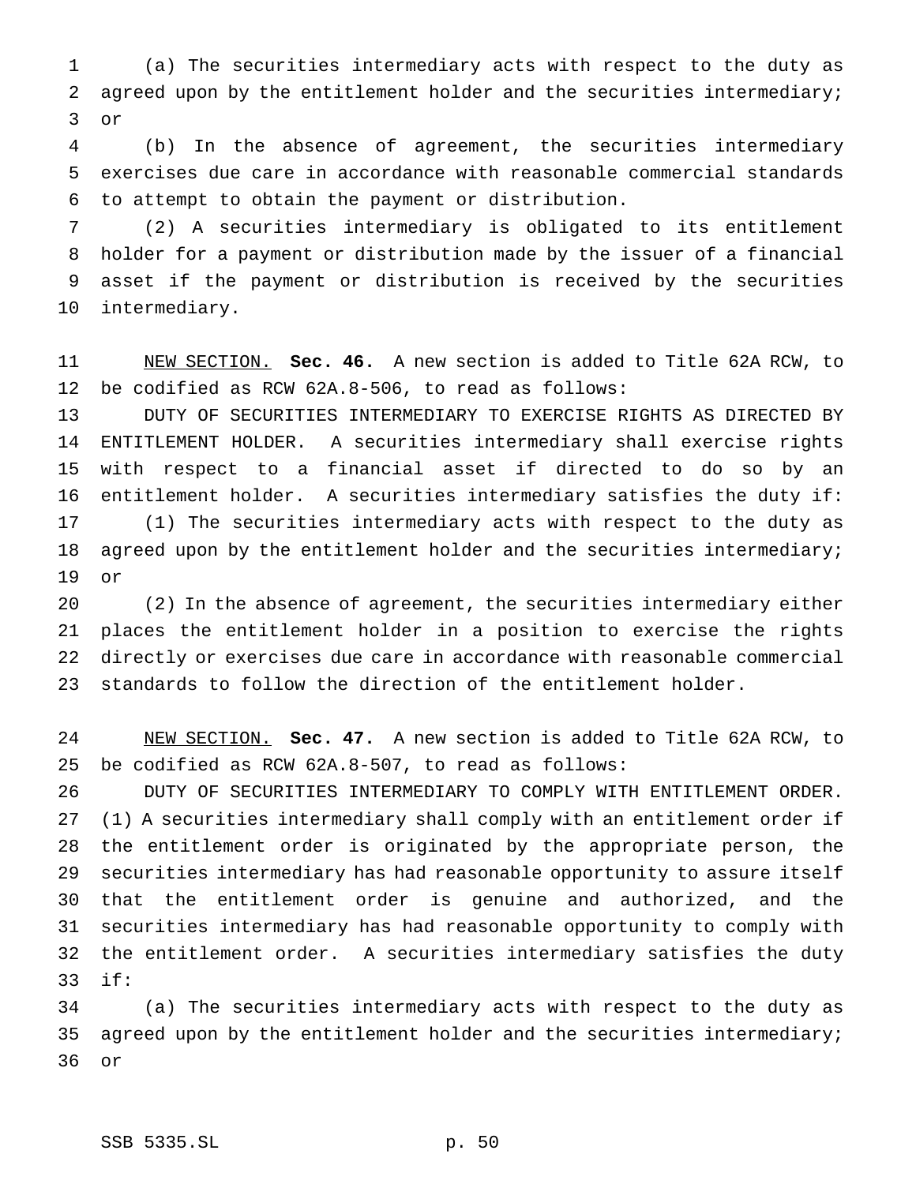(a) The securities intermediary acts with respect to the duty as agreed upon by the entitlement holder and the securities intermediary; or

(b) In the absence of agreement, the securities intermediary exercises due care in accordance with reasonable commercial standards to attempt to obtain the payment or distribution.

(2) A securities intermediary is obligated to its entitlement holder for a payment or distribution made by the issuer of a financial asset if the payment or distribution is received by the securities intermediary.

NEW SECTION. **Sec. 46.** A new section is added to Title 62A RCW, to be codified as RCW 62A.8-506, to read as follows:

DUTY OF SECURITIES INTERMEDIARY TO EXERCISE RIGHTS AS DIRECTED BY ENTITLEMENT HOLDER. A securities intermediary shall exercise rights with respect to a financial asset if directed to do so by an entitlement holder. A securities intermediary satisfies the duty if:

(1) The securities intermediary acts with respect to the duty as agreed upon by the entitlement holder and the securities intermediary; or

(2) In the absence of agreement, the securities intermediary either places the entitlement holder in a position to exercise the rights directly or exercises due care in accordance with reasonable commercial standards to follow the direction of the entitlement holder.

NEW SECTION. **Sec. 47.** A new section is added to Title 62A RCW, to be codified as RCW 62A.8-507, to read as follows:

DUTY OF SECURITIES INTERMEDIARY TO COMPLY WITH ENTITLEMENT ORDER. (1) A securities intermediary shall comply with an entitlement order if the entitlement order is originated by the appropriate person, the securities intermediary has had reasonable opportunity to assure itself that the entitlement order is genuine and authorized, and the securities intermediary has had reasonable opportunity to comply with the entitlement order. A securities intermediary satisfies the duty if:

(a) The securities intermediary acts with respect to the duty as agreed upon by the entitlement holder and the securities intermediary; or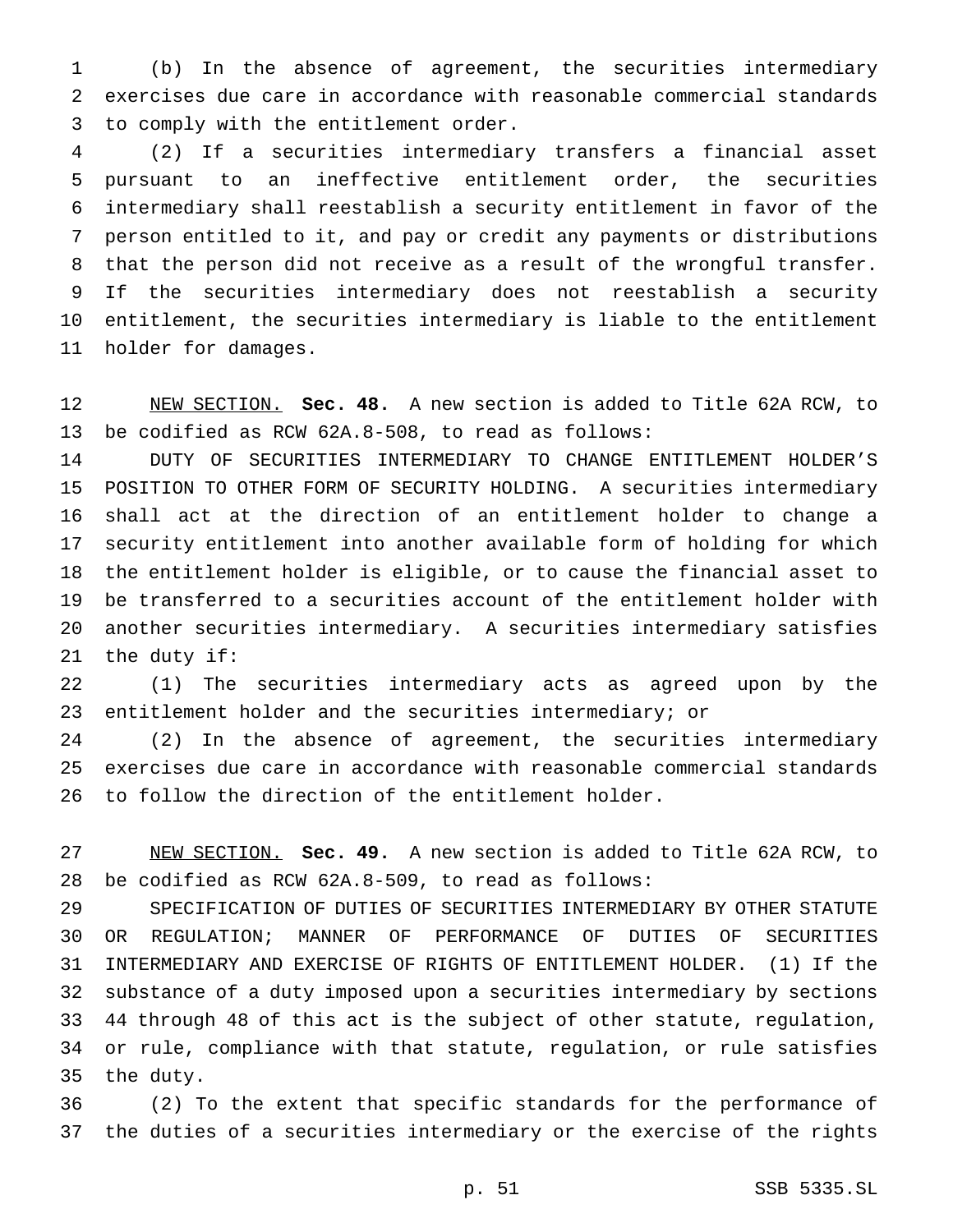(b) In the absence of agreement, the securities intermediary exercises due care in accordance with reasonable commercial standards to comply with the entitlement order.

(2) If a securities intermediary transfers a financial asset pursuant to an ineffective entitlement order, the securities intermediary shall reestablish a security entitlement in favor of the person entitled to it, and pay or credit any payments or distributions that the person did not receive as a result of the wrongful transfer. If the securities intermediary does not reestablish a security entitlement, the securities intermediary is liable to the entitlement holder for damages.

NEW SECTION. **Sec. 48.** A new section is added to Title 62A RCW, to be codified as RCW 62A.8-508, to read as follows:

DUTY OF SECURITIES INTERMEDIARY TO CHANGE ENTITLEMENT HOLDER'S POSITION TO OTHER FORM OF SECURITY HOLDING. A securities intermediary shall act at the direction of an entitlement holder to change a security entitlement into another available form of holding for which the entitlement holder is eligible, or to cause the financial asset to be transferred to a securities account of the entitlement holder with another securities intermediary. A securities intermediary satisfies the duty if:

(1) The securities intermediary acts as agreed upon by the entitlement holder and the securities intermediary; or

(2) In the absence of agreement, the securities intermediary exercises due care in accordance with reasonable commercial standards to follow the direction of the entitlement holder.

NEW SECTION. **Sec. 49.** A new section is added to Title 62A RCW, to be codified as RCW 62A.8-509, to read as follows:

SPECIFICATION OF DUTIES OF SECURITIES INTERMEDIARY BY OTHER STATUTE OR REGULATION; MANNER OF PERFORMANCE OF DUTIES OF SECURITIES INTERMEDIARY AND EXERCISE OF RIGHTS OF ENTITLEMENT HOLDER. (1) If the substance of a duty imposed upon a securities intermediary by sections 44 through 48 of this act is the subject of other statute, regulation, or rule, compliance with that statute, regulation, or rule satisfies the duty.

(2) To the extent that specific standards for the performance of the duties of a securities intermediary or the exercise of the rights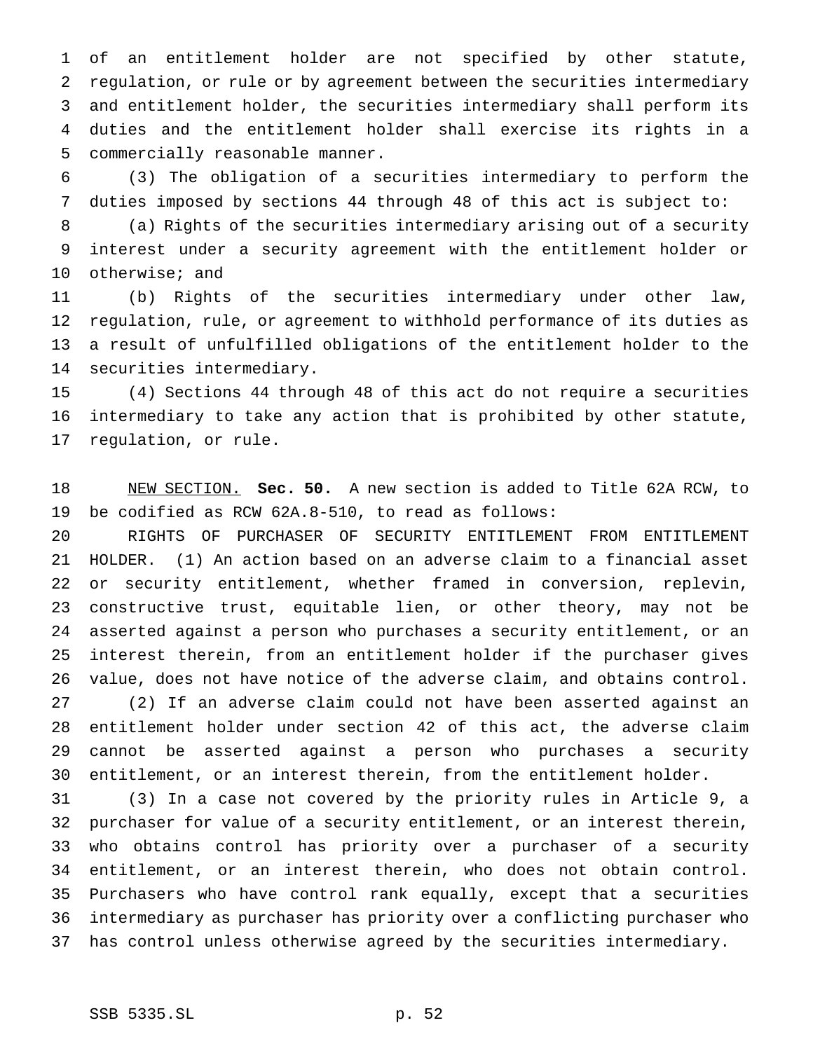of an entitlement holder are not specified by other statute, regulation, or rule or by agreement between the securities intermediary and entitlement holder, the securities intermediary shall perform its duties and the entitlement holder shall exercise its rights in a commercially reasonable manner.

(3) The obligation of a securities intermediary to perform the duties imposed by sections 44 through 48 of this act is subject to:

(a) Rights of the securities intermediary arising out of a security interest under a security agreement with the entitlement holder or otherwise; and

(b) Rights of the securities intermediary under other law, regulation, rule, or agreement to withhold performance of its duties as a result of unfulfilled obligations of the entitlement holder to the securities intermediary.

(4) Sections 44 through 48 of this act do not require a securities intermediary to take any action that is prohibited by other statute, regulation, or rule.

NEW SECTION. **Sec. 50.** A new section is added to Title 62A RCW, to be codified as RCW 62A.8-510, to read as follows:

RIGHTS OF PURCHASER OF SECURITY ENTITLEMENT FROM ENTITLEMENT HOLDER. (1) An action based on an adverse claim to a financial asset or security entitlement, whether framed in conversion, replevin, constructive trust, equitable lien, or other theory, may not be asserted against a person who purchases a security entitlement, or an interest therein, from an entitlement holder if the purchaser gives value, does not have notice of the adverse claim, and obtains control.

(2) If an adverse claim could not have been asserted against an entitlement holder under section 42 of this act, the adverse claim cannot be asserted against a person who purchases a security entitlement, or an interest therein, from the entitlement holder.

(3) In a case not covered by the priority rules in Article 9, a purchaser for value of a security entitlement, or an interest therein, who obtains control has priority over a purchaser of a security entitlement, or an interest therein, who does not obtain control. Purchasers who have control rank equally, except that a securities intermediary as purchaser has priority over a conflicting purchaser who has control unless otherwise agreed by the securities intermediary.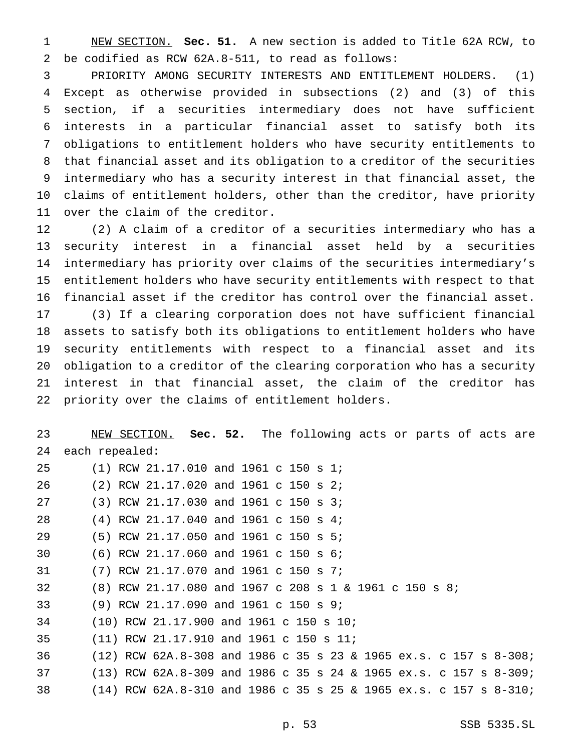NEW SECTION. **Sec. 51.** A new section is added to Title 62A RCW, to be codified as RCW 62A.8-511, to read as follows:

PRIORITY AMONG SECURITY INTERESTS AND ENTITLEMENT HOLDERS. (1) Except as otherwise provided in subsections (2) and (3) of this section, if a securities intermediary does not have sufficient interests in a particular financial asset to satisfy both its obligations to entitlement holders who have security entitlements to that financial asset and its obligation to a creditor of the securities intermediary who has a security interest in that financial asset, the claims of entitlement holders, other than the creditor, have priority over the claim of the creditor.

(2) A claim of a creditor of a securities intermediary who has a security interest in a financial asset held by a securities intermediary has priority over claims of the securities intermediary's entitlement holders who have security entitlements with respect to that financial asset if the creditor has control over the financial asset.

(3) If a clearing corporation does not have sufficient financial assets to satisfy both its obligations to entitlement holders who have security entitlements with respect to a financial asset and its obligation to a creditor of the clearing corporation who has a security interest in that financial asset, the claim of the creditor has priority over the claims of entitlement holders.

NEW SECTION. **Sec. 52.** The following acts or parts of acts are each repealed:

(1) RCW 21.17.010 and 1961 c 150 s 1;

(2) RCW 21.17.020 and 1961 c 150 s 2;

(3) RCW 21.17.030 and 1961 c 150 s 3;

(4) RCW 21.17.040 and 1961 c 150 s 4;

(5) RCW 21.17.050 and 1961 c 150 s 5;

(6) RCW 21.17.060 and 1961 c 150 s 6;

(7) RCW 21.17.070 and 1961 c 150 s 7;

(8) RCW 21.17.080 and 1967 c 208 s 1 & 1961 c 150 s 8;

(9) RCW 21.17.090 and 1961 c 150 s 9;

(10) RCW 21.17.900 and 1961 c 150 s 10;

(11) RCW 21.17.910 and 1961 c 150 s 11;

(12) RCW 62A.8-308 and 1986 c 35 s 23 & 1965 ex.s. c 157 s 8-308;

(13) RCW 62A.8-309 and 1986 c 35 s 24 & 1965 ex.s. c 157 s 8-309;

(14) RCW 62A.8-310 and 1986 c 35 s 25 & 1965 ex.s. c 157 s 8-310;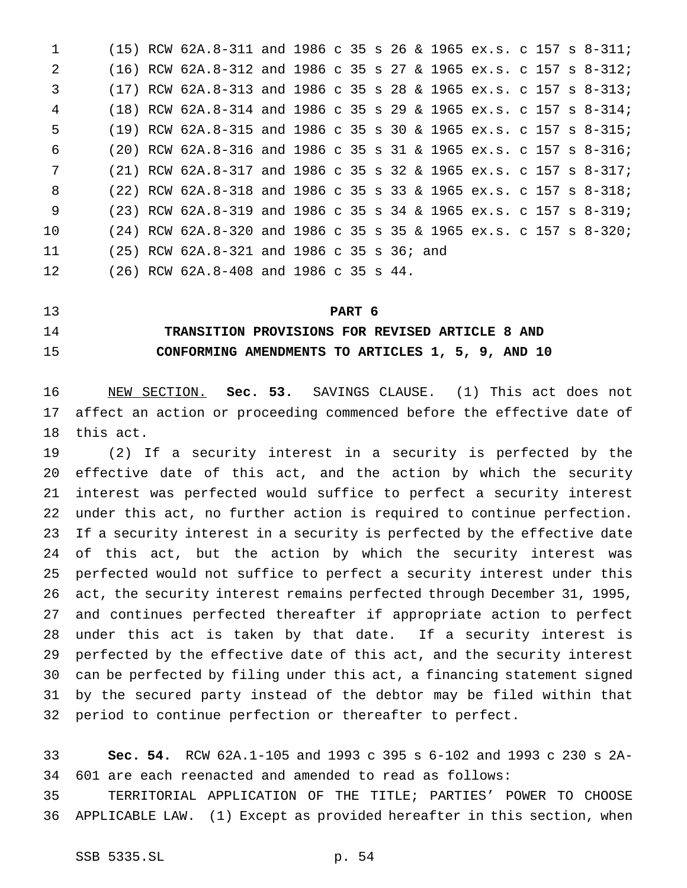(15) RCW 62A.8-311 and 1986 c 35 s 26 & 1965 ex.s. c 157 s 8-311;
(16) RCW 62A.8-312 and 1986 c 35 s 27 & 1965 ex.s. c 157 s 8-312;
(17) RCW 62A.8-313 and 1986 c 35 s 28 & 1965 ex.s. c 157 s 8-313;
(18) RCW 62A.8-314 and 1986 c 35 s 29 & 1965 ex.s. c 157 s 8-314;
(19) RCW 62A.8-315 and 1986 c 35 s 30 & 1965 ex.s. c 157 s 8-315;
(20) RCW 62A.8-316 and 1986 c 35 s 31 & 1965 ex.s. c 157 s 8-316;
(21) RCW 62A.8-317 and 1986 c 35 s 32 & 1965 ex.s. c 157 s 8-317;
(22) RCW 62A.8-318 and 1986 c 35 s 33 & 1965 ex.s. c 157 s 8-318;
(23) RCW 62A.8-319 and 1986 c 35 s 34 & 1965 ex.s. c 157 s 8-319;
(24) RCW 62A.8-320 and 1986 c 35 s 35 & 1965 ex.s. c 157 s 8-320;
(25) RCW 62A.8-321 and 1986 c 35 s 36; and
(26) RCW 62A.8-408 and 1986 c 35 s 44.

## PART 6
## TRANSITION PROVISIONS FOR REVISED ARTICLE 8 AND CONFORMING AMENDMENTS TO ARTICLES 1, 5, 9, AND 10

NEW SECTION. **Sec. 53.** SAVINGS CLAUSE. (1) This act does not affect an action or proceeding commenced before the effective date of this act.

(2) If a security interest in a security is perfected by the effective date of this act, and the action by which the security interest was perfected would suffice to perfect a security interest under this act, no further action is required to continue perfection. If a security interest in a security is perfected by the effective date of this act, but the action by which the security interest was perfected would not suffice to perfect a security interest under this act, the security interest remains perfected through December 31, 1995, and continues perfected thereafter if appropriate action to perfect under this act is taken by that date. If a security interest is perfected by the effective date of this act, and the security interest can be perfected by filing under this act, a financing statement signed by the secured party instead of the debtor may be filed within that period to continue perfection or thereafter to perfect.

**Sec. 54.** RCW 62A.1-105 and 1993 c 395 s 6-102 and 1993 c 230 s 2A-601 are each reenacted and amended to read as follows:

TERRITORIAL APPLICATION OF THE TITLE; PARTIES' POWER TO CHOOSE APPLICABLE LAW. (1) Except as provided hereafter in this section, when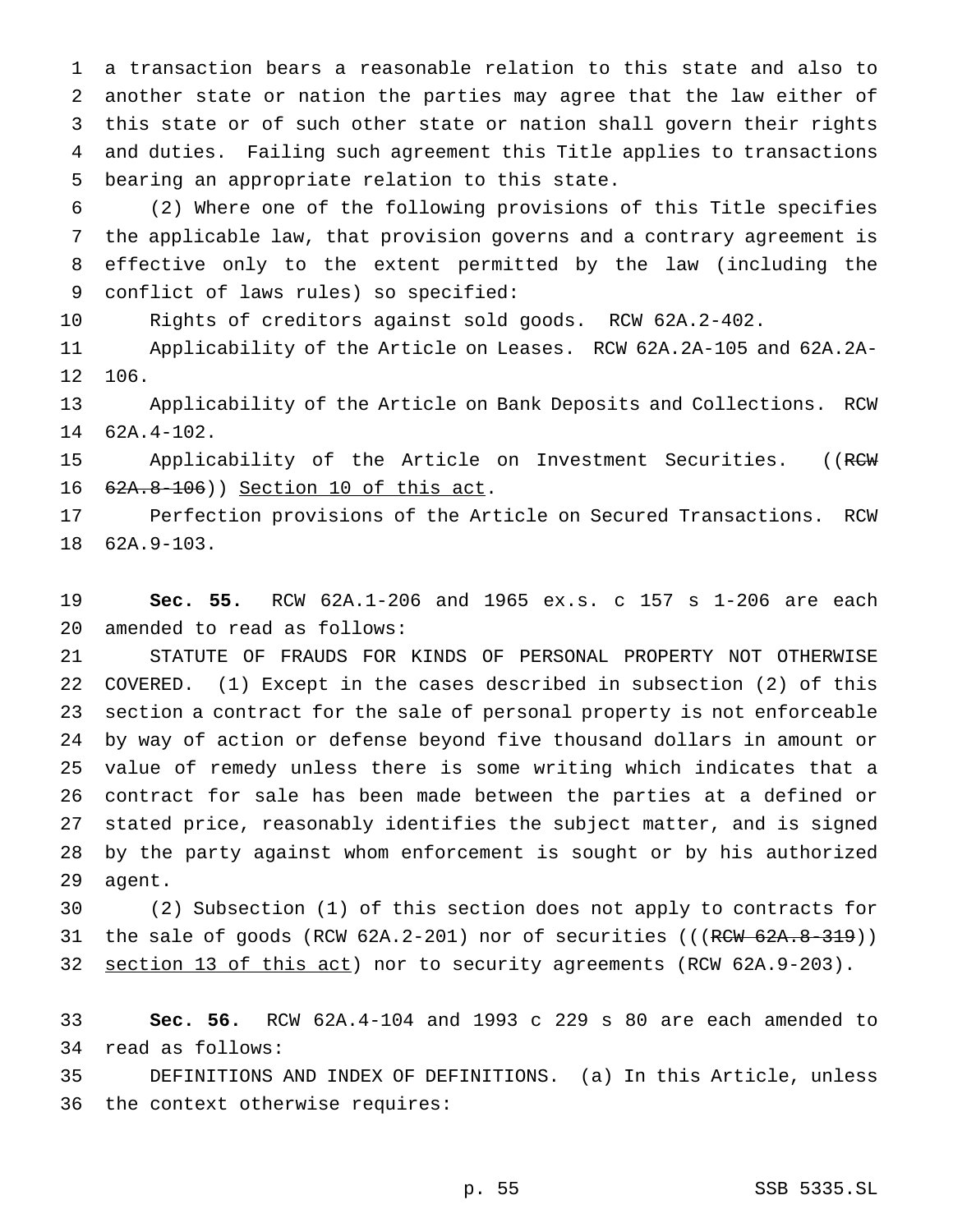a transaction bears a reasonable relation to this state and also to another state or nation the parties may agree that the law either of this state or of such other state or nation shall govern their rights and duties. Failing such agreement this Title applies to transactions bearing an appropriate relation to this state.

(2) Where one of the following provisions of this Title specifies the applicable law, that provision governs and a contrary agreement is effective only to the extent permitted by the law (including the conflict of laws rules) so specified:

Rights of creditors against sold goods. RCW 62A.2-402.

Applicability of the Article on Leases. RCW 62A.2A-105 and 62A.2A-106.

Applicability of the Article on Bank Deposits and Collections. RCW 62A.4-102.

Applicability of the Article on Investment Securities. ((~~RCW 62A.8-106~~)) <u>Section 10 of this act</u>.

Perfection provisions of the Article on Secured Transactions. RCW 62A.9-103.

**Sec. 55.** RCW 62A.1-206 and 1965 ex.s. c 157 s 1-206 are each amended to read as follows:

STATUTE OF FRAUDS FOR KINDS OF PERSONAL PROPERTY NOT OTHERWISE COVERED. (1) Except in the cases described in subsection (2) of this section a contract for the sale of personal property is not enforceable by way of action or defense beyond five thousand dollars in amount or value of remedy unless there is some writing which indicates that a contract for sale has been made between the parties at a defined or stated price, reasonably identifies the subject matter, and is signed by the party against whom enforcement is sought or by his authorized agent.

(2) Subsection (1) of this section does not apply to contracts for the sale of goods (RCW 62A.2-201) nor of securities (((~~RCW 62A.8-319~~)) <u>section 13 of this act</u>) nor to security agreements (RCW 62A.9-203).

**Sec. 56.** RCW 62A.4-104 and 1993 c 229 s 80 are each amended to read as follows:

DEFINITIONS AND INDEX OF DEFINITIONS. (a) In this Article, unless the context otherwise requires: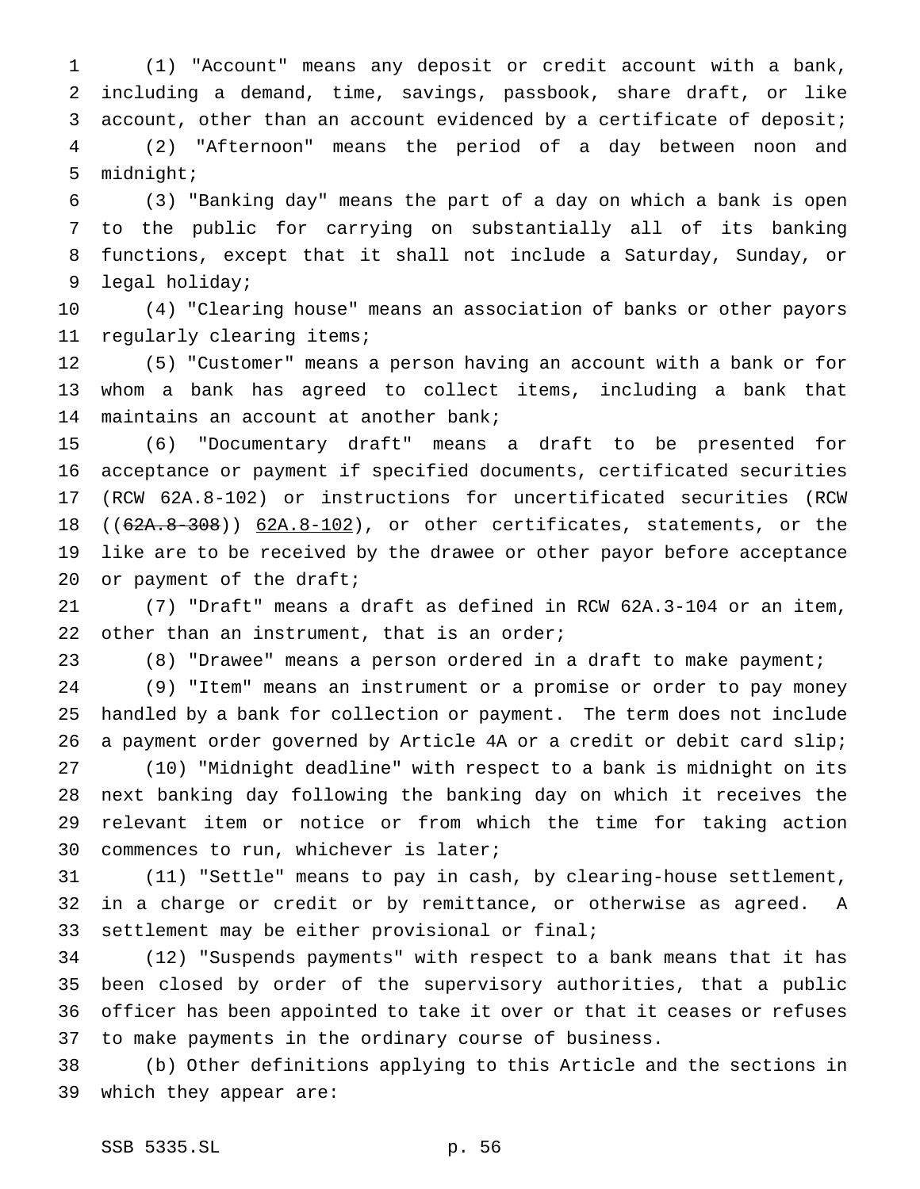(1) "Account" means any deposit or credit account with a bank, including a demand, time, savings, passbook, share draft, or like account, other than an account evidenced by a certificate of deposit;

(2) "Afternoon" means the period of a day between noon and midnight;

(3) "Banking day" means the part of a day on which a bank is open to the public for carrying on substantially all of its banking functions, except that it shall not include a Saturday, Sunday, or legal holiday;

(4) "Clearing house" means an association of banks or other payors regularly clearing items;

(5) "Customer" means a person having an account with a bank or for whom a bank has agreed to collect items, including a bank that maintains an account at another bank;

(6) "Documentary draft" means a draft to be presented for acceptance or payment if specified documents, certificated securities (RCW 62A.8-102) or instructions for uncertificated securities (RCW ((~~62A.8-308~~)) <u>62A.8-102</u>), or other certificates, statements, or the like are to be received by the drawee or other payor before acceptance or payment of the draft;

(7) "Draft" means a draft as defined in RCW 62A.3-104 or an item, other than an instrument, that is an order;

(8) "Drawee" means a person ordered in a draft to make payment;

(9) "Item" means an instrument or a promise or order to pay money handled by a bank for collection or payment. The term does not include a payment order governed by Article 4A or a credit or debit card slip;

(10) "Midnight deadline" with respect to a bank is midnight on its next banking day following the banking day on which it receives the relevant item or notice or from which the time for taking action commences to run, whichever is later;

(11) "Settle" means to pay in cash, by clearing-house settlement, in a charge or credit or by remittance, or otherwise as agreed. A settlement may be either provisional or final;

(12) "Suspends payments" with respect to a bank means that it has been closed by order of the supervisory authorities, that a public officer has been appointed to take it over or that it ceases or refuses to make payments in the ordinary course of business.

(b) Other definitions applying to this Article and the sections in which they appear are: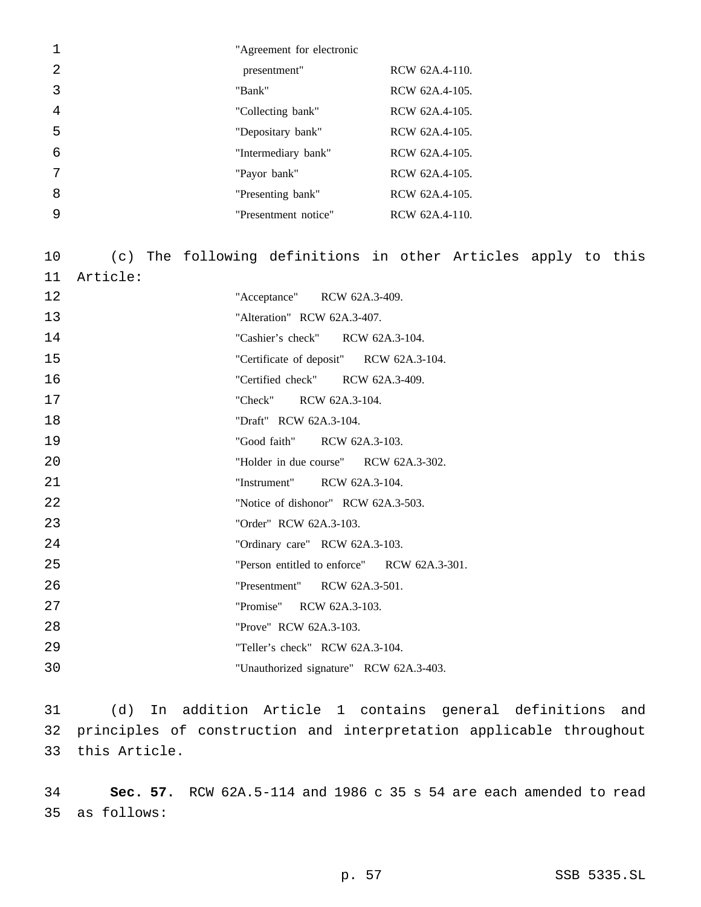| | |
|---|---|
| "Agreement for electronic presentment" | RCW 62A.4-110. |
| "Bank" | RCW 62A.4-105. |
| "Collecting bank" | RCW 62A.4-105. |
| "Depositary bank" | RCW 62A.4-105. |
| "Intermediary bank" | RCW 62A.4-105. |
| "Payor bank" | RCW 62A.4-105. |
| "Presenting bank" | RCW 62A.4-105. |
| "Presentment notice" | RCW 62A.4-110. |

(c) The following definitions in other Articles apply to this Article:

| | |
|---|---|
| "Acceptance" | RCW 62A.3-409. |
| "Alteration" | RCW 62A.3-407. |
| "Cashier's check" | RCW 62A.3-104. |
| "Certificate of deposit" | RCW 62A.3-104. |
| "Certified check" | RCW 62A.3-409. |
| "Check" | RCW 62A.3-104. |
| "Draft" | RCW 62A.3-104. |
| "Good faith" | RCW 62A.3-103. |
| "Holder in due course" | RCW 62A.3-302. |
| "Instrument" | RCW 62A.3-104. |
| "Notice of dishonor" | RCW 62A.3-503. |
| "Order" | RCW 62A.3-103. |
| "Ordinary care" | RCW 62A.3-103. |
| "Person entitled to enforce" | RCW 62A.3-301. |
| "Presentment" | RCW 62A.3-501. |
| "Promise" | RCW 62A.3-103. |
| "Prove" | RCW 62A.3-103. |
| "Teller's check" | RCW 62A.3-104. |
| "Unauthorized signature" | RCW 62A.3-403. |

(d) In addition Article 1 contains general definitions and principles of construction and interpretation applicable throughout this Article.

**Sec. 57.** RCW 62A.5-114 and 1986 c 35 s 54 are each amended to read as follows: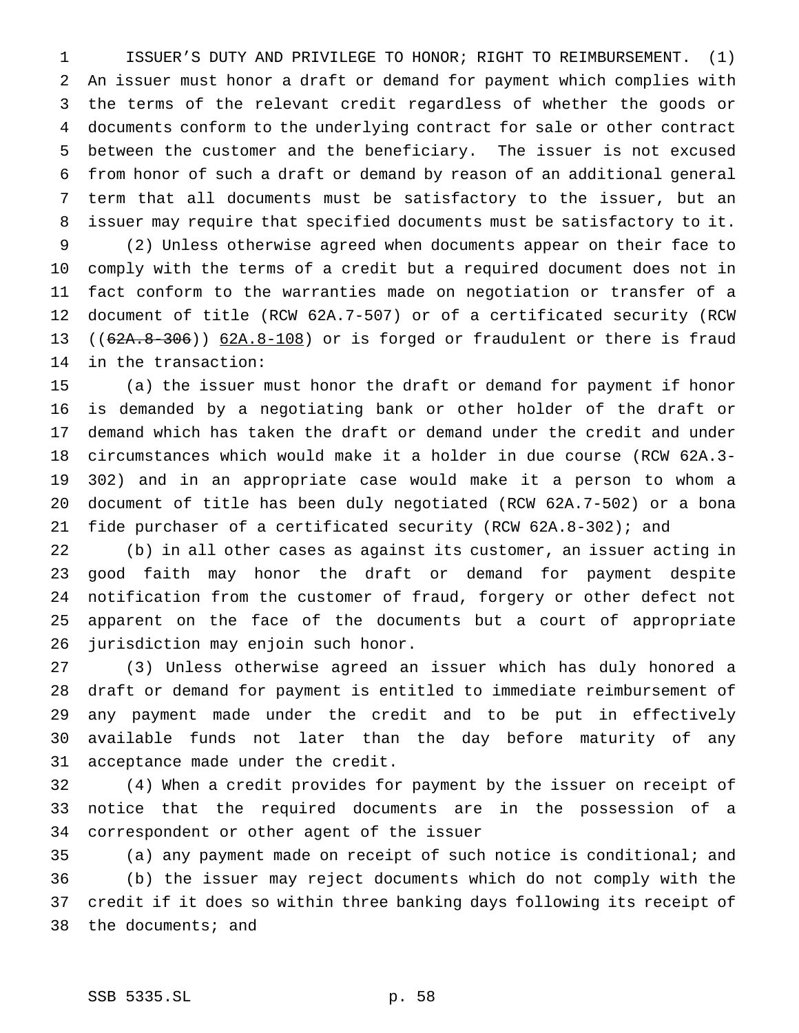ISSUER'S DUTY AND PRIVILEGE TO HONOR; RIGHT TO REIMBURSEMENT. (1) An issuer must honor a draft or demand for payment which complies with the terms of the relevant credit regardless of whether the goods or documents conform to the underlying contract for sale or other contract between the customer and the beneficiary. The issuer is not excused from honor of such a draft or demand by reason of an additional general term that all documents must be satisfactory to the issuer, but an issuer may require that specified documents must be satisfactory to it.

(2) Unless otherwise agreed when documents appear on their face to comply with the terms of a credit but a required document does not in fact conform to the warranties made on negotiation or transfer of a document of title (RCW 62A.7-507) or of a certificated security (RCW ((~~62A.8-306~~)) <u>62A.8-108</u>) or is forged or fraudulent or there is fraud in the transaction:

(a) the issuer must honor the draft or demand for payment if honor is demanded by a negotiating bank or other holder of the draft or demand which has taken the draft or demand under the credit and under circumstances which would make it a holder in due course (RCW 62A.3-302) and in an appropriate case would make it a person to whom a document of title has been duly negotiated (RCW 62A.7-502) or a bona fide purchaser of a certificated security (RCW 62A.8-302); and

(b) in all other cases as against its customer, an issuer acting in good faith may honor the draft or demand for payment despite notification from the customer of fraud, forgery or other defect not apparent on the face of the documents but a court of appropriate jurisdiction may enjoin such honor.

(3) Unless otherwise agreed an issuer which has duly honored a draft or demand for payment is entitled to immediate reimbursement of any payment made under the credit and to be put in effectively available funds not later than the day before maturity of any acceptance made under the credit.

(4) When a credit provides for payment by the issuer on receipt of notice that the required documents are in the possession of a correspondent or other agent of the issuer

(a) any payment made on receipt of such notice is conditional; and

(b) the issuer may reject documents which do not comply with the credit if it does so within three banking days following its receipt of the documents; and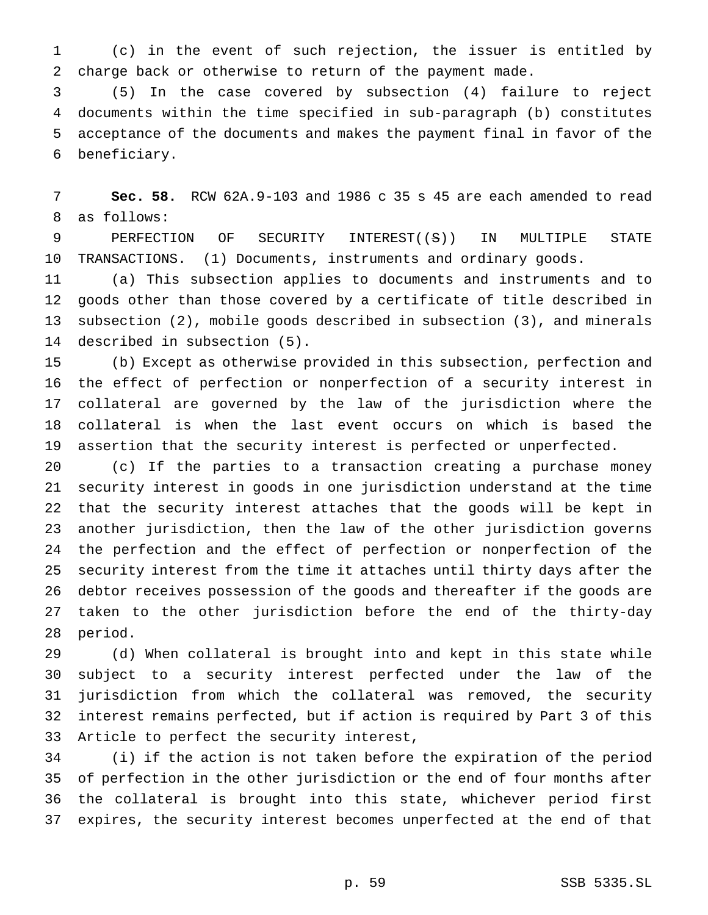(c) in the event of such rejection, the issuer is entitled by charge back or otherwise to return of the payment made.

(5) In the case covered by subsection (4) failure to reject documents within the time specified in sub-paragraph (b) constitutes acceptance of the documents and makes the payment final in favor of the beneficiary.

**Sec. 58.** RCW 62A.9-103 and 1986 c 35 s 45 are each amended to read as follows:

PERFECTION OF SECURITY INTEREST((~~S~~)) IN MULTIPLE STATE TRANSACTIONS. (1) Documents, instruments and ordinary goods.

(a) This subsection applies to documents and instruments and to goods other than those covered by a certificate of title described in subsection (2), mobile goods described in subsection (3), and minerals described in subsection (5).

(b) Except as otherwise provided in this subsection, perfection and the effect of perfection or nonperfection of a security interest in collateral are governed by the law of the jurisdiction where the collateral is when the last event occurs on which is based the assertion that the security interest is perfected or unperfected.

(c) If the parties to a transaction creating a purchase money security interest in goods in one jurisdiction understand at the time that the security interest attaches that the goods will be kept in another jurisdiction, then the law of the other jurisdiction governs the perfection and the effect of perfection or nonperfection of the security interest from the time it attaches until thirty days after the debtor receives possession of the goods and thereafter if the goods are taken to the other jurisdiction before the end of the thirty-day period.

(d) When collateral is brought into and kept in this state while subject to a security interest perfected under the law of the jurisdiction from which the collateral was removed, the security interest remains perfected, but if action is required by Part 3 of this Article to perfect the security interest,

(i) if the action is not taken before the expiration of the period of perfection in the other jurisdiction or the end of four months after the collateral is brought into this state, whichever period first expires, the security interest becomes unperfected at the end of that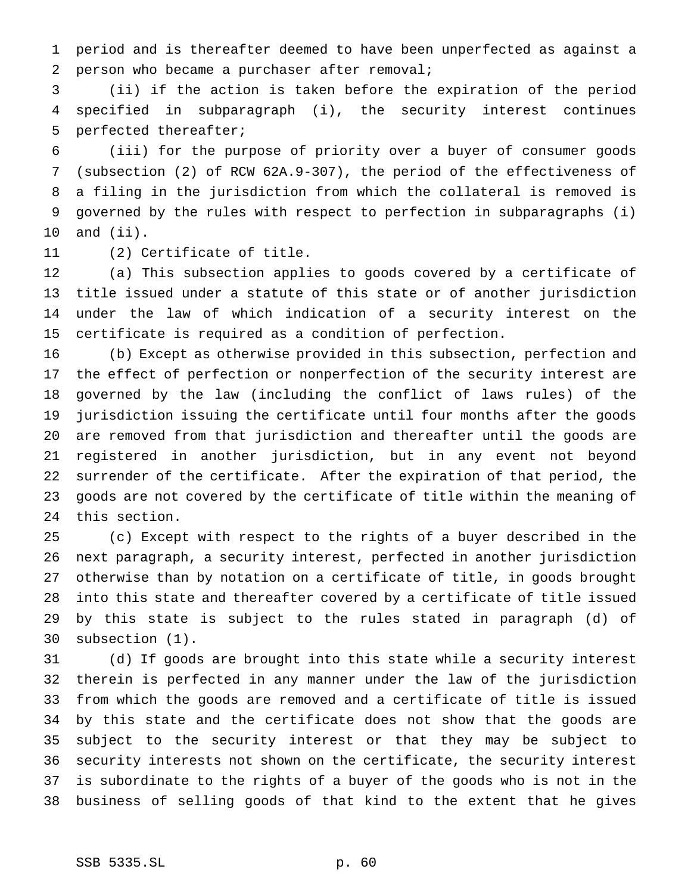period and is thereafter deemed to have been unperfected as against a person who became a purchaser after removal;

(ii) if the action is taken before the expiration of the period specified in subparagraph (i), the security interest continues perfected thereafter;

(iii) for the purpose of priority over a buyer of consumer goods (subsection (2) of RCW 62A.9-307), the period of the effectiveness of a filing in the jurisdiction from which the collateral is removed is governed by the rules with respect to perfection in subparagraphs (i) and (ii).

(2) Certificate of title.

(a) This subsection applies to goods covered by a certificate of title issued under a statute of this state or of another jurisdiction under the law of which indication of a security interest on the certificate is required as a condition of perfection.

(b) Except as otherwise provided in this subsection, perfection and the effect of perfection or nonperfection of the security interest are governed by the law (including the conflict of laws rules) of the jurisdiction issuing the certificate until four months after the goods are removed from that jurisdiction and thereafter until the goods are registered in another jurisdiction, but in any event not beyond surrender of the certificate. After the expiration of that period, the goods are not covered by the certificate of title within the meaning of this section.

(c) Except with respect to the rights of a buyer described in the next paragraph, a security interest, perfected in another jurisdiction otherwise than by notation on a certificate of title, in goods brought into this state and thereafter covered by a certificate of title issued by this state is subject to the rules stated in paragraph (d) of subsection (1).

(d) If goods are brought into this state while a security interest therein is perfected in any manner under the law of the jurisdiction from which the goods are removed and a certificate of title is issued by this state and the certificate does not show that the goods are subject to the security interest or that they may be subject to security interests not shown on the certificate, the security interest is subordinate to the rights of a buyer of the goods who is not in the business of selling goods of that kind to the extent that he gives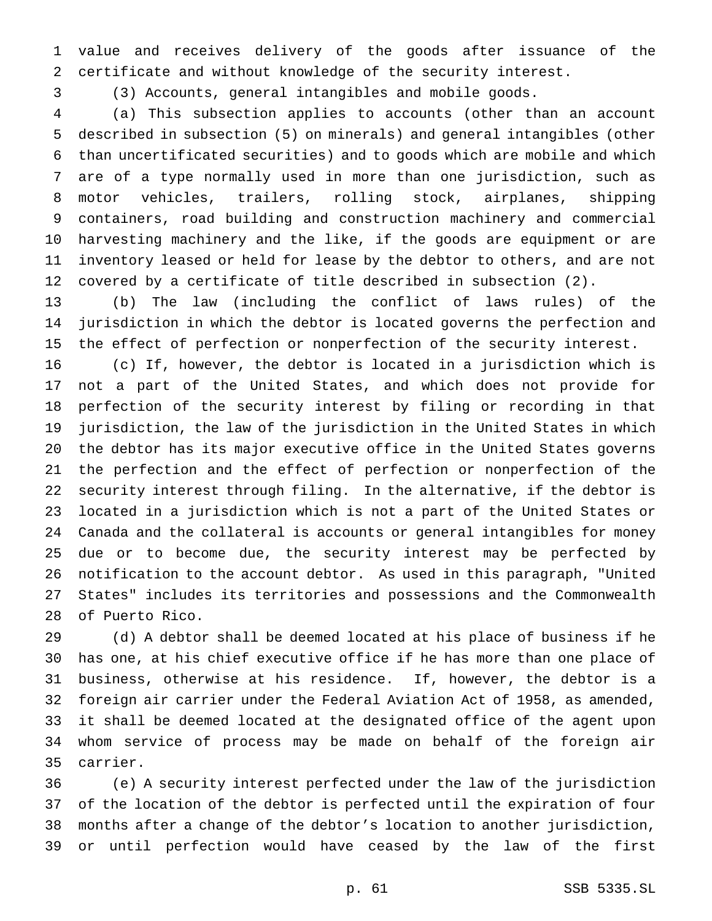value and receives delivery of the goods after issuance of the certificate and without knowledge of the security interest.

(3) Accounts, general intangibles and mobile goods.

(a) This subsection applies to accounts (other than an account described in subsection (5) on minerals) and general intangibles (other than uncertificated securities) and to goods which are mobile and which are of a type normally used in more than one jurisdiction, such as motor vehicles, trailers, rolling stock, airplanes, shipping containers, road building and construction machinery and commercial harvesting machinery and the like, if the goods are equipment or are inventory leased or held for lease by the debtor to others, and are not covered by a certificate of title described in subsection (2).

(b) The law (including the conflict of laws rules) of the jurisdiction in which the debtor is located governs the perfection and the effect of perfection or nonperfection of the security interest.

(c) If, however, the debtor is located in a jurisdiction which is not a part of the United States, and which does not provide for perfection of the security interest by filing or recording in that jurisdiction, the law of the jurisdiction in the United States in which the debtor has its major executive office in the United States governs the perfection and the effect of perfection or nonperfection of the security interest through filing. In the alternative, if the debtor is located in a jurisdiction which is not a part of the United States or Canada and the collateral is accounts or general intangibles for money due or to become due, the security interest may be perfected by notification to the account debtor. As used in this paragraph, "United States" includes its territories and possessions and the Commonwealth of Puerto Rico.

(d) A debtor shall be deemed located at his place of business if he has one, at his chief executive office if he has more than one place of business, otherwise at his residence. If, however, the debtor is a foreign air carrier under the Federal Aviation Act of 1958, as amended, it shall be deemed located at the designated office of the agent upon whom service of process may be made on behalf of the foreign air carrier.

(e) A security interest perfected under the law of the jurisdiction of the location of the debtor is perfected until the expiration of four months after a change of the debtor's location to another jurisdiction, or until perfection would have ceased by the law of the first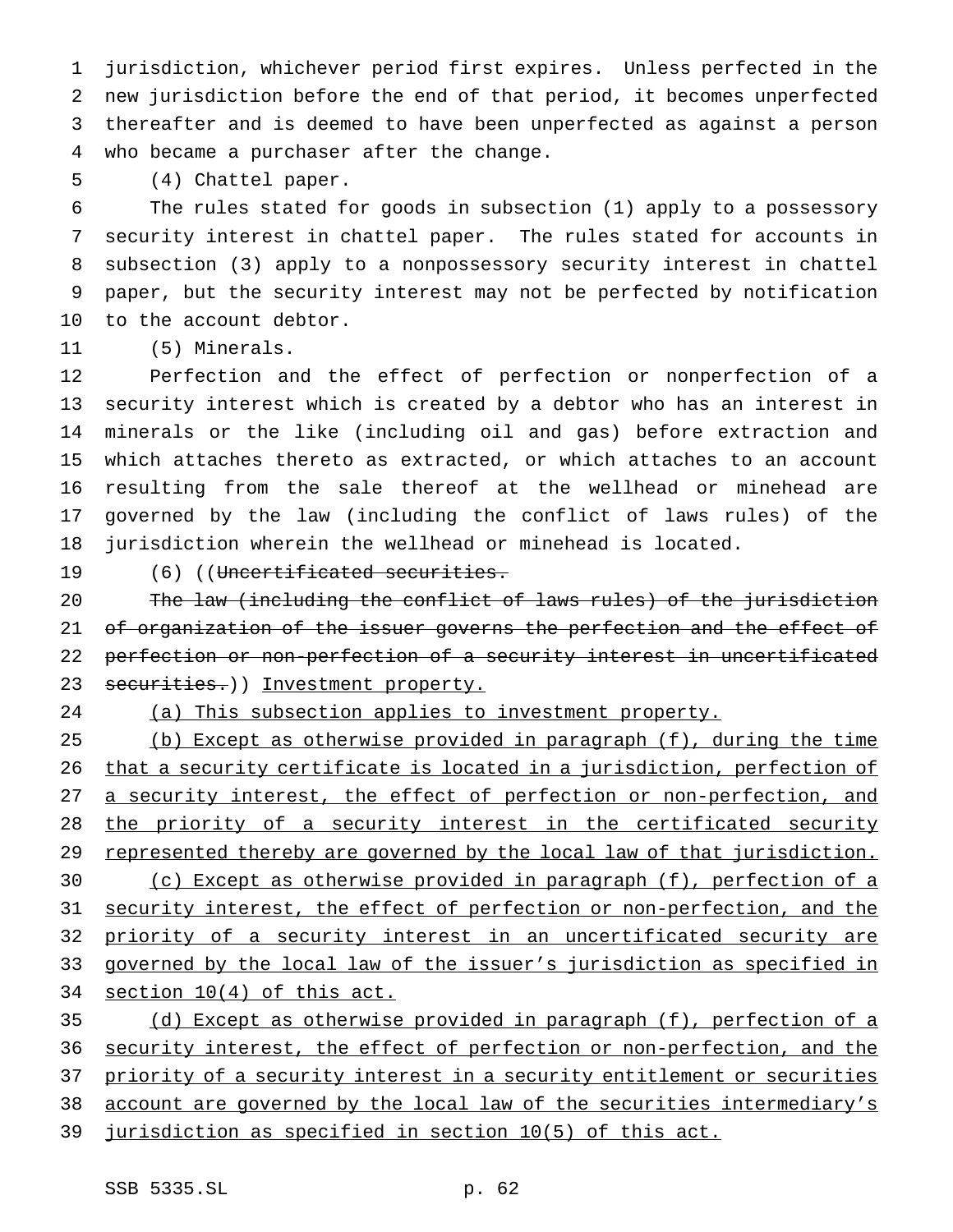jurisdiction, whichever period first expires. Unless perfected in the new jurisdiction before the end of that period, it becomes unperfected thereafter and is deemed to have been unperfected as against a person who became a purchaser after the change.

(4) Chattel paper.

The rules stated for goods in subsection (1) apply to a possessory security interest in chattel paper. The rules stated for accounts in subsection (3) apply to a nonpossessory security interest in chattel paper, but the security interest may not be perfected by notification to the account debtor.

(5) Minerals.

Perfection and the effect of perfection or nonperfection of a security interest which is created by a debtor who has an interest in minerals or the like (including oil and gas) before extraction and which attaches thereto as extracted, or which attaches to an account resulting from the sale thereof at the wellhead or minehead are governed by the law (including the conflict of laws rules) of the jurisdiction wherein the wellhead or minehead is located.

(6) ((~~Uncertificated securities.~~

~~The law (including the conflict of laws rules) of the jurisdiction of organization of the issuer governs the perfection and the effect of perfection or non-perfection of a security interest in uncertificated securities.~~)) Investment property.

(a) This subsection applies to investment property.

(b) Except as otherwise provided in paragraph (f), during the time that a security certificate is located in a jurisdiction, perfection of a security interest, the effect of perfection or non-perfection, and the priority of a security interest in the certificated security represented thereby are governed by the local law of that jurisdiction.

(c) Except as otherwise provided in paragraph (f), perfection of a security interest, the effect of perfection or non-perfection, and the priority of a security interest in an uncertificated security are governed by the local law of the issuer's jurisdiction as specified in section 10(4) of this act.

(d) Except as otherwise provided in paragraph (f), perfection of a security interest, the effect of perfection or non-perfection, and the priority of a security interest in a security entitlement or securities account are governed by the local law of the securities intermediary's jurisdiction as specified in section 10(5) of this act.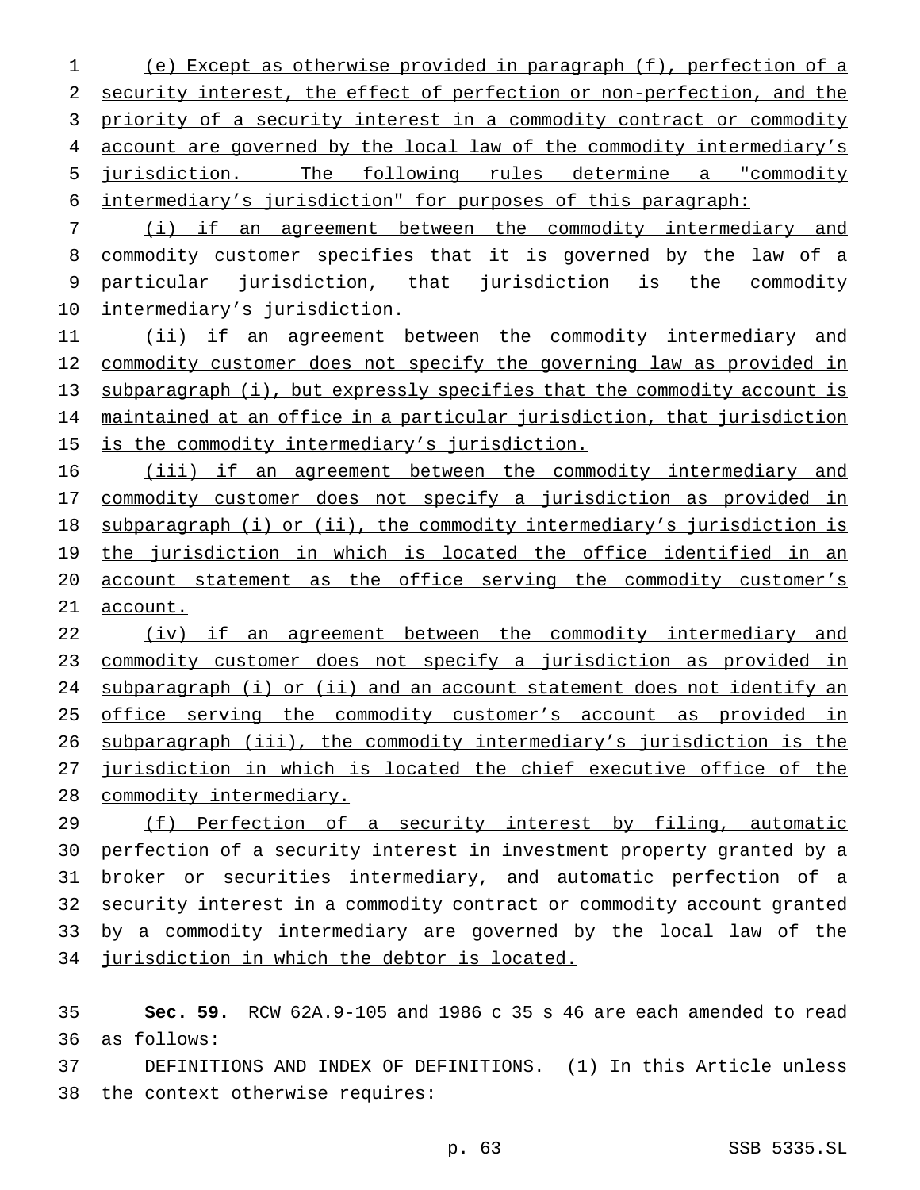(e) Except as otherwise provided in paragraph (f), perfection of a security interest, the effect of perfection or non-perfection, and the priority of a security interest in a commodity contract or commodity account are governed by the local law of the commodity intermediary's jurisdiction. The following rules determine a "commodity intermediary's jurisdiction" for purposes of this paragraph:

(i) if an agreement between the commodity intermediary and commodity customer specifies that it is governed by the law of a particular jurisdiction, that jurisdiction is the commodity intermediary's jurisdiction.

(ii) if an agreement between the commodity intermediary and commodity customer does not specify the governing law as provided in subparagraph (i), but expressly specifies that the commodity account is maintained at an office in a particular jurisdiction, that jurisdiction is the commodity intermediary's jurisdiction.

(iii) if an agreement between the commodity intermediary and commodity customer does not specify a jurisdiction as provided in subparagraph (i) or (ii), the commodity intermediary's jurisdiction is the jurisdiction in which is located the office identified in an account statement as the office serving the commodity customer's account.

(iv) if an agreement between the commodity intermediary and commodity customer does not specify a jurisdiction as provided in subparagraph (i) or (ii) and an account statement does not identify an office serving the commodity customer's account as provided in subparagraph (iii), the commodity intermediary's jurisdiction is the jurisdiction in which is located the chief executive office of the commodity intermediary.

(f) Perfection of a security interest by filing, automatic perfection of a security interest in investment property granted by a broker or securities intermediary, and automatic perfection of a security interest in a commodity contract or commodity account granted by a commodity intermediary are governed by the local law of the jurisdiction in which the debtor is located.

**Sec. 59.** RCW 62A.9-105 and 1986 c 35 s 46 are each amended to read as follows:

DEFINITIONS AND INDEX OF DEFINITIONS. (1) In this Article unless the context otherwise requires: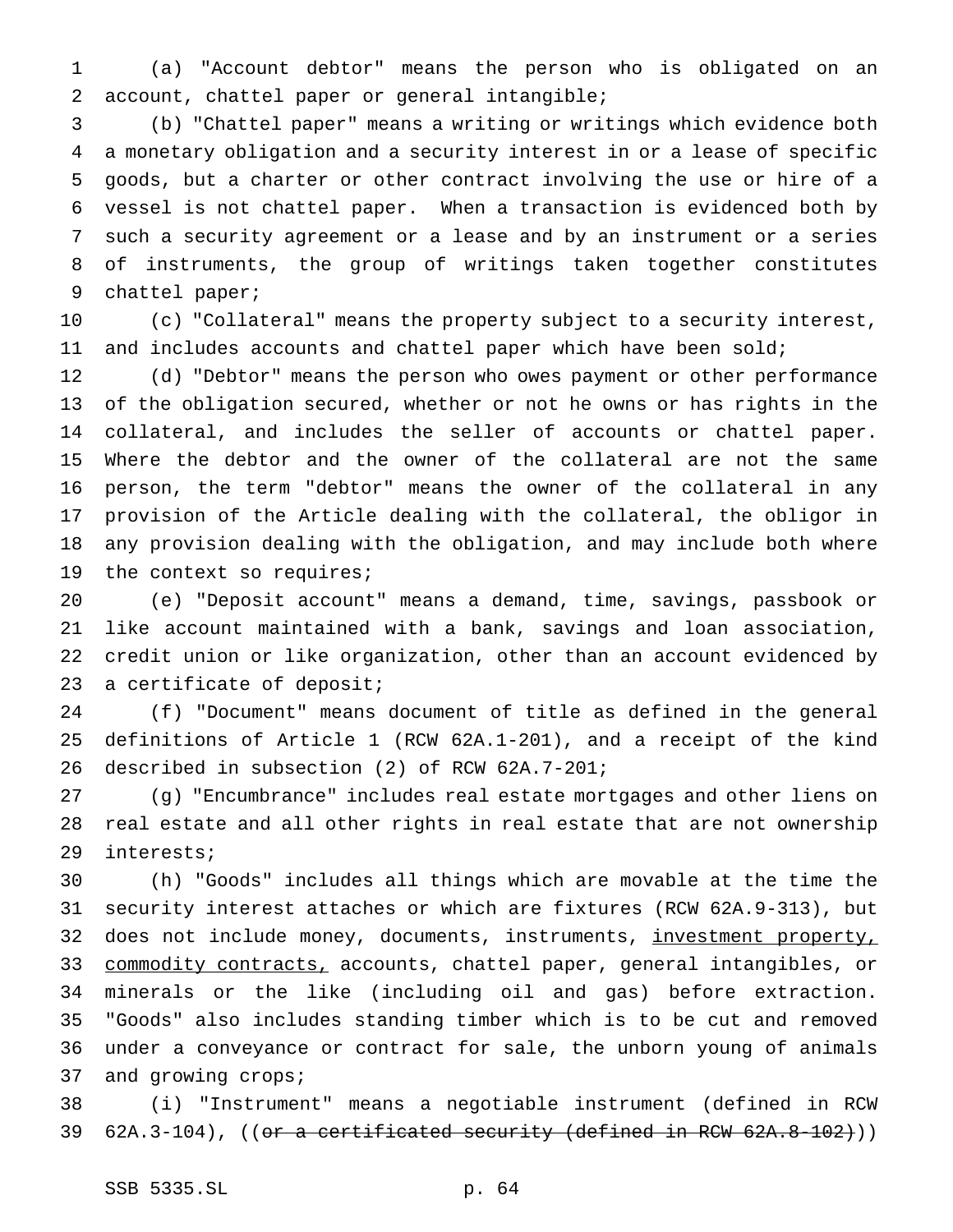(a) "Account debtor" means the person who is obligated on an account, chattel paper or general intangible;

(b) "Chattel paper" means a writing or writings which evidence both a monetary obligation and a security interest in or a lease of specific goods, but a charter or other contract involving the use or hire of a vessel is not chattel paper. When a transaction is evidenced both by such a security agreement or a lease and by an instrument or a series of instruments, the group of writings taken together constitutes chattel paper;

(c) "Collateral" means the property subject to a security interest, and includes accounts and chattel paper which have been sold;

(d) "Debtor" means the person who owes payment or other performance of the obligation secured, whether or not he owns or has rights in the collateral, and includes the seller of accounts or chattel paper. Where the debtor and the owner of the collateral are not the same person, the term "debtor" means the owner of the collateral in any provision of the Article dealing with the collateral, the obligor in any provision dealing with the obligation, and may include both where the context so requires;

(e) "Deposit account" means a demand, time, savings, passbook or like account maintained with a bank, savings and loan association, credit union or like organization, other than an account evidenced by a certificate of deposit;

(f) "Document" means document of title as defined in the general definitions of Article 1 (RCW 62A.1-201), and a receipt of the kind described in subsection (2) of RCW 62A.7-201;

(g) "Encumbrance" includes real estate mortgages and other liens on real estate and all other rights in real estate that are not ownership interests;

(h) "Goods" includes all things which are movable at the time the security interest attaches or which are fixtures (RCW 62A.9-313), but does not include money, documents, instruments, <u>investment property, commodity contracts,</u> accounts, chattel paper, general intangibles, or minerals or the like (including oil and gas) before extraction. "Goods" also includes standing timber which is to be cut and removed under a conveyance or contract for sale, the unborn young of animals and growing crops;

(i) "Instrument" means a negotiable instrument (defined in RCW 62A.3-104), ((~~or a certificated security (defined in RCW 62A.8-102)~~))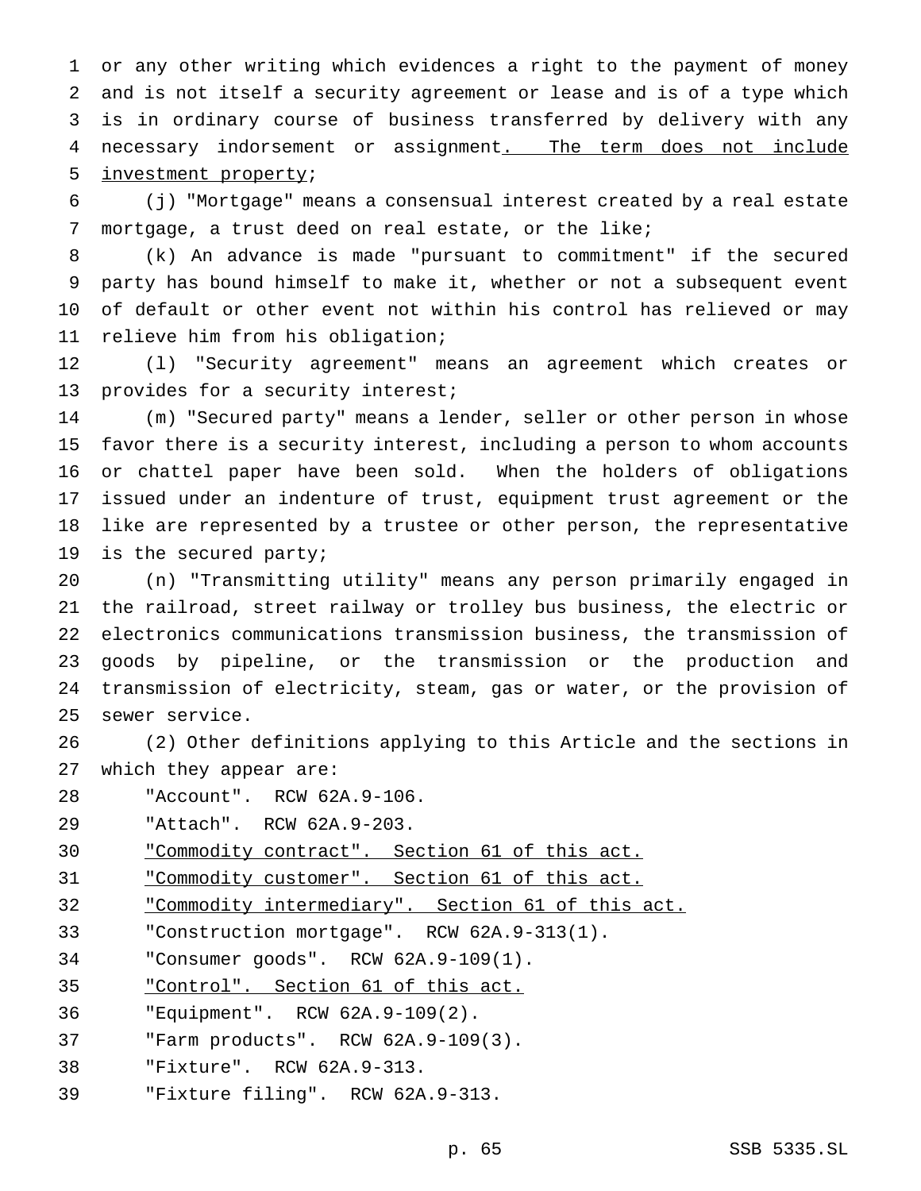or any other writing which evidences a right to the payment of money and is not itself a security agreement or lease and is of a type which is in ordinary course of business transferred by delivery with any necessary indorsement or assignment. The term does not include investment property;

(j) "Mortgage" means a consensual interest created by a real estate mortgage, a trust deed on real estate, or the like;

(k) An advance is made "pursuant to commitment" if the secured party has bound himself to make it, whether or not a subsequent event of default or other event not within his control has relieved or may relieve him from his obligation;

(l) "Security agreement" means an agreement which creates or provides for a security interest;

(m) "Secured party" means a lender, seller or other person in whose favor there is a security interest, including a person to whom accounts or chattel paper have been sold. When the holders of obligations issued under an indenture of trust, equipment trust agreement or the like are represented by a trustee or other person, the representative is the secured party;

(n) "Transmitting utility" means any person primarily engaged in the railroad, street railway or trolley bus business, the electric or electronics communications transmission business, the transmission of goods by pipeline, or the transmission or the production and transmission of electricity, steam, gas or water, or the provision of sewer service.

(2) Other definitions applying to this Article and the sections in which they appear are:

"Account". RCW 62A.9-106.

"Attach". RCW 62A.9-203.

"Commodity contract". Section 61 of this act.

"Commodity customer". Section 61 of this act.

"Commodity intermediary". Section 61 of this act.

"Construction mortgage". RCW 62A.9-313(1).

"Consumer goods". RCW 62A.9-109(1).

"Control". Section 61 of this act.

"Equipment". RCW 62A.9-109(2).

"Farm products". RCW 62A.9-109(3).

"Fixture". RCW 62A.9-313.

"Fixture filing". RCW 62A.9-313.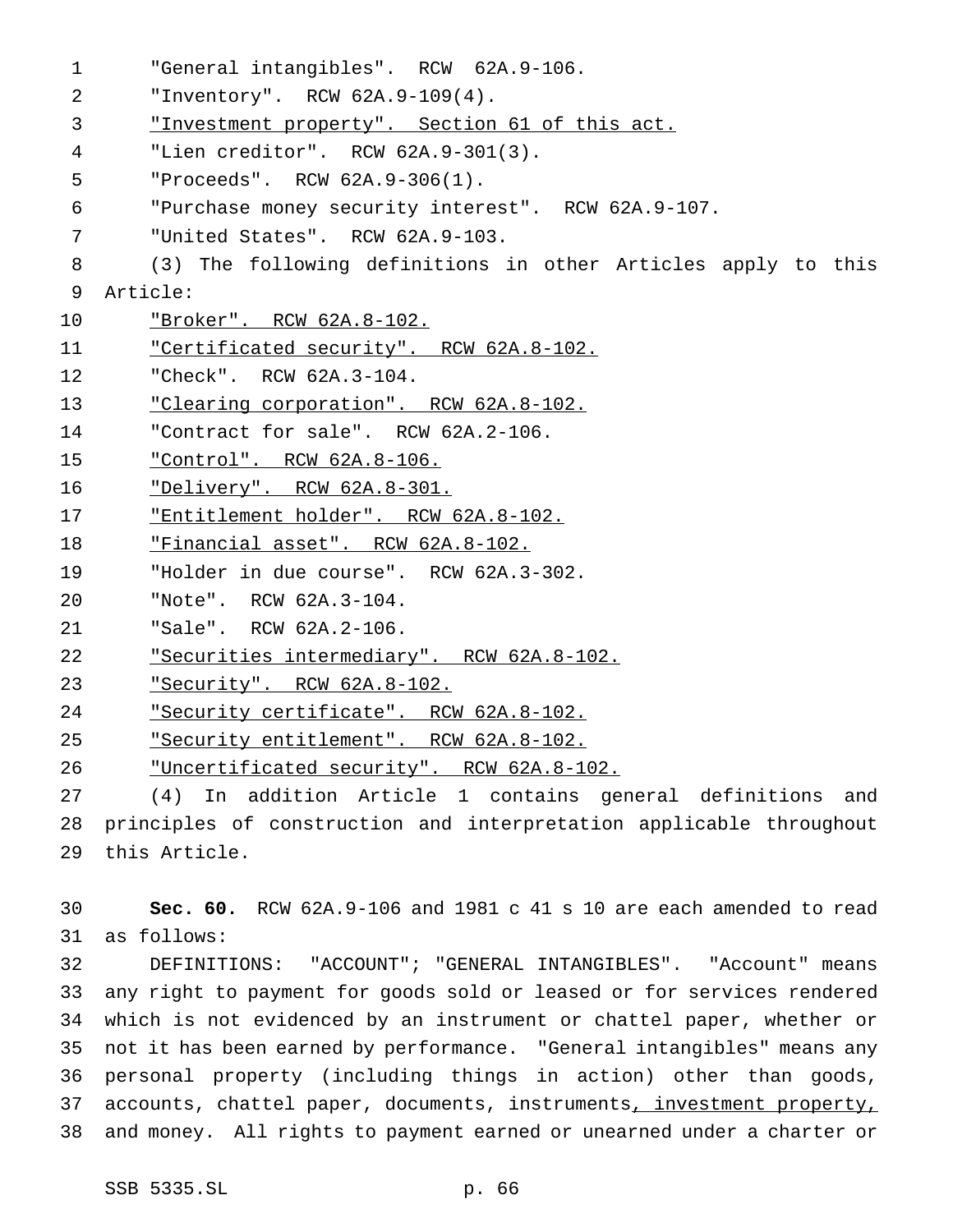"General intangibles". RCW 62A.9-106.

"Inventory". RCW 62A.9-109(4).

"Investment property". Section 61 of this act.

"Lien creditor". RCW 62A.9-301(3).

"Proceeds". RCW 62A.9-306(1).

"Purchase money security interest". RCW 62A.9-107.

"United States". RCW 62A.9-103.

(3) The following definitions in other Articles apply to this Article:

"Broker". RCW 62A.8-102.

"Certificated security". RCW 62A.8-102.

"Check". RCW 62A.3-104.

"Clearing corporation". RCW 62A.8-102.

"Contract for sale". RCW 62A.2-106.

"Control". RCW 62A.8-106.

"Delivery". RCW 62A.8-301.

"Entitlement holder". RCW 62A.8-102.

"Financial asset". RCW 62A.8-102.

"Holder in due course". RCW 62A.3-302.

"Note". RCW 62A.3-104.

"Sale". RCW 62A.2-106.

"Securities intermediary". RCW 62A.8-102.

"Security". RCW 62A.8-102.

"Security certificate". RCW 62A.8-102.

"Security entitlement". RCW 62A.8-102.

"Uncertificated security". RCW 62A.8-102.

(4) In addition Article 1 contains general definitions and principles of construction and interpretation applicable throughout this Article.

**Sec. 60.** RCW 62A.9-106 and 1981 c 41 s 10 are each amended to read as follows:

DEFINITIONS: "ACCOUNT"; "GENERAL INTANGIBLES". "Account" means any right to payment for goods sold or leased or for services rendered which is not evidenced by an instrument or chattel paper, whether or not it has been earned by performance. "General intangibles" means any personal property (including things in action) other than goods, accounts, chattel paper, documents, instruments, investment property, and money. All rights to payment earned or unearned under a charter or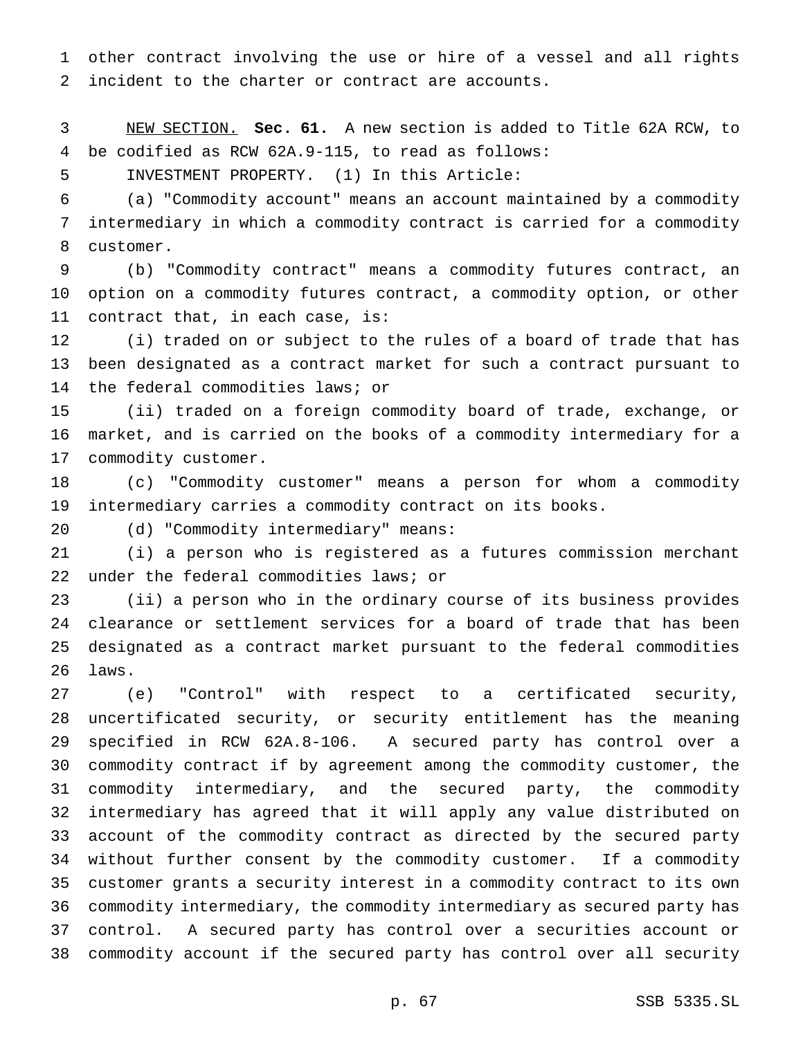other contract involving the use or hire of a vessel and all rights incident to the charter or contract are accounts.

NEW SECTION. **Sec. 61.** A new section is added to Title 62A RCW, to be codified as RCW 62A.9-115, to read as follows:

INVESTMENT PROPERTY. (1) In this Article:

(a) "Commodity account" means an account maintained by a commodity intermediary in which a commodity contract is carried for a commodity customer.

(b) "Commodity contract" means a commodity futures contract, an option on a commodity futures contract, a commodity option, or other contract that, in each case, is:

(i) traded on or subject to the rules of a board of trade that has been designated as a contract market for such a contract pursuant to the federal commodities laws; or

(ii) traded on a foreign commodity board of trade, exchange, or market, and is carried on the books of a commodity intermediary for a commodity customer.

(c) "Commodity customer" means a person for whom a commodity intermediary carries a commodity contract on its books.

(d) "Commodity intermediary" means:

(i) a person who is registered as a futures commission merchant under the federal commodities laws; or

(ii) a person who in the ordinary course of its business provides clearance or settlement services for a board of trade that has been designated as a contract market pursuant to the federal commodities laws.

(e) "Control" with respect to a certificated security, uncertificated security, or security entitlement has the meaning specified in RCW 62A.8-106. A secured party has control over a commodity contract if by agreement among the commodity customer, the commodity intermediary, and the secured party, the commodity intermediary has agreed that it will apply any value distributed on account of the commodity contract as directed by the secured party without further consent by the commodity customer. If a commodity customer grants a security interest in a commodity contract to its own commodity intermediary, the commodity intermediary as secured party has control. A secured party has control over a securities account or commodity account if the secured party has control over all security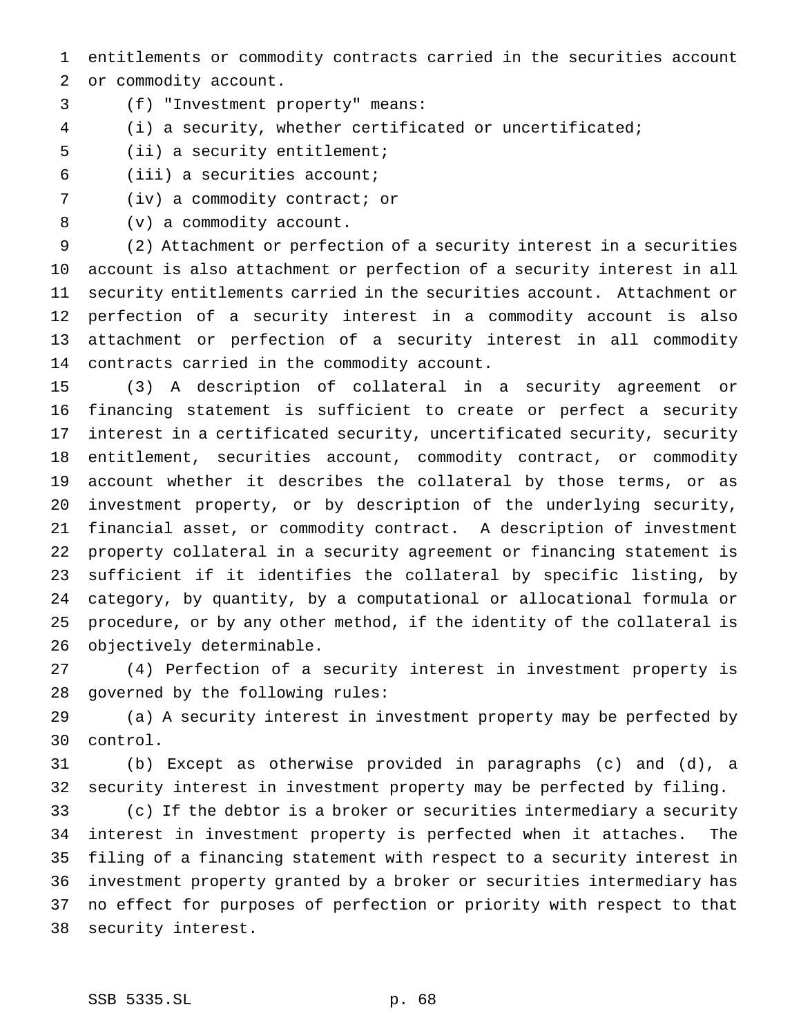entitlements or commodity contracts carried in the securities account or commodity account.

(f) "Investment property" means:

(i) a security, whether certificated or uncertificated;

(ii) a security entitlement;

(iii) a securities account;

(iv) a commodity contract; or

(v) a commodity account.

(2) Attachment or perfection of a security interest in a securities account is also attachment or perfection of a security interest in all security entitlements carried in the securities account. Attachment or perfection of a security interest in a commodity account is also attachment or perfection of a security interest in all commodity contracts carried in the commodity account.

(3) A description of collateral in a security agreement or financing statement is sufficient to create or perfect a security interest in a certificated security, uncertificated security, security entitlement, securities account, commodity contract, or commodity account whether it describes the collateral by those terms, or as investment property, or by description of the underlying security, financial asset, or commodity contract. A description of investment property collateral in a security agreement or financing statement is sufficient if it identifies the collateral by specific listing, by category, by quantity, by a computational or allocational formula or procedure, or by any other method, if the identity of the collateral is objectively determinable.

(4) Perfection of a security interest in investment property is governed by the following rules:

(a) A security interest in investment property may be perfected by control.

(b) Except as otherwise provided in paragraphs (c) and (d), a security interest in investment property may be perfected by filing.

(c) If the debtor is a broker or securities intermediary a security interest in investment property is perfected when it attaches. The filing of a financing statement with respect to a security interest in investment property granted by a broker or securities intermediary has no effect for purposes of perfection or priority with respect to that security interest.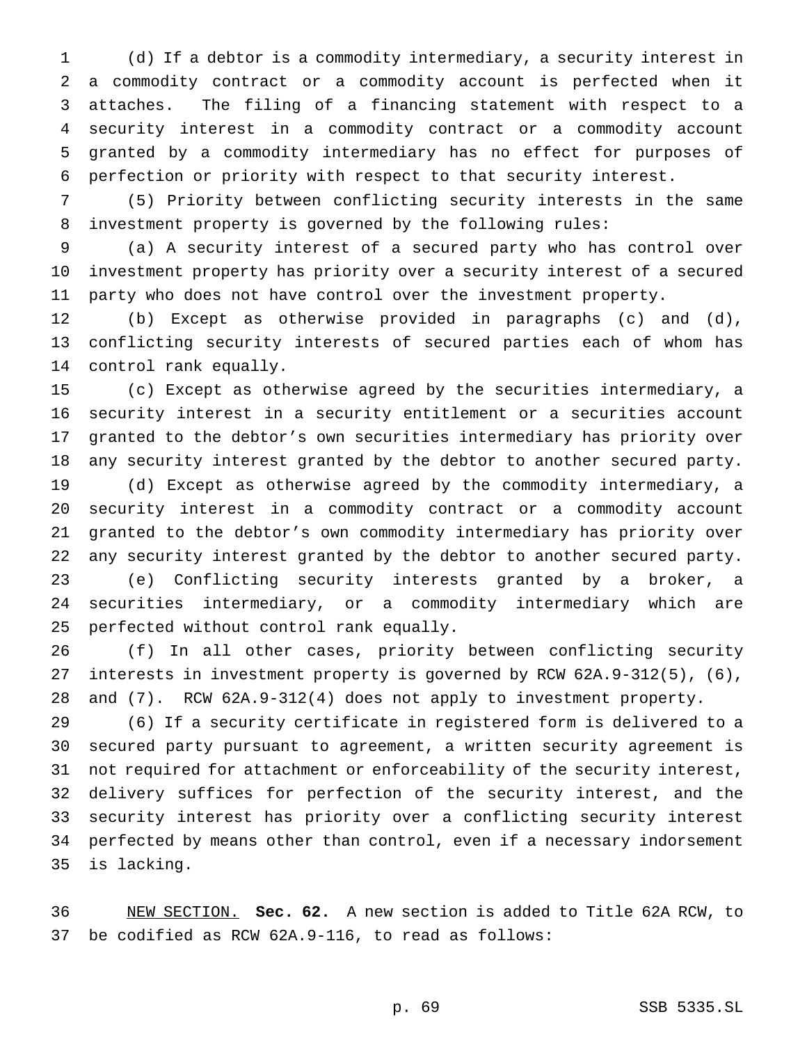(d) If a debtor is a commodity intermediary, a security interest in a commodity contract or a commodity account is perfected when it attaches. The filing of a financing statement with respect to a security interest in a commodity contract or a commodity account granted by a commodity intermediary has no effect for purposes of perfection or priority with respect to that security interest.

(5) Priority between conflicting security interests in the same investment property is governed by the following rules:

(a) A security interest of a secured party who has control over investment property has priority over a security interest of a secured party who does not have control over the investment property.

(b) Except as otherwise provided in paragraphs (c) and (d), conflicting security interests of secured parties each of whom has control rank equally.

(c) Except as otherwise agreed by the securities intermediary, a security interest in a security entitlement or a securities account granted to the debtor's own securities intermediary has priority over any security interest granted by the debtor to another secured party.

(d) Except as otherwise agreed by the commodity intermediary, a security interest in a commodity contract or a commodity account granted to the debtor's own commodity intermediary has priority over any security interest granted by the debtor to another secured party.

(e) Conflicting security interests granted by a broker, a securities intermediary, or a commodity intermediary which are perfected without control rank equally.

(f) In all other cases, priority between conflicting security interests in investment property is governed by RCW 62A.9-312(5), (6), and (7). RCW 62A.9-312(4) does not apply to investment property.

(6) If a security certificate in registered form is delivered to a secured party pursuant to agreement, a written security agreement is not required for attachment or enforceability of the security interest, delivery suffices for perfection of the security interest, and the security interest has priority over a conflicting security interest perfected by means other than control, even if a necessary indorsement is lacking.

NEW SECTION. **Sec. 62.** A new section is added to Title 62A RCW, to be codified as RCW 62A.9-116, to read as follows: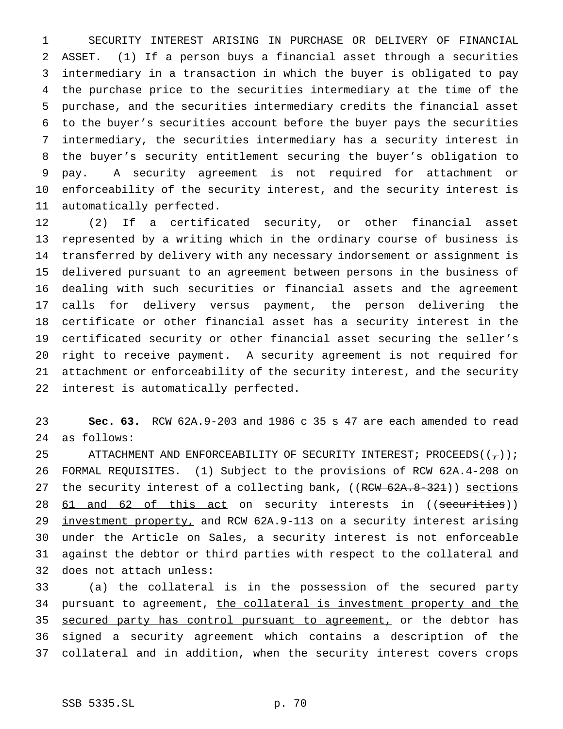SECURITY INTEREST ARISING IN PURCHASE OR DELIVERY OF FINANCIAL ASSET. (1) If a person buys a financial asset through a securities intermediary in a transaction in which the buyer is obligated to pay the purchase price to the securities intermediary at the time of the purchase, and the securities intermediary credits the financial asset to the buyer's securities account before the buyer pays the securities intermediary, the securities intermediary has a security interest in the buyer's security entitlement securing the buyer's obligation to pay. A security agreement is not required for attachment or enforceability of the security interest, and the security interest is automatically perfected.

(2) If a certificated security, or other financial asset represented by a writing which in the ordinary course of business is transferred by delivery with any necessary indorsement or assignment is delivered pursuant to an agreement between persons in the business of dealing with such securities or financial assets and the agreement calls for delivery versus payment, the person delivering the certificate or other financial asset has a security interest in the certificated security or other financial asset securing the seller's right to receive payment. A security agreement is not required for attachment or enforceability of the security interest, and the security interest is automatically perfected.

**Sec. 63.** RCW 62A.9-203 and 1986 c 35 s 47 are each amended to read as follows:

ATTACHMENT AND ENFORCEABILITY OF SECURITY INTEREST; PROCEEDS((,)); FORMAL REQUISITES. (1) Subject to the provisions of RCW 62A.4-208 on the security interest of a collecting bank, ((RCW 62A.8-321)) sections 61 and 62 of this act on security interests in ((securities)) investment property, and RCW 62A.9-113 on a security interest arising under the Article on Sales, a security interest is not enforceable against the debtor or third parties with respect to the collateral and does not attach unless:

(a) the collateral is in the possession of the secured party pursuant to agreement, the collateral is investment property and the secured party has control pursuant to agreement, or the debtor has signed a security agreement which contains a description of the collateral and in addition, when the security interest covers crops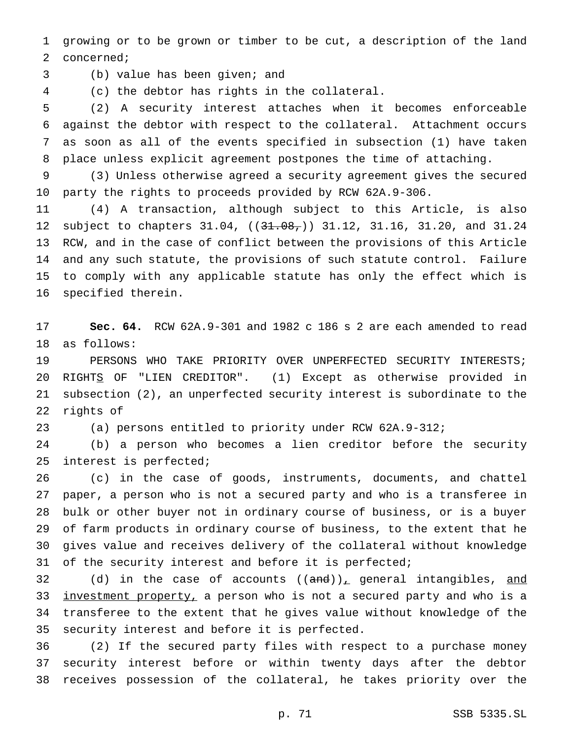growing or to be grown or timber to be cut, a description of the land concerned;

(b) value has been given; and

(c) the debtor has rights in the collateral.

(2) A security interest attaches when it becomes enforceable against the debtor with respect to the collateral. Attachment occurs as soon as all of the events specified in subsection (1) have taken place unless explicit agreement postpones the time of attaching.

(3) Unless otherwise agreed a security agreement gives the secured party the rights to proceeds provided by RCW 62A.9-306.

(4) A transaction, although subject to this Article, is also subject to chapters 31.04, ((~~31.08,~~)) 31.12, 31.16, 31.20, and 31.24 RCW, and in the case of conflict between the provisions of this Article and any such statute, the provisions of such statute control. Failure to comply with any applicable statute has only the effect which is specified therein.

**Sec. 64.** RCW 62A.9-301 and 1982 c 186 s 2 are each amended to read as follows:

PERSONS WHO TAKE PRIORITY OVER UNPERFECTED SECURITY INTERESTS; RIGHT<u>S</u> OF "LIEN CREDITOR". (1) Except as otherwise provided in subsection (2), an unperfected security interest is subordinate to the rights of

(a) persons entitled to priority under RCW 62A.9-312;

(b) a person who becomes a lien creditor before the security interest is perfected;

(c) in the case of goods, instruments, documents, and chattel paper, a person who is not a secured party and who is a transferee in bulk or other buyer not in ordinary course of business, or is a buyer of farm products in ordinary course of business, to the extent that he gives value and receives delivery of the collateral without knowledge of the security interest and before it is perfected;

(d) in the case of accounts ((~~and~~))<u>,</u> general intangibles, <u>and investment property,</u> a person who is not a secured party and who is a transferee to the extent that he gives value without knowledge of the security interest and before it is perfected.

(2) If the secured party files with respect to a purchase money security interest before or within twenty days after the debtor receives possession of the collateral, he takes priority over the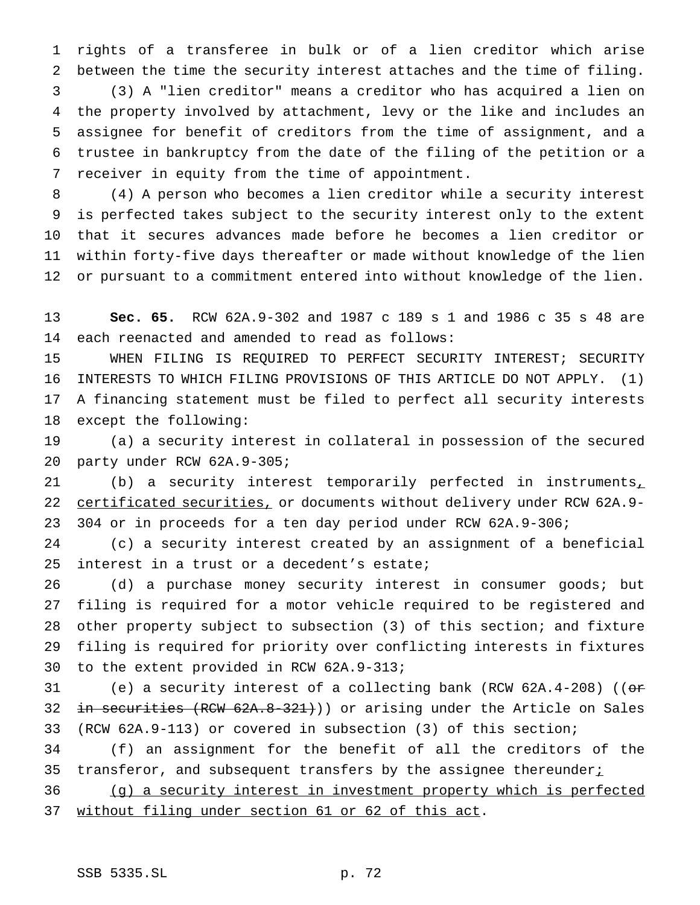rights of a transferee in bulk or of a lien creditor which arise between the time the security interest attaches and the time of filing.

(3) A "lien creditor" means a creditor who has acquired a lien on the property involved by attachment, levy or the like and includes an assignee for benefit of creditors from the time of assignment, and a trustee in bankruptcy from the date of the filing of the petition or a receiver in equity from the time of appointment.

(4) A person who becomes a lien creditor while a security interest is perfected takes subject to the security interest only to the extent that it secures advances made before he becomes a lien creditor or within forty-five days thereafter or made without knowledge of the lien or pursuant to a commitment entered into without knowledge of the lien.

**Sec. 65.** RCW 62A.9-302 and 1987 c 189 s 1 and 1986 c 35 s 48 are each reenacted and amended to read as follows:

WHEN FILING IS REQUIRED TO PERFECT SECURITY INTEREST; SECURITY INTERESTS TO WHICH FILING PROVISIONS OF THIS ARTICLE DO NOT APPLY. (1) A financing statement must be filed to perfect all security interests except the following:

(a) a security interest in collateral in possession of the secured party under RCW 62A.9-305;

(b) a security interest temporarily perfected in instruments, certificated securities, or documents without delivery under RCW 62A.9-304 or in proceeds for a ten day period under RCW 62A.9-306;

(c) a security interest created by an assignment of a beneficial interest in a trust or a decedent's estate;

(d) a purchase money security interest in consumer goods; but filing is required for a motor vehicle required to be registered and other property subject to subsection (3) of this section; and fixture filing is required for priority over conflicting interests in fixtures to the extent provided in RCW 62A.9-313;

(e) a security interest of a collecting bank (RCW 62A.4-208) ((~~or in securities (RCW 62A.8-321)~~)) or arising under the Article on Sales (RCW 62A.9-113) or covered in subsection (3) of this section;

(f) an assignment for the benefit of all the creditors of the transferor, and subsequent transfers by the assignee thereunder;

(g) a security interest in investment property which is perfected without filing under section 61 or 62 of this act.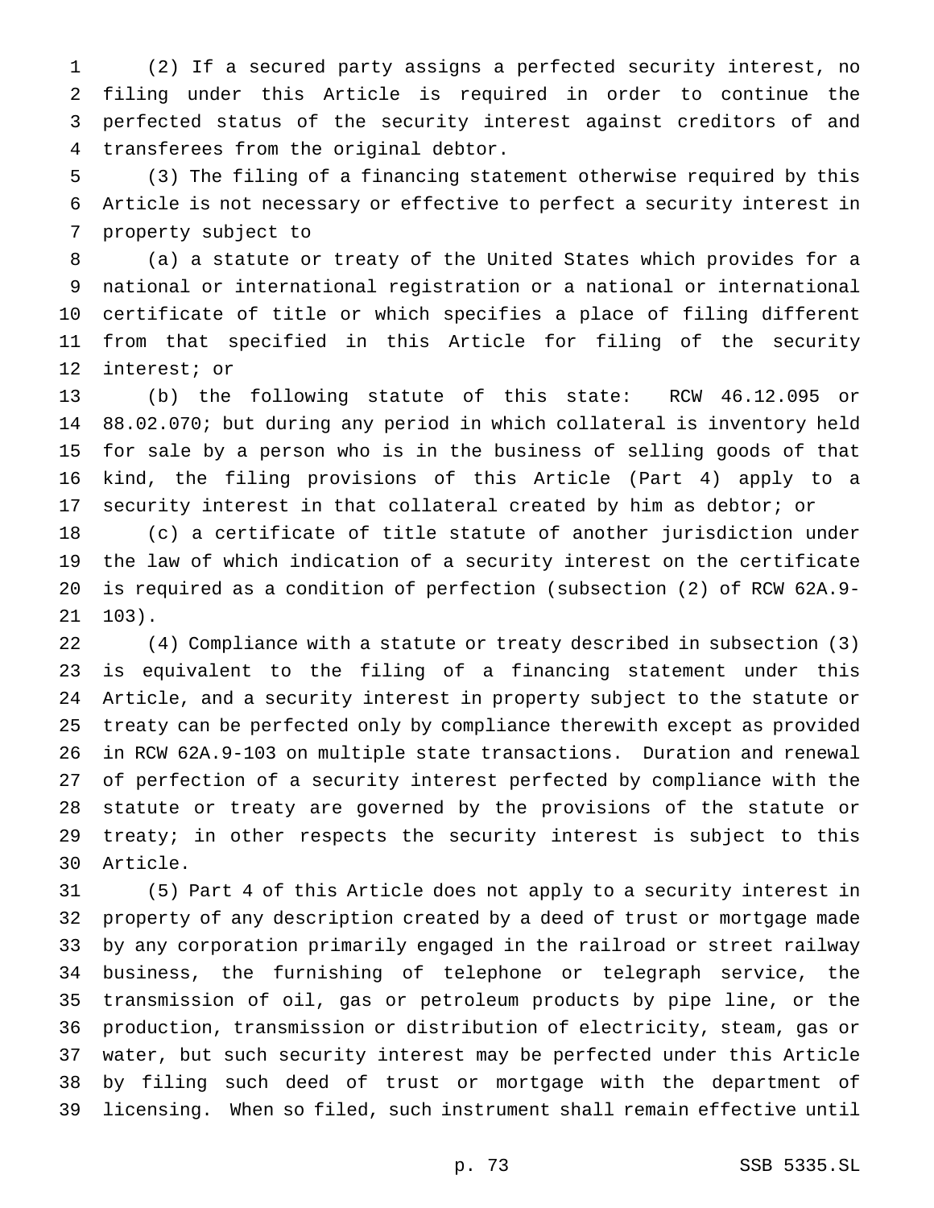(2) If a secured party assigns a perfected security interest, no filing under this Article is required in order to continue the perfected status of the security interest against creditors of and transferees from the original debtor.

(3) The filing of a financing statement otherwise required by this Article is not necessary or effective to perfect a security interest in property subject to

(a) a statute or treaty of the United States which provides for a national or international registration or a national or international certificate of title or which specifies a place of filing different from that specified in this Article for filing of the security interest; or

(b) the following statute of this state: RCW 46.12.095 or 88.02.070; but during any period in which collateral is inventory held for sale by a person who is in the business of selling goods of that kind, the filing provisions of this Article (Part 4) apply to a security interest in that collateral created by him as debtor; or

(c) a certificate of title statute of another jurisdiction under the law of which indication of a security interest on the certificate is required as a condition of perfection (subsection (2) of RCW 62A.9-103).

(4) Compliance with a statute or treaty described in subsection (3) is equivalent to the filing of a financing statement under this Article, and a security interest in property subject to the statute or treaty can be perfected only by compliance therewith except as provided in RCW 62A.9-103 on multiple state transactions. Duration and renewal of perfection of a security interest perfected by compliance with the statute or treaty are governed by the provisions of the statute or treaty; in other respects the security interest is subject to this Article.

(5) Part 4 of this Article does not apply to a security interest in property of any description created by a deed of trust or mortgage made by any corporation primarily engaged in the railroad or street railway business, the furnishing of telephone or telegraph service, the transmission of oil, gas or petroleum products by pipe line, or the production, transmission or distribution of electricity, steam, gas or water, but such security interest may be perfected under this Article by filing such deed of trust or mortgage with the department of licensing. When so filed, such instrument shall remain effective until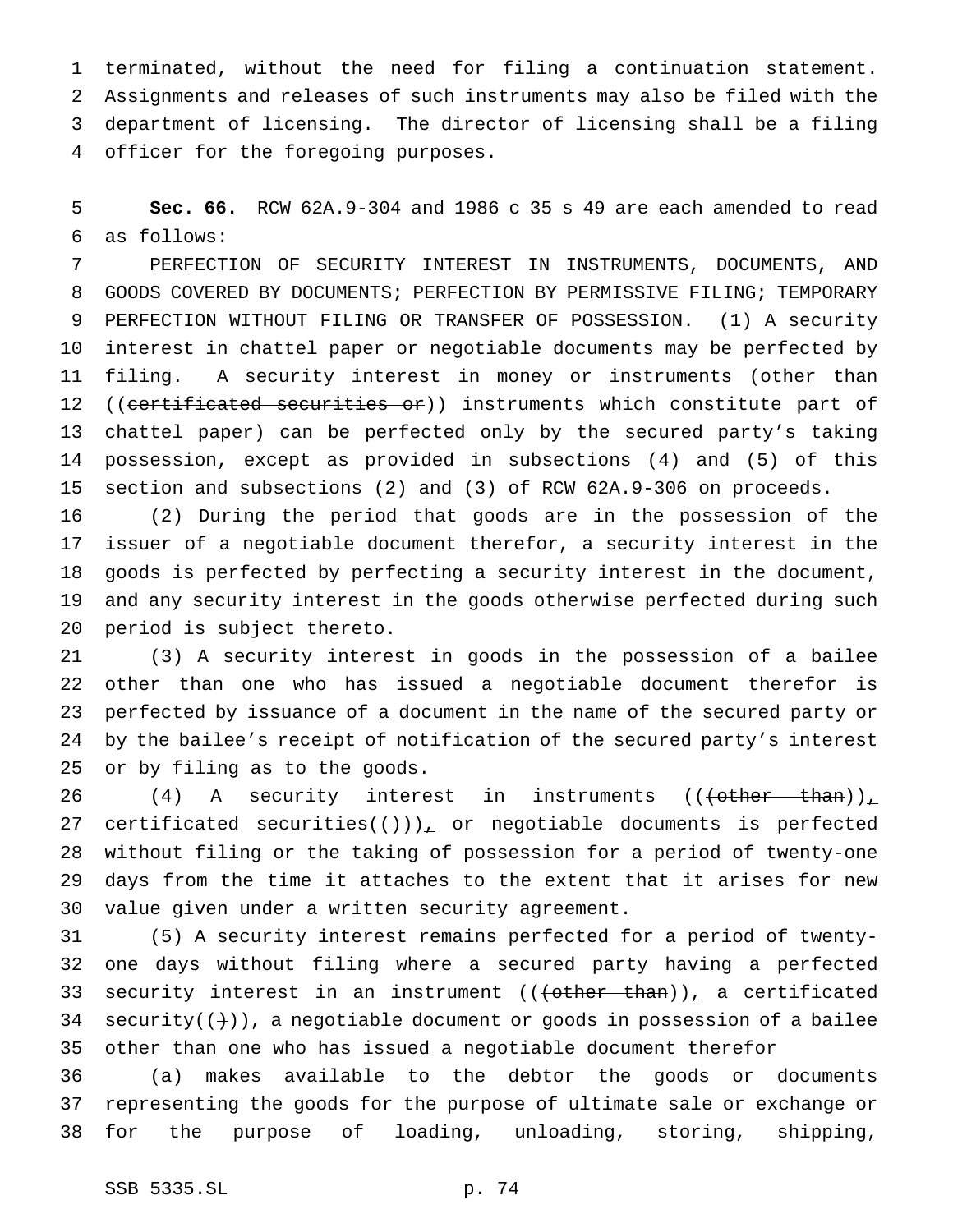terminated, without the need for filing a continuation statement. Assignments and releases of such instruments may also be filed with the department of licensing. The director of licensing shall be a filing officer for the foregoing purposes.

**Sec. 66.** RCW 62A.9-304 and 1986 c 35 s 49 are each amended to read as follows:

PERFECTION OF SECURITY INTEREST IN INSTRUMENTS, DOCUMENTS, AND GOODS COVERED BY DOCUMENTS; PERFECTION BY PERMISSIVE FILING; TEMPORARY PERFECTION WITHOUT FILING OR TRANSFER OF POSSESSION. (1) A security interest in chattel paper or negotiable documents may be perfected by filing. A security interest in money or instruments (other than ((~~certificated securities or~~)) instruments which constitute part of chattel paper) can be perfected only by the secured party's taking possession, except as provided in subsections (4) and (5) of this section and subsections (2) and (3) of RCW 62A.9-306 on proceeds.

(2) During the period that goods are in the possession of the issuer of a negotiable document therefor, a security interest in the goods is perfected by perfecting a security interest in the document, and any security interest in the goods otherwise perfected during such period is subject thereto.

(3) A security interest in goods in the possession of a bailee other than one who has issued a negotiable document therefor is perfected by issuance of a document in the name of the secured party or by the bailee's receipt of notification of the secured party's interest or by filing as to the goods.

(4) A security interest in instruments ((~~(other than~~)), certificated securities((~~)~~)), or negotiable documents is perfected without filing or the taking of possession for a period of twenty-one days from the time it attaches to the extent that it arises for new value given under a written security agreement.

(5) A security interest remains perfected for a period of twenty-one days without filing where a secured party having a perfected security interest in an instrument ((~~(other than~~)), a certificated security((~~)~~)), a negotiable document or goods in possession of a bailee other than one who has issued a negotiable document therefor

(a) makes available to the debtor the goods or documents representing the goods for the purpose of ultimate sale or exchange or for the purpose of loading, unloading, storing, shipping,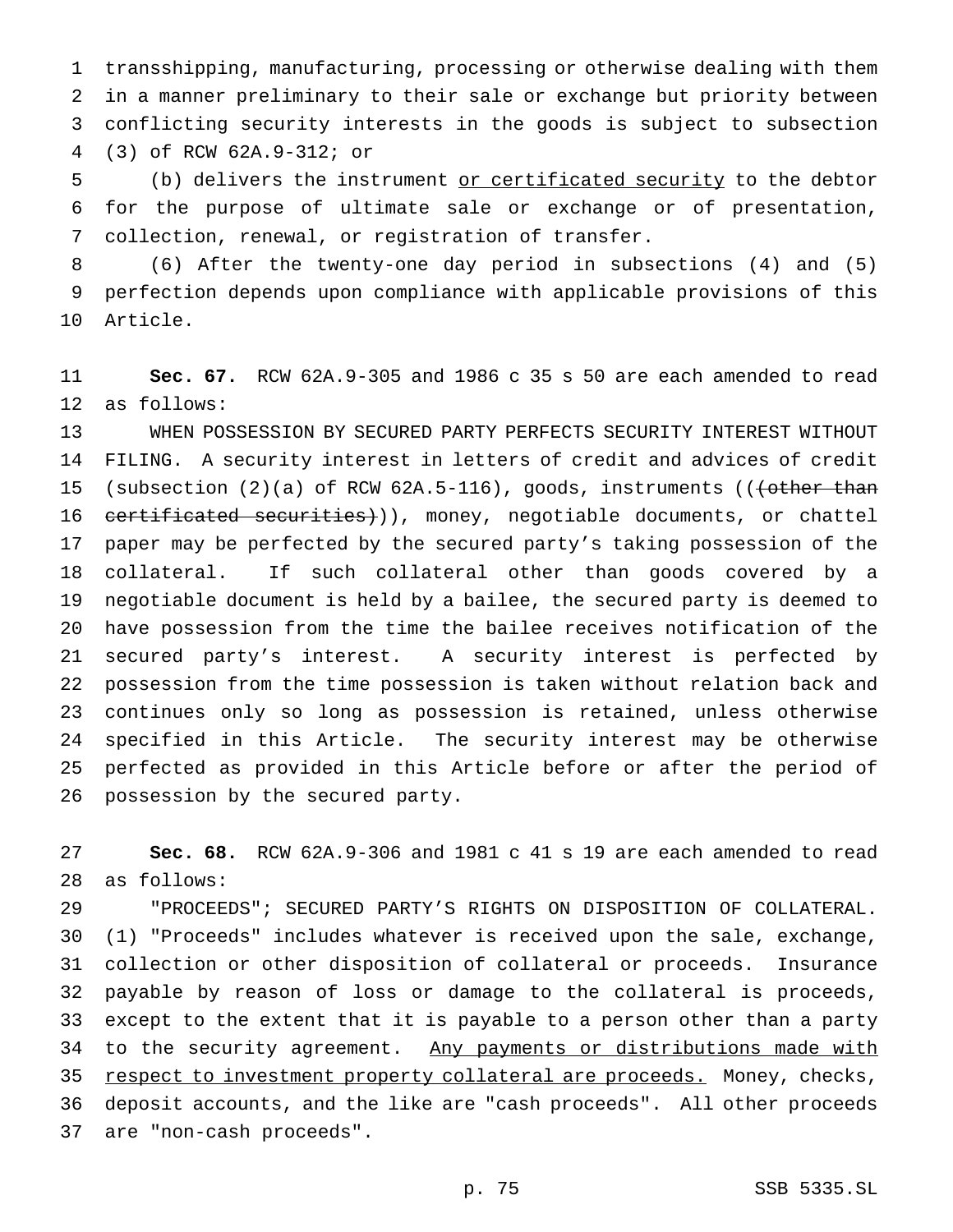transshipping, manufacturing, processing or otherwise dealing with them in a manner preliminary to their sale or exchange but priority between conflicting security interests in the goods is subject to subsection (3) of RCW 62A.9-312; or

(b) delivers the instrument <u>or certificated security</u> to the debtor for the purpose of ultimate sale or exchange or of presentation, collection, renewal, or registration of transfer.

(6) After the twenty-one day period in subsections (4) and (5) perfection depends upon compliance with applicable provisions of this Article.

**Sec. 67.** RCW 62A.9-305 and 1986 c 35 s 50 are each amended to read as follows:

WHEN POSSESSION BY SECURED PARTY PERFECTS SECURITY INTEREST WITHOUT FILING. A security interest in letters of credit and advices of credit (subsection (2)(a) of RCW 62A.5-116), goods, instruments ((~~(other than certificated securities)~~)), money, negotiable documents, or chattel paper may be perfected by the secured party's taking possession of the collateral. If such collateral other than goods covered by a negotiable document is held by a bailee, the secured party is deemed to have possession from the time the bailee receives notification of the secured party's interest. A security interest is perfected by possession from the time possession is taken without relation back and continues only so long as possession is retained, unless otherwise specified in this Article. The security interest may be otherwise perfected as provided in this Article before or after the period of possession by the secured party.

**Sec. 68.** RCW 62A.9-306 and 1981 c 41 s 19 are each amended to read as follows:

"PROCEEDS"; SECURED PARTY'S RIGHTS ON DISPOSITION OF COLLATERAL. (1) "Proceeds" includes whatever is received upon the sale, exchange, collection or other disposition of collateral or proceeds. Insurance payable by reason of loss or damage to the collateral is proceeds, except to the extent that it is payable to a person other than a party to the security agreement. <u>Any payments or distributions made with respect to investment property collateral are proceeds.</u> Money, checks, deposit accounts, and the like are "cash proceeds". All other proceeds are "non-cash proceeds".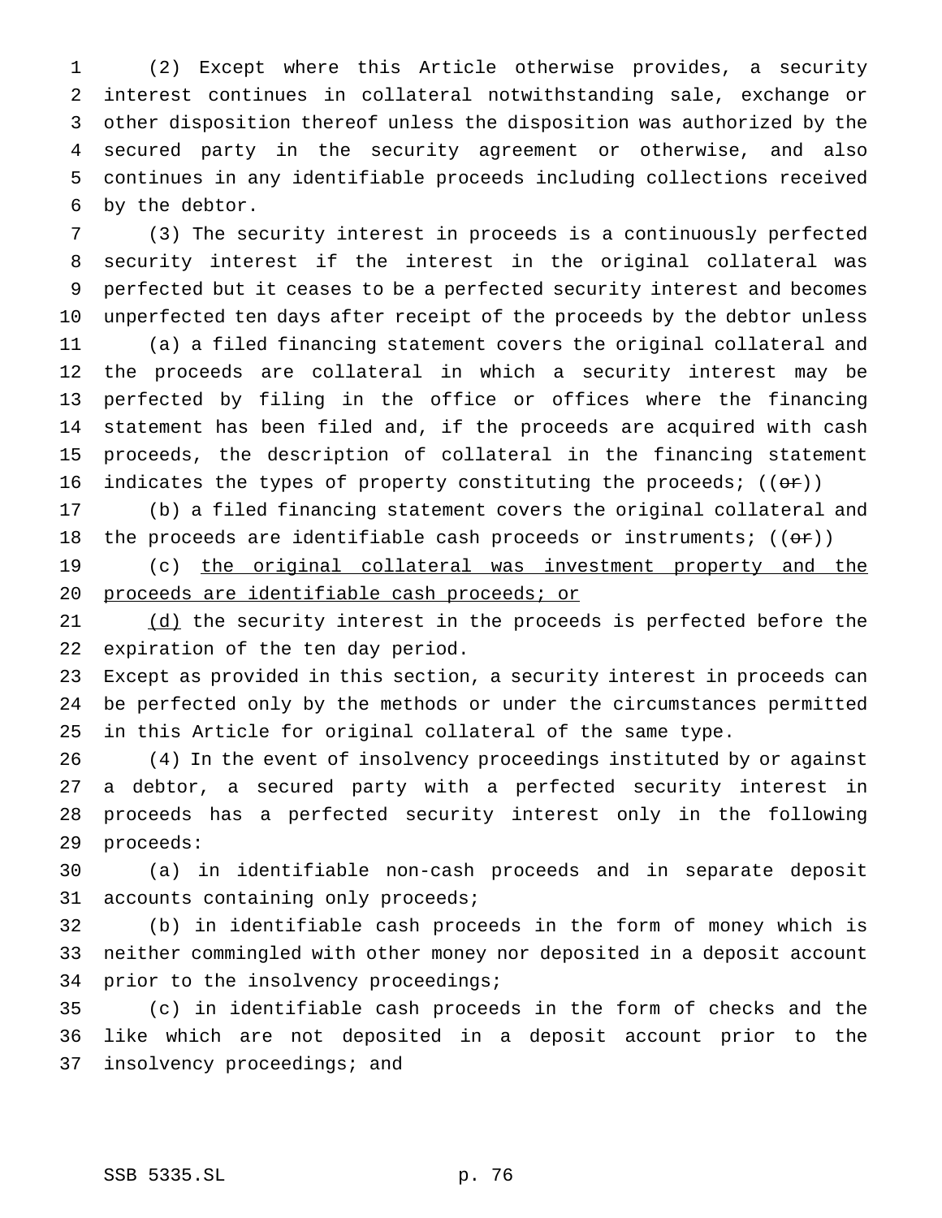(2) Except where this Article otherwise provides, a security interest continues in collateral notwithstanding sale, exchange or other disposition thereof unless the disposition was authorized by the secured party in the security agreement or otherwise, and also continues in any identifiable proceeds including collections received by the debtor.

(3) The security interest in proceeds is a continuously perfected security interest if the interest in the original collateral was perfected but it ceases to be a perfected security interest and becomes unperfected ten days after receipt of the proceeds by the debtor unless

(a) a filed financing statement covers the original collateral and the proceeds are collateral in which a security interest may be perfected by filing in the office or offices where the financing statement has been filed and, if the proceeds are acquired with cash proceeds, the description of collateral in the financing statement indicates the types of property constituting the proceeds; ((~~or~~))

(b) a filed financing statement covers the original collateral and the proceeds are identifiable cash proceeds or instruments; ((~~or~~))

(c) <u>the original collateral was investment property and the proceeds are identifiable cash proceeds; or</u>

<u>(d)</u> the security interest in the proceeds is perfected before the expiration of the ten day period.

Except as provided in this section, a security interest in proceeds can be perfected only by the methods or under the circumstances permitted in this Article for original collateral of the same type.

(4) In the event of insolvency proceedings instituted by or against a debtor, a secured party with a perfected security interest in proceeds has a perfected security interest only in the following proceeds:

(a) in identifiable non-cash proceeds and in separate deposit accounts containing only proceeds;

(b) in identifiable cash proceeds in the form of money which is neither commingled with other money nor deposited in a deposit account prior to the insolvency proceedings;

(c) in identifiable cash proceeds in the form of checks and the like which are not deposited in a deposit account prior to the insolvency proceedings; and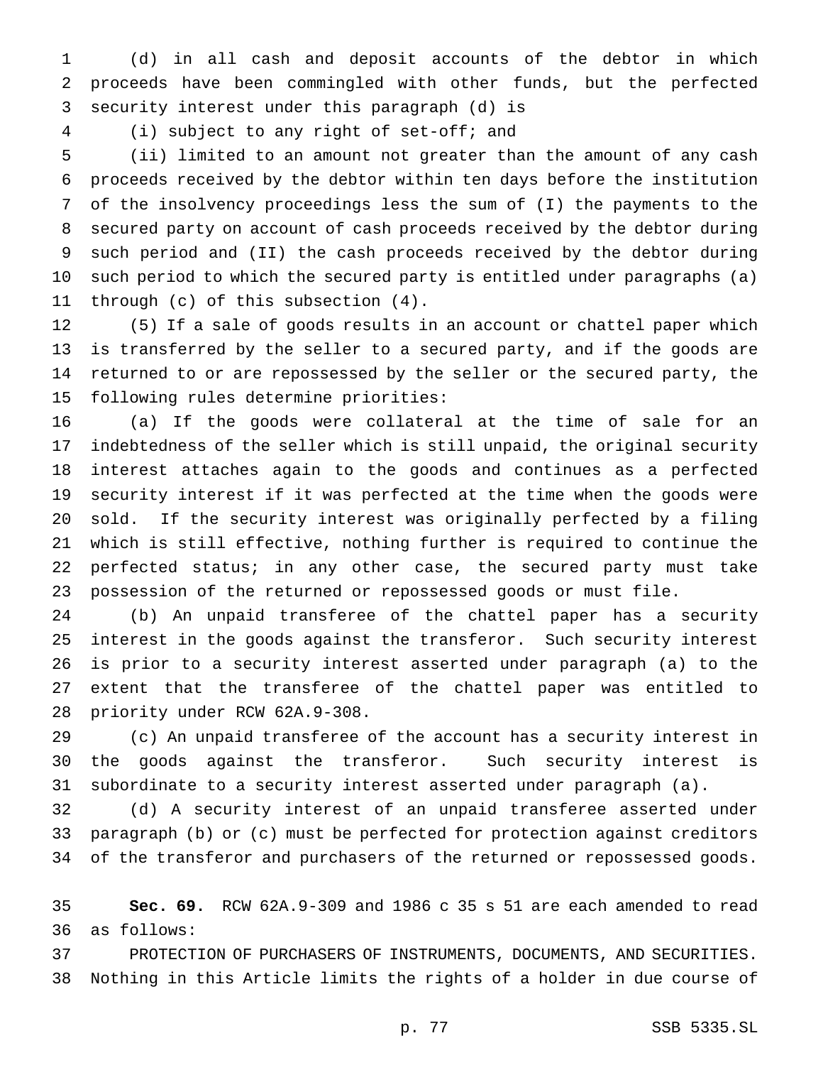(d) in all cash and deposit accounts of the debtor in which proceeds have been commingled with other funds, but the perfected security interest under this paragraph (d) is

(i) subject to any right of set-off; and

(ii) limited to an amount not greater than the amount of any cash proceeds received by the debtor within ten days before the institution of the insolvency proceedings less the sum of (I) the payments to the secured party on account of cash proceeds received by the debtor during such period and (II) the cash proceeds received by the debtor during such period to which the secured party is entitled under paragraphs (a) through (c) of this subsection (4).

(5) If a sale of goods results in an account or chattel paper which is transferred by the seller to a secured party, and if the goods are returned to or are repossessed by the seller or the secured party, the following rules determine priorities:

(a) If the goods were collateral at the time of sale for an indebtedness of the seller which is still unpaid, the original security interest attaches again to the goods and continues as a perfected security interest if it was perfected at the time when the goods were sold. If the security interest was originally perfected by a filing which is still effective, nothing further is required to continue the perfected status; in any other case, the secured party must take possession of the returned or repossessed goods or must file.

(b) An unpaid transferee of the chattel paper has a security interest in the goods against the transferor. Such security interest is prior to a security interest asserted under paragraph (a) to the extent that the transferee of the chattel paper was entitled to priority under RCW 62A.9-308.

(c) An unpaid transferee of the account has a security interest in the goods against the transferor. Such security interest is subordinate to a security interest asserted under paragraph (a).

(d) A security interest of an unpaid transferee asserted under paragraph (b) or (c) must be perfected for protection against creditors of the transferor and purchasers of the returned or repossessed goods.

**Sec. 69.** RCW 62A.9-309 and 1986 c 35 s 51 are each amended to read as follows:

PROTECTION OF PURCHASERS OF INSTRUMENTS, DOCUMENTS, AND SECURITIES. Nothing in this Article limits the rights of a holder in due course of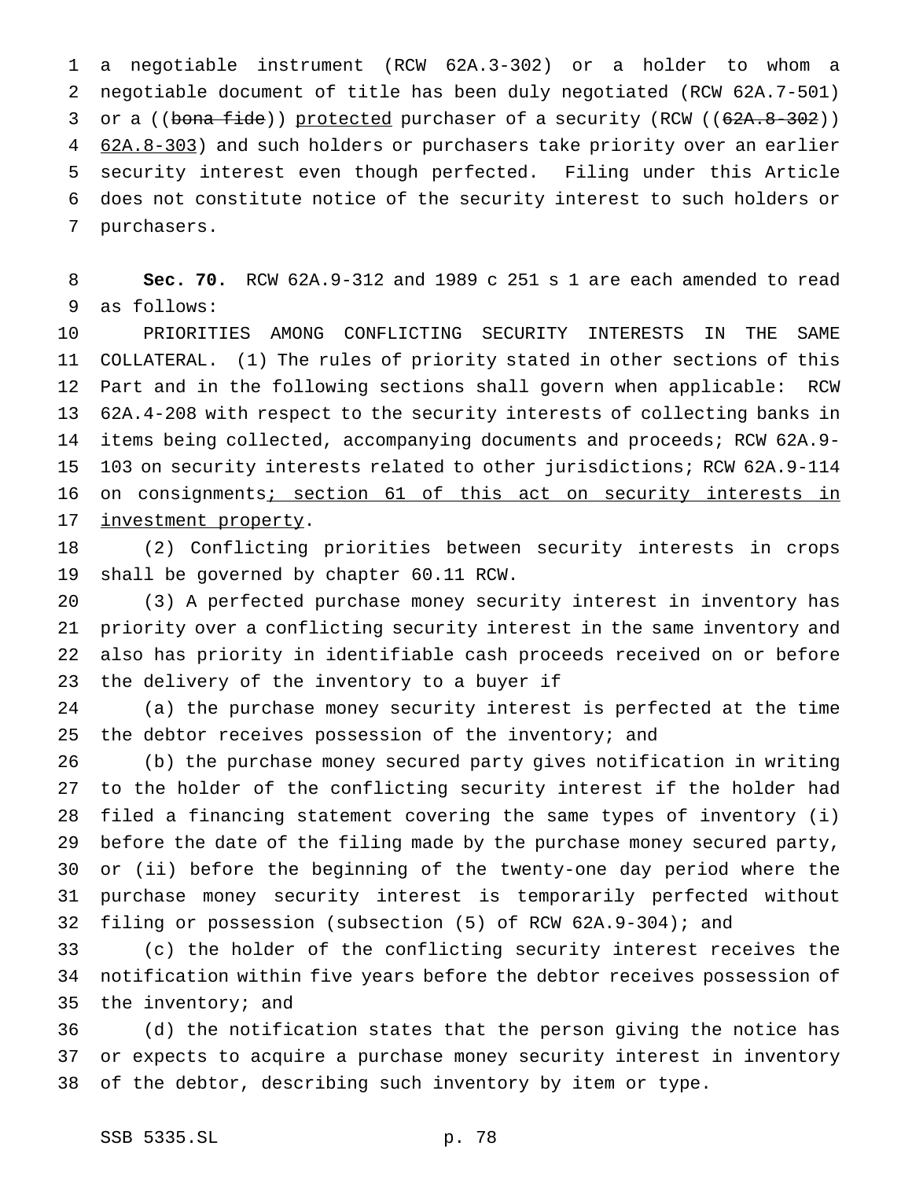a negotiable instrument (RCW 62A.3-302) or a holder to whom a negotiable document of title has been duly negotiated (RCW 62A.7-501) or a ((~~bona fide~~)) <u>protected</u> purchaser of a security (RCW ((~~62A.8-302~~)) <u>62A.8-303</u>) and such holders or purchasers take priority over an earlier security interest even though perfected. Filing under this Article does not constitute notice of the security interest to such holders or purchasers.

**Sec. 70.** RCW 62A.9-312 and 1989 c 251 s 1 are each amended to read as follows:

PRIORITIES AMONG CONFLICTING SECURITY INTERESTS IN THE SAME COLLATERAL. (1) The rules of priority stated in other sections of this Part and in the following sections shall govern when applicable: RCW 62A.4-208 with respect to the security interests of collecting banks in items being collected, accompanying documents and proceeds; RCW 62A.9-103 on security interests related to other jurisdictions; RCW 62A.9-114 on consignments<u>; section 61 of this act on security interests in investment property</u>.

(2) Conflicting priorities between security interests in crops shall be governed by chapter 60.11 RCW.

(3) A perfected purchase money security interest in inventory has priority over a conflicting security interest in the same inventory and also has priority in identifiable cash proceeds received on or before the delivery of the inventory to a buyer if

(a) the purchase money security interest is perfected at the time the debtor receives possession of the inventory; and

(b) the purchase money secured party gives notification in writing to the holder of the conflicting security interest if the holder had filed a financing statement covering the same types of inventory (i) before the date of the filing made by the purchase money secured party, or (ii) before the beginning of the twenty-one day period where the purchase money security interest is temporarily perfected without filing or possession (subsection (5) of RCW 62A.9-304); and

(c) the holder of the conflicting security interest receives the notification within five years before the debtor receives possession of the inventory; and

(d) the notification states that the person giving the notice has or expects to acquire a purchase money security interest in inventory of the debtor, describing such inventory by item or type.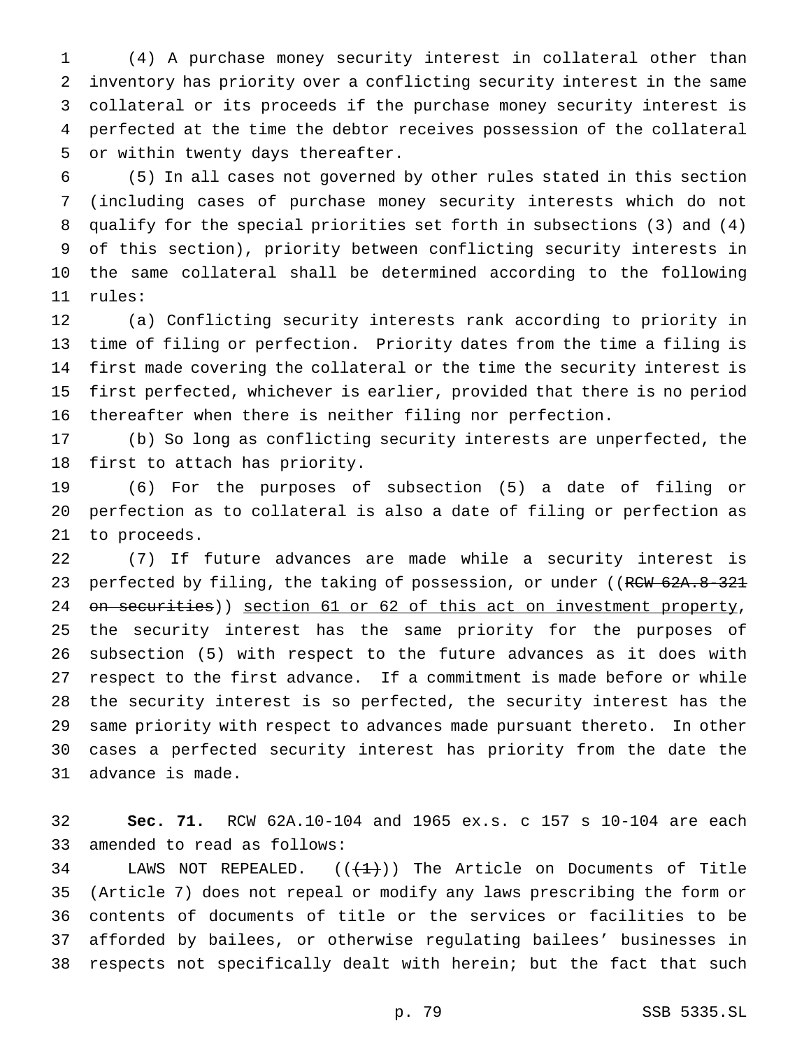(4) A purchase money security interest in collateral other than inventory has priority over a conflicting security interest in the same collateral or its proceeds if the purchase money security interest is perfected at the time the debtor receives possession of the collateral or within twenty days thereafter.

(5) In all cases not governed by other rules stated in this section (including cases of purchase money security interests which do not qualify for the special priorities set forth in subsections (3) and (4) of this section), priority between conflicting security interests in the same collateral shall be determined according to the following rules:

(a) Conflicting security interests rank according to priority in time of filing or perfection. Priority dates from the time a filing is first made covering the collateral or the time the security interest is first perfected, whichever is earlier, provided that there is no period thereafter when there is neither filing nor perfection.

(b) So long as conflicting security interests are unperfected, the first to attach has priority.

(6) For the purposes of subsection (5) a date of filing or perfection as to collateral is also a date of filing or perfection as to proceeds.

(7) If future advances are made while a security interest is perfected by filing, the taking of possession, or under ((~~RCW 62A.8-321 on securities~~)) <u>section 61 or 62 of this act on investment property</u>, the security interest has the same priority for the purposes of subsection (5) with respect to the future advances as it does with respect to the first advance. If a commitment is made before or while the security interest is so perfected, the security interest has the same priority with respect to advances made pursuant thereto. In other cases a perfected security interest has priority from the date the advance is made.

**Sec. 71.** RCW 62A.10-104 and 1965 ex.s. c 157 s 10-104 are each amended to read as follows:

LAWS NOT REPEALED. ((~~(1)~~)) The Article on Documents of Title (Article 7) does not repeal or modify any laws prescribing the form or contents of documents of title or the services or facilities to be afforded by bailees, or otherwise regulating bailees' businesses in respects not specifically dealt with herein; but the fact that such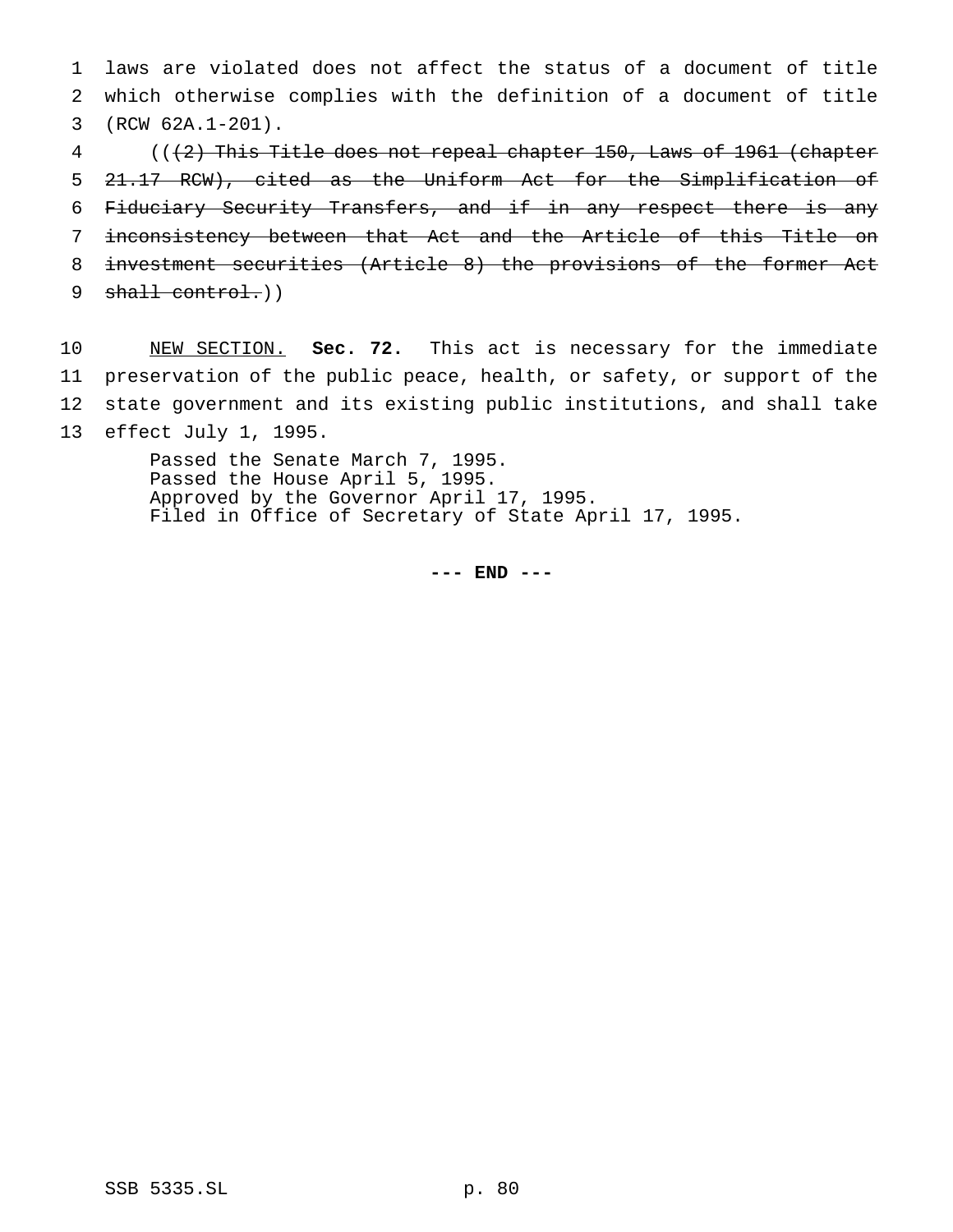laws are violated does not affect the status of a document of title which otherwise complies with the definition of a document of title (RCW 62A.1-201).

((~~(2) This Title does not repeal chapter 150, Laws of 1961 (chapter 21.17 RCW), cited as the Uniform Act for the Simplification of Fiduciary Security Transfers, and if in any respect there is any inconsistency between that Act and the Article of this Title on investment securities (Article 8) the provisions of the former Act shall control.~~))

NEW SECTION. **Sec. 72.** This act is necessary for the immediate preservation of the public peace, health, or safety, or support of the state government and its existing public institutions, and shall take effect July 1, 1995.

Passed the Senate March 7, 1995.
Passed the House April 5, 1995.
Approved by the Governor April 17, 1995.
Filed in Office of Secretary of State April 17, 1995.

**--- END ---**